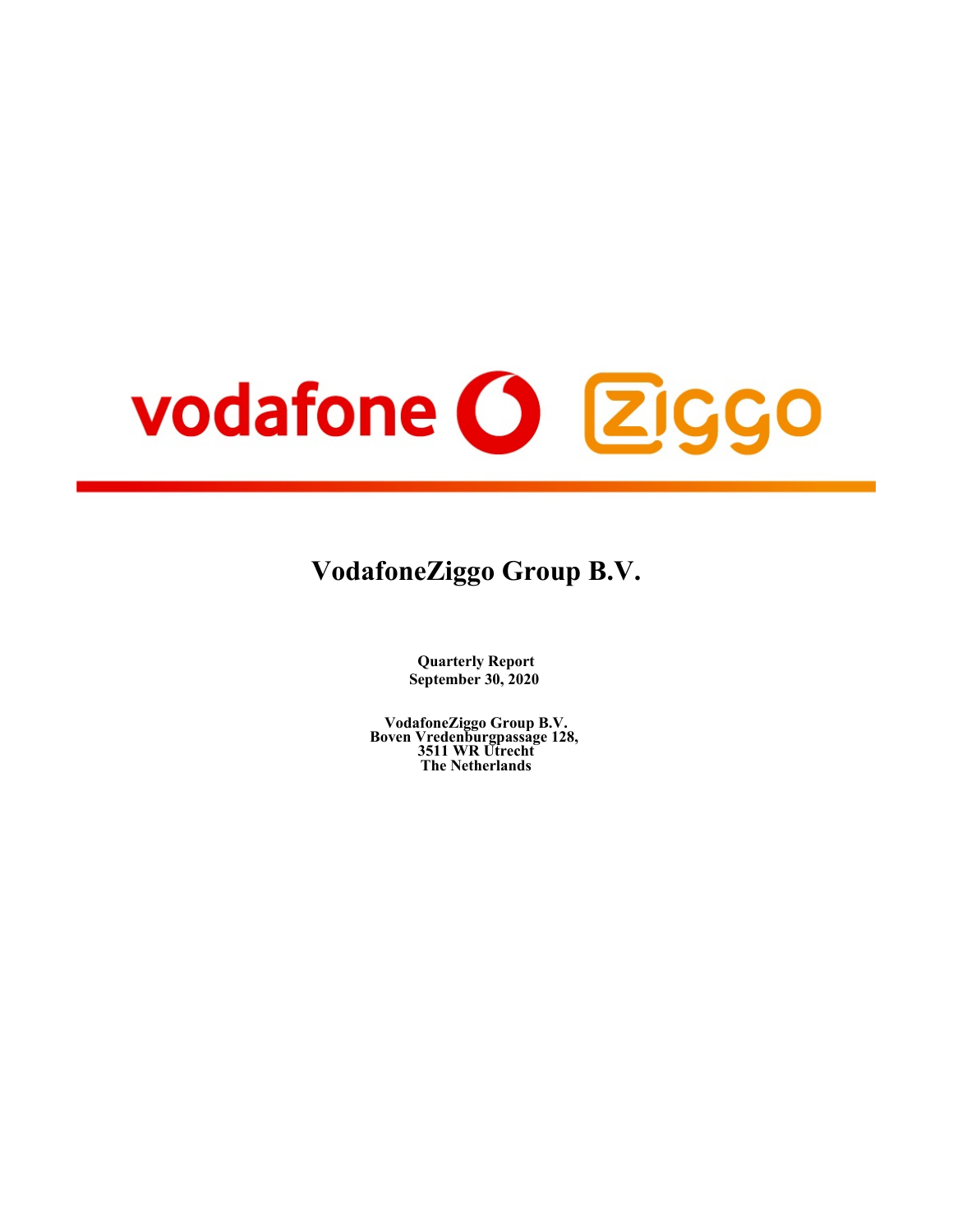vodafone Ziggo

# VodafoneZiggo Group B.V.

**Quarterly Report**
**September 30, 2020**

**VodafoneZiggo Group B.V.**
**Boven Vredenburgpassage 128,**
**3511 WR Utrecht**
**The Netherlands**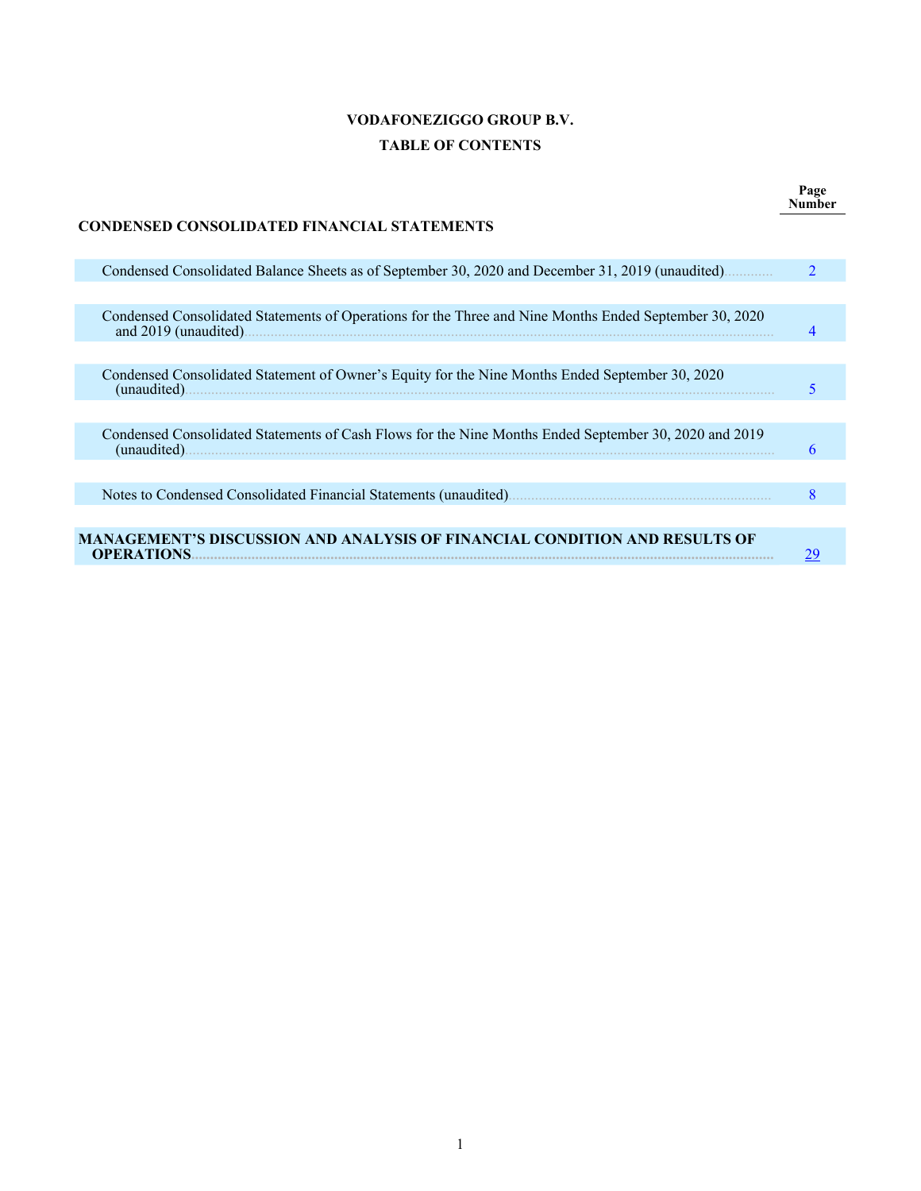# VODAFONEZIGGO GROUP B.V.

## TABLE OF CONTENTS

| | Page Number |
|---|---|
| **CONDENSED CONSOLIDATED FINANCIAL STATEMENTS** | |
| Condensed Consolidated Balance Sheets as of September 30, 2020 and December 31, 2019 (unaudited) | 2 |
| Condensed Consolidated Statements of Operations for the Three and Nine Months Ended September 30, 2020 and 2019 (unaudited) | 4 |
| Condensed Consolidated Statement of Owner's Equity for the Nine Months Ended September 30, 2020 (unaudited) | 5 |
| Condensed Consolidated Statements of Cash Flows for the Nine Months Ended September 30, 2020 and 2019 (unaudited) | 6 |
| Notes to Condensed Consolidated Financial Statements (unaudited) | 8 |
| **MANAGEMENT'S DISCUSSION AND ANALYSIS OF FINANCIAL CONDITION AND RESULTS OF OPERATIONS** | 29 |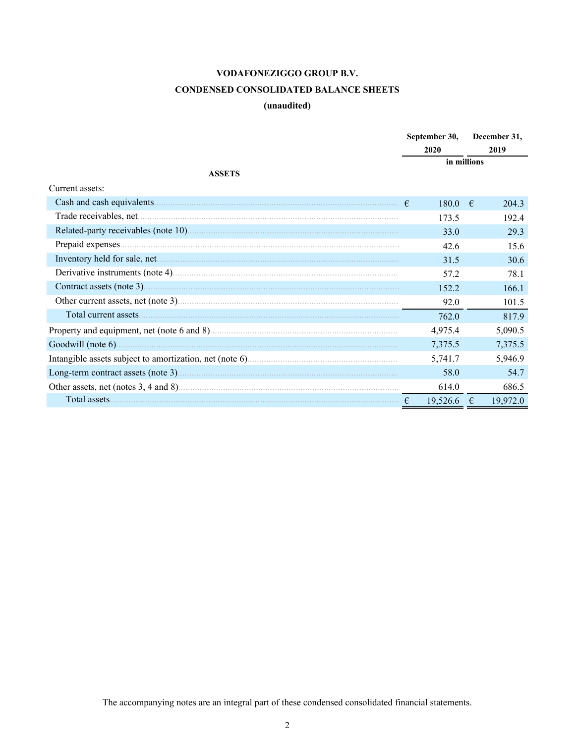**VODAFONEZIGGO GROUP B.V.**

**CONDENSED CONSOLIDATED BALANCE SHEETS**

**(unaudited)**

| | September 30, 2020 | December 31, 2019 |
|---|---|---|
| | in millions | |
| **ASSETS** | | |
| Current assets: | | |
| Cash and cash equivalents | € 180.0 | € 204.3 |
| Trade receivables, net | 173.5 | 192.4 |
| Related-party receivables (note 10) | 33.0 | 29.3 |
| Prepaid expenses | 42.6 | 15.6 |
| Inventory held for sale, net | 31.5 | 30.6 |
| Derivative instruments (note 4) | 57.2 | 78.1 |
| Contract assets (note 3) | 152.2 | 166.1 |
| Other current assets, net (note 3) | 92.0 | 101.5 |
| Total current assets | 762.0 | 817.9 |
| Property and equipment, net (note 6 and 8) | 4,975.4 | 5,090.5 |
| Goodwill (note 6) | 7,375.5 | 7,375.5 |
| Intangible assets subject to amortization, net (note 6) | 5,741.7 | 5,946.9 |
| Long-term contract assets (note 3) | 58.0 | 54.7 |
| Other assets, net (notes 3, 4 and 8) | 614.0 | 686.5 |
| Total assets | € 19,526.6 | € 19,972.0 |

The accompanying notes are an integral part of these condensed consolidated financial statements.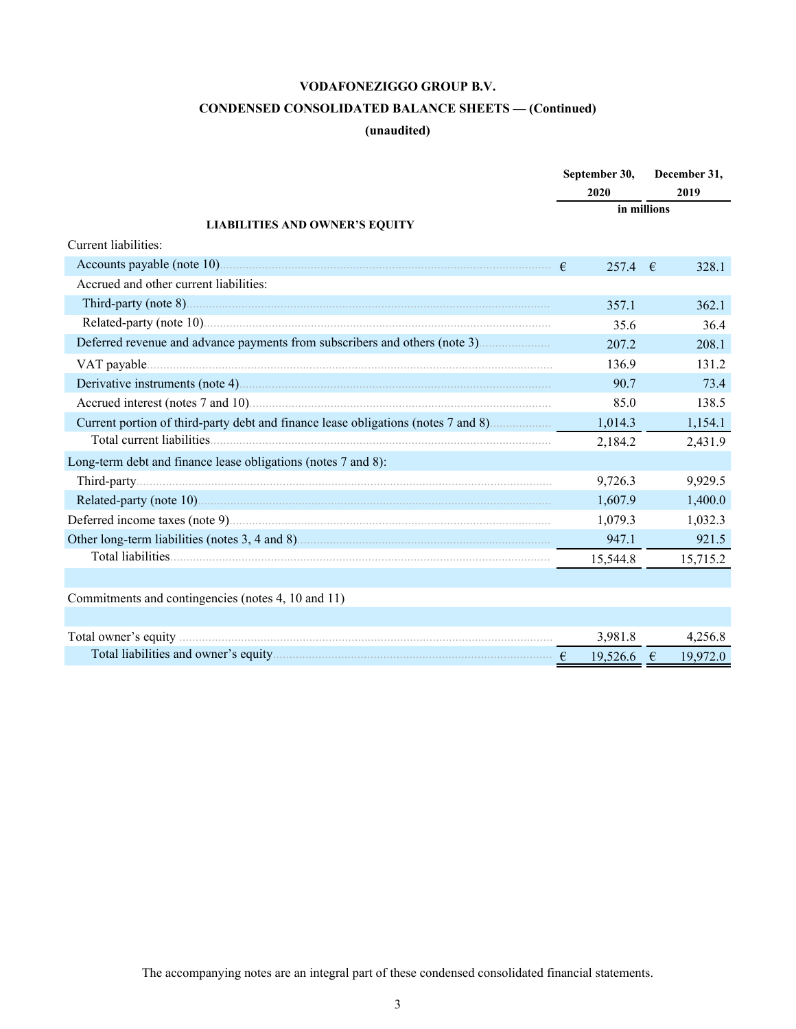**VODAFONEZIGGO GROUP B.V.**

**CONDENSED CONSOLIDATED BALANCE SHEETS — (Continued)**

**(unaudited)**

| | September 30, 2020 | December 31, 2019 |
|---|---|---|
| | in millions | |
| **LIABILITIES AND OWNER'S EQUITY** | | |
| Current liabilities: | | |
| Accounts payable (note 10) | € 257.4 | € 328.1 |
| Accrued and other current liabilities: | | |
| Third-party (note 8) | 357.1 | 362.1 |
| Related-party (note 10) | 35.6 | 36.4 |
| Deferred revenue and advance payments from subscribers and others (note 3) | 207.2 | 208.1 |
| VAT payable | 136.9 | 131.2 |
| Derivative instruments (note 4) | 90.7 | 73.4 |
| Accrued interest (notes 7 and 10) | 85.0 | 138.5 |
| Current portion of third-party debt and finance lease obligations (notes 7 and 8) | 1,014.3 | 1,154.1 |
| Total current liabilities | 2,184.2 | 2,431.9 |
| Long-term debt and finance lease obligations (notes 7 and 8): | | |
| Third-party | 9,726.3 | 9,929.5 |
| Related-party (note 10) | 1,607.9 | 1,400.0 |
| Deferred income taxes (note 9) | 1,079.3 | 1,032.3 |
| Other long-term liabilities (notes 3, 4 and 8) | 947.1 | 921.5 |
| Total liabilities | 15,544.8 | 15,715.2 |
| | | |
| Commitments and contingencies (notes 4, 10 and 11) | | |
| | | |
| Total owner's equity | 3,981.8 | 4,256.8 |
| Total liabilities and owner's equity | € 19,526.6 | € 19,972.0 |

The accompanying notes are an integral part of these condensed consolidated financial statements.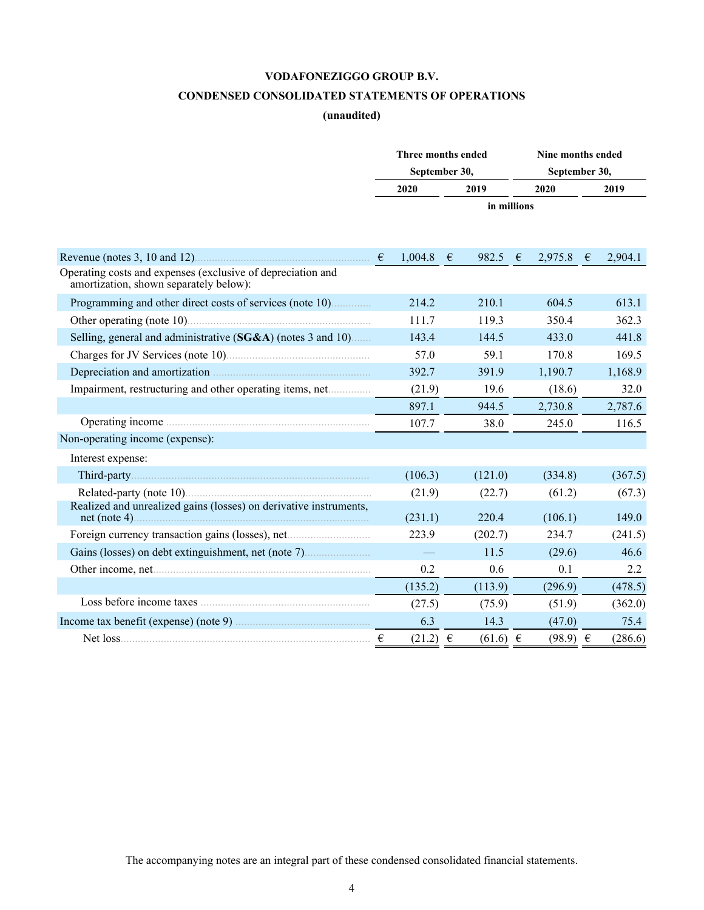# VODAFONEZIGGO GROUP B.V.

## CONDENSED CONSOLIDATED STATEMENTS OF OPERATIONS

### (unaudited)

| | Three months ended September 30, | | Nine months ended September 30, | |
|---|---|---|---|---|
| | 2020 | 2019 | 2020 | 2019 |
| | in millions | | | |
| Revenue (notes 3, 10 and 12) | € 1,004.8 | € 982.5 | € 2,975.8 | € 2,904.1 |
| Operating costs and expenses (exclusive of depreciation and amortization, shown separately below): | | | | |
| Programming and other direct costs of services (note 10) | 214.2 | 210.1 | 604.5 | 613.1 |
| Other operating (note 10) | 111.7 | 119.3 | 350.4 | 362.3 |
| Selling, general and administrative (**SG&A**) (notes 3 and 10) | 143.4 | 144.5 | 433.0 | 441.8 |
| Charges for JV Services (note 10) | 57.0 | 59.1 | 170.8 | 169.5 |
| Depreciation and amortization | 392.7 | 391.9 | 1,190.7 | 1,168.9 |
| Impairment, restructuring and other operating items, net | (21.9) | 19.6 | (18.6) | 32.0 |
| | 897.1 | 944.5 | 2,730.8 | 2,787.6 |
| Operating income | 107.7 | 38.0 | 245.0 | 116.5 |
| Non-operating income (expense): | | | | |
| Interest expense: | | | | |
| Third-party | (106.3) | (121.0) | (334.8) | (367.5) |
| Related-party (note 10) | (21.9) | (22.7) | (61.2) | (67.3) |
| Realized and unrealized gains (losses) on derivative instruments, net (note 4) | (231.1) | 220.4 | (106.1) | 149.0 |
| Foreign currency transaction gains (losses), net | 223.9 | (202.7) | 234.7 | (241.5) |
| Gains (losses) on debt extinguishment, net (note 7) | — | 11.5 | (29.6) | 46.6 |
| Other income, net | 0.2 | 0.6 | 0.1 | 2.2 |
| | (135.2) | (113.9) | (296.9) | (478.5) |
| Loss before income taxes | (27.5) | (75.9) | (51.9) | (362.0) |
| Income tax benefit (expense) (note 9) | 6.3 | 14.3 | (47.0) | 75.4 |
| Net loss | € (21.2) | € (61.6) | € (98.9) | € (286.6) |

The accompanying notes are an integral part of these condensed consolidated financial statements.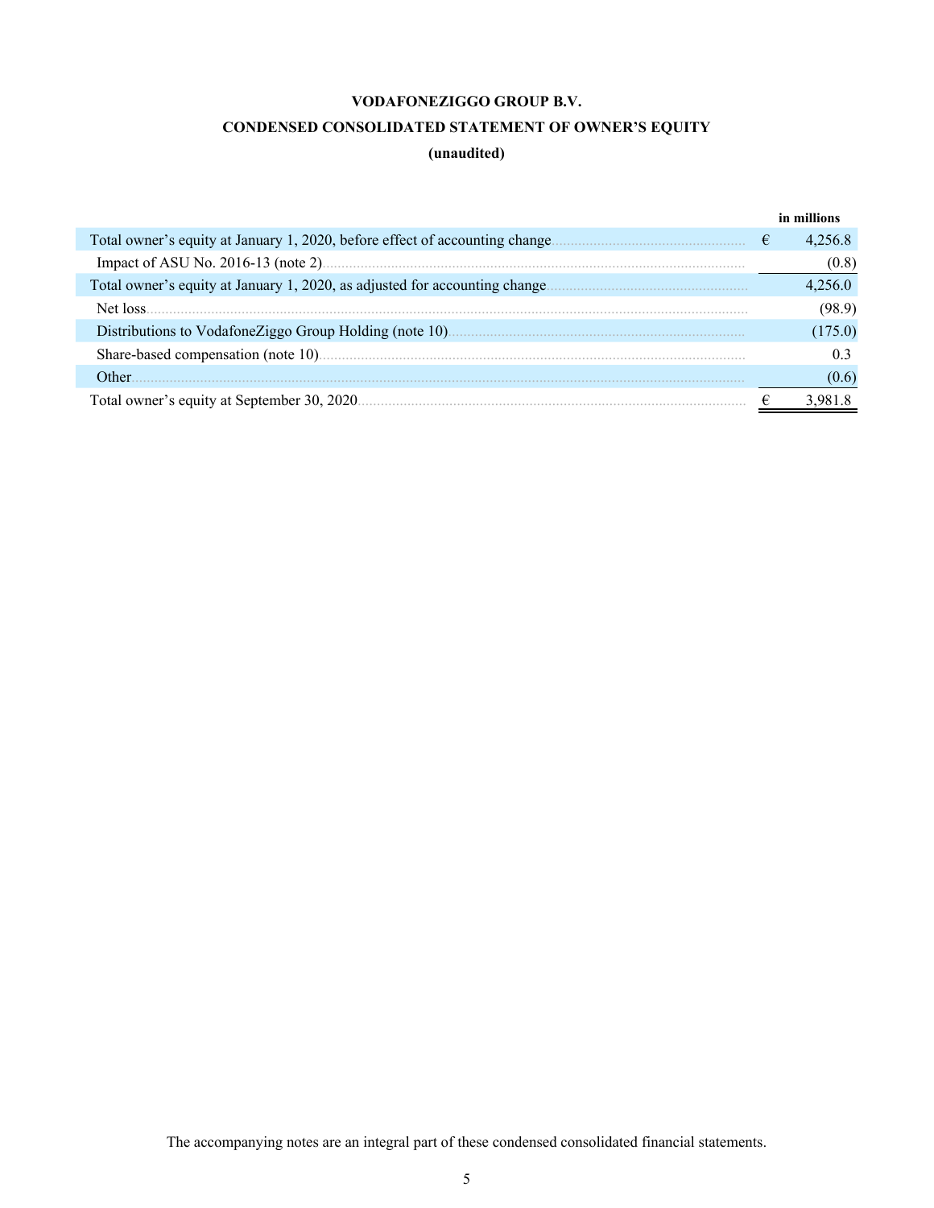**VODAFONEZIGGO GROUP B.V.**

**CONDENSED CONSOLIDATED STATEMENT OF OWNER'S EQUITY**

**(unaudited)**

| | | in millions |
|---|---|---|
| Total owner's equity at January 1, 2020, before effect of accounting change | € | 4,256.8 |
| Impact of ASU No. 2016-13 (note 2) | | (0.8) |
| Total owner's equity at January 1, 2020, as adjusted for accounting change | | 4,256.0 |
| Net loss | | (98.9) |
| Distributions to VodafoneZiggo Group Holding (note 10) | | (175.0) |
| Share-based compensation (note 10) | | 0.3 |
| Other | | (0.6) |
| Total owner's equity at September 30, 2020 | € | 3,981.8 |

The accompanying notes are an integral part of these condensed consolidated financial statements.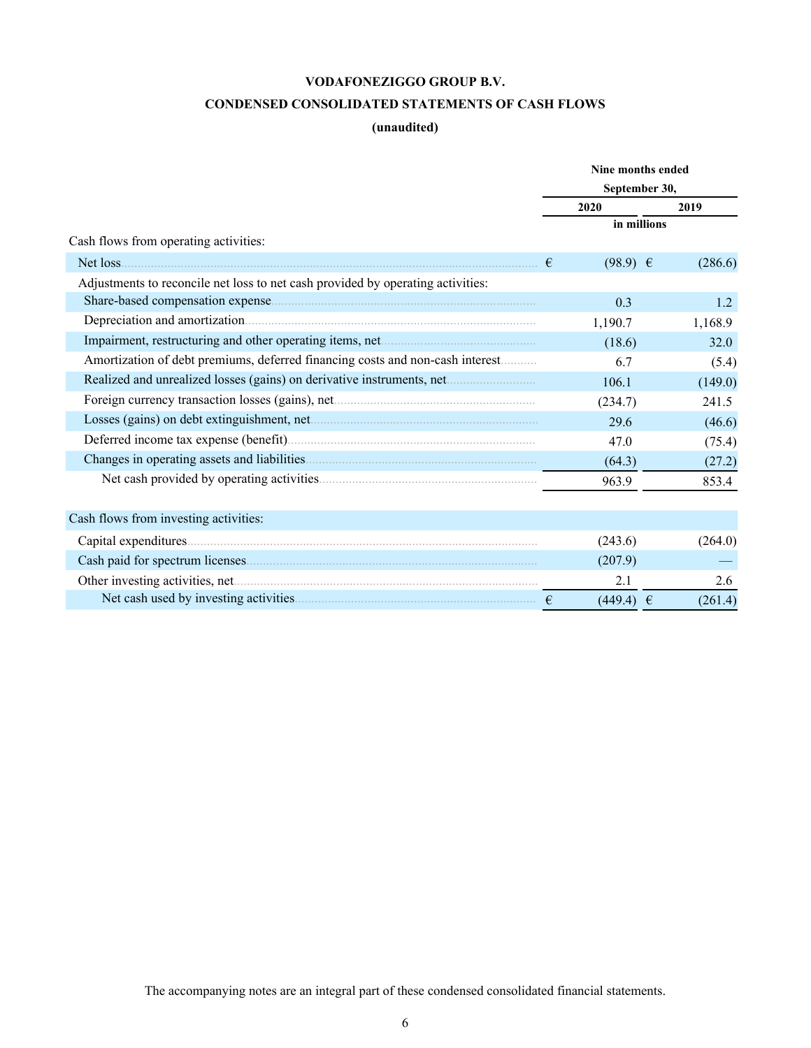**VODAFONEZIGGO GROUP B.V.**

**CONDENSED CONSOLIDATED STATEMENTS OF CASH FLOWS**

**(unaudited)**

| | Nine months ended September 30, | |
|---|---|---|
| | 2020 | 2019 |
| | in millions | |
| Cash flows from operating activities: | | |
| Net loss | € (98.9) | € (286.6) |
| Adjustments to reconcile net loss to net cash provided by operating activities: | | |
| Share-based compensation expense | 0.3 | 1.2 |
| Depreciation and amortization | 1,190.7 | 1,168.9 |
| Impairment, restructuring and other operating items, net | (18.6) | 32.0 |
| Amortization of debt premiums, deferred financing costs and non-cash interest | 6.7 | (5.4) |
| Realized and unrealized losses (gains) on derivative instruments, net | 106.1 | (149.0) |
| Foreign currency transaction losses (gains), net | (234.7) | 241.5 |
| Losses (gains) on debt extinguishment, net | 29.6 | (46.6) |
| Deferred income tax expense (benefit) | 47.0 | (75.4) |
| Changes in operating assets and liabilities | (64.3) | (27.2) |
| Net cash provided by operating activities | 963.9 | 853.4 |
| | | |
| Cash flows from investing activities: | | |
| Capital expenditures | (243.6) | (264.0) |
| Cash paid for spectrum licenses | (207.9) | — |
| Other investing activities, net | 2.1 | 2.6 |
| Net cash used by investing activities | € (449.4) | € (261.4) |

The accompanying notes are an integral part of these condensed consolidated financial statements.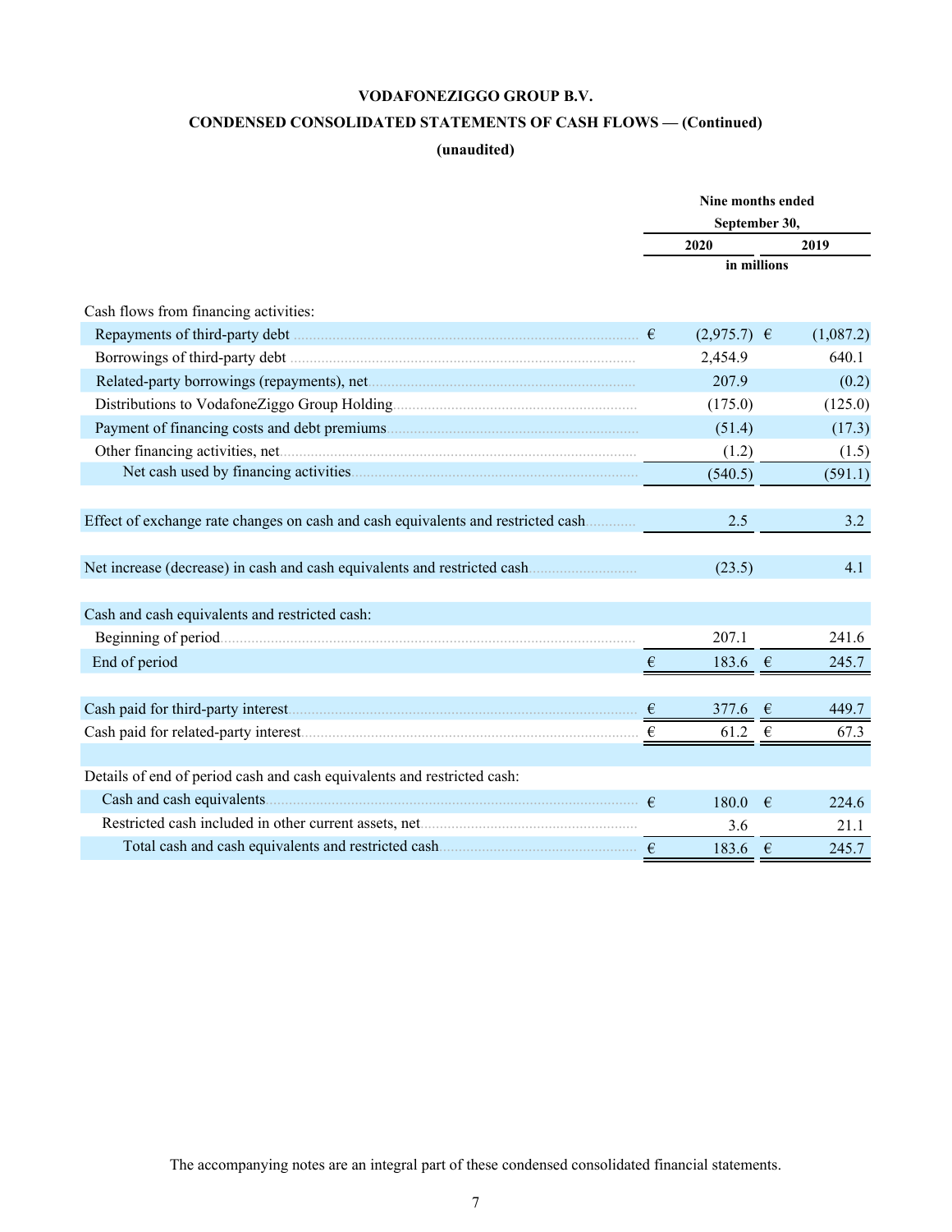**VODAFONEZIGGO GROUP B.V.**

**CONDENSED CONSOLIDATED STATEMENTS OF CASH FLOWS — (Continued)**

**(unaudited)**

| | Nine months ended September 30, | |
|---|---|---|
| | 2020 | 2019 |
| | in millions | |
| Cash flows from financing activities: | | |
| Repayments of third-party debt | € (2,975.7) | € (1,087.2) |
| Borrowings of third-party debt | 2,454.9 | 640.1 |
| Related-party borrowings (repayments), net | 207.9 | (0.2) |
| Distributions to VodafoneZiggo Group Holding | (175.0) | (125.0) |
| Payment of financing costs and debt premiums | (51.4) | (17.3) |
| Other financing activities, net | (1.2) | (1.5) |
| Net cash used by financing activities | (540.5) | (591.1) |
| Effect of exchange rate changes on cash and cash equivalents and restricted cash | 2.5 | 3.2 |
| Net increase (decrease) in cash and cash equivalents and restricted cash | (23.5) | 4.1 |
| Cash and cash equivalents and restricted cash: | | |
| Beginning of period | 207.1 | 241.6 |
| End of period | € 183.6 | € 245.7 |
| Cash paid for third-party interest | € 377.6 | € 449.7 |
| Cash paid for related-party interest | € 61.2 | € 67.3 |
| Details of end of period cash and cash equivalents and restricted cash: | | |
| Cash and cash equivalents | € 180.0 | € 224.6 |
| Restricted cash included in other current assets, net | 3.6 | 21.1 |
| Total cash and cash equivalents and restricted cash | € 183.6 | € 245.7 |

The accompanying notes are an integral part of these condensed consolidated financial statements.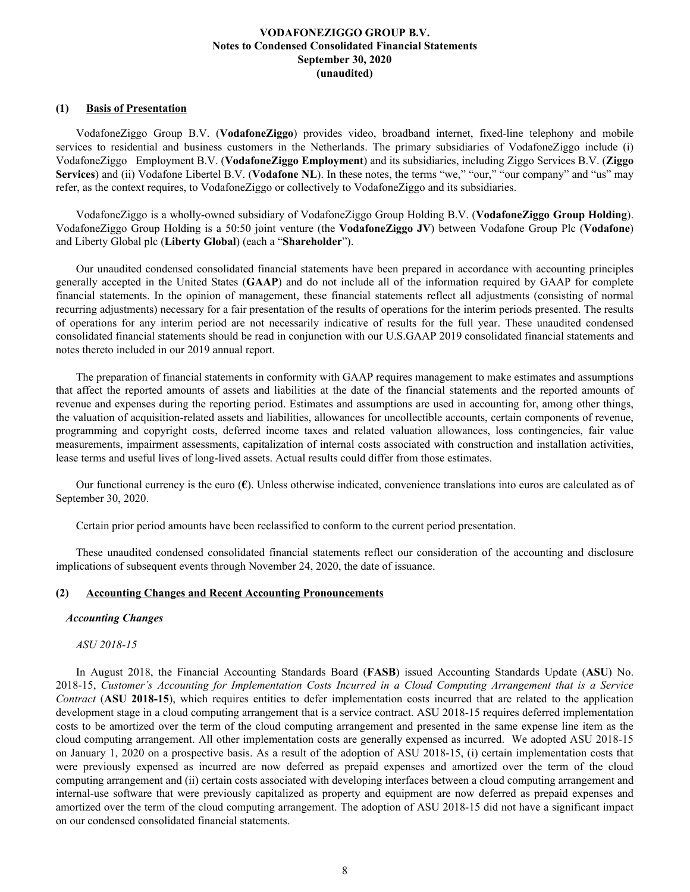**VODAFONEZIGGO GROUP B.V.**
**Notes to Condensed Consolidated Financial Statements**
**September 30, 2020**
**(unaudited)**

## (1) Basis of Presentation

VodafoneZiggo Group B.V. (**VodafoneZiggo**) provides video, broadband internet, fixed-line telephony and mobile services to residential and business customers in the Netherlands. The primary subsidiaries of VodafoneZiggo include (i) VodafoneZiggo Employment B.V. (**VodafoneZiggo Employment**) and its subsidiaries, including Ziggo Services B.V. (**Ziggo Services**) and (ii) Vodafone Libertel B.V. (**Vodafone NL**). In these notes, the terms "we," "our," "our company" and "us" may refer, as the context requires, to VodafoneZiggo or collectively to VodafoneZiggo and its subsidiaries.

VodafoneZiggo is a wholly-owned subsidiary of VodafoneZiggo Group Holding B.V. (**VodafoneZiggo Group Holding**). VodafoneZiggo Group Holding is a 50:50 joint venture (the **VodafoneZiggo JV**) between Vodafone Group Plc (**Vodafone**) and Liberty Global plc (**Liberty Global**) (each a "**Shareholder**").

Our unaudited condensed consolidated financial statements have been prepared in accordance with accounting principles generally accepted in the United States (**GAAP**) and do not include all of the information required by GAAP for complete financial statements. In the opinion of management, these financial statements reflect all adjustments (consisting of normal recurring adjustments) necessary for a fair presentation of the results of operations for the interim periods presented. The results of operations for any interim period are not necessarily indicative of results for the full year. These unaudited condensed consolidated financial statements should be read in conjunction with our U.S.GAAP 2019 consolidated financial statements and notes thereto included in our 2019 annual report.

The preparation of financial statements in conformity with GAAP requires management to make estimates and assumptions that affect the reported amounts of assets and liabilities at the date of the financial statements and the reported amounts of revenue and expenses during the reporting period. Estimates and assumptions are used in accounting for, among other things, the valuation of acquisition-related assets and liabilities, allowances for uncollectible accounts, certain components of revenue, programming and copyright costs, deferred income taxes and related valuation allowances, loss contingencies, fair value measurements, impairment assessments, capitalization of internal costs associated with construction and installation activities, lease terms and useful lives of long-lived assets. Actual results could differ from those estimates.

Our functional currency is the euro (**€**). Unless otherwise indicated, convenience translations into euros are calculated as of September 30, 2020.

Certain prior period amounts have been reclassified to conform to the current period presentation.

These unaudited condensed consolidated financial statements reflect our consideration of the accounting and disclosure implications of subsequent events through November 24, 2020, the date of issuance.

## (2) Accounting Changes and Recent Accounting Pronouncements

### *Accounting Changes*

*ASU 2018-15*

In August 2018, the Financial Accounting Standards Board (**FASB**) issued Accounting Standards Update (**ASU**) No. 2018-15, *Customer's Accounting for Implementation Costs Incurred in a Cloud Computing Arrangement that is a Service Contract* (**ASU 2018-15**), which requires entities to defer implementation costs incurred that are related to the application development stage in a cloud computing arrangement that is a service contract. ASU 2018-15 requires deferred implementation costs to be amortized over the term of the cloud computing arrangement and presented in the same expense line item as the cloud computing arrangement. All other implementation costs are generally expensed as incurred. We adopted ASU 2018-15 on January 1, 2020 on a prospective basis. As a result of the adoption of ASU 2018-15, (i) certain implementation costs that were previously expensed as incurred are now deferred as prepaid expenses and amortized over the term of the cloud computing arrangement and (ii) certain costs associated with developing interfaces between a cloud computing arrangement and internal-use software that were previously capitalized as property and equipment are now deferred as prepaid expenses and amortized over the term of the cloud computing arrangement. The adoption of ASU 2018-15 did not have a significant impact on our condensed consolidated financial statements.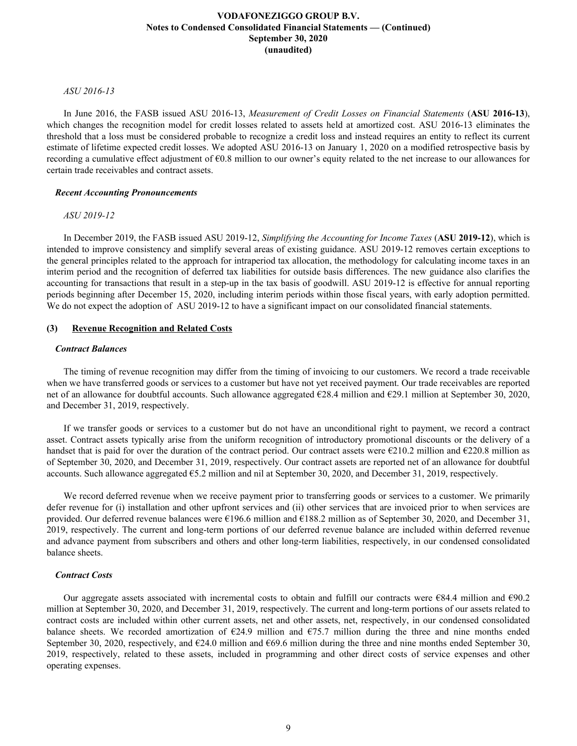*ASU 2016-13*

In June 2016, the FASB issued ASU 2016-13, *Measurement of Credit Losses on Financial Statements* (**ASU 2016-13**), which changes the recognition model for credit losses related to assets held at amortized cost. ASU 2016-13 eliminates the threshold that a loss must be considered probable to recognize a credit loss and instead requires an entity to reflect its current estimate of lifetime expected credit losses. We adopted ASU 2016-13 on January 1, 2020 on a modified retrospective basis by recording a cumulative effect adjustment of €0.8 million to our owner's equity related to the net increase to our allowances for certain trade receivables and contract assets.

***Recent Accounting Pronouncements***

*ASU 2019-12*

In December 2019, the FASB issued ASU 2019-12, *Simplifying the Accounting for Income Taxes* (**ASU 2019-12**), which is intended to improve consistency and simplify several areas of existing guidance. ASU 2019-12 removes certain exceptions to the general principles related to the approach for intraperiod tax allocation, the methodology for calculating income taxes in an interim period and the recognition of deferred tax liabilities for outside basis differences. The new guidance also clarifies the accounting for transactions that result in a step-up in the tax basis of goodwill. ASU 2019-12 is effective for annual reporting periods beginning after December 15, 2020, including interim periods within those fiscal years, with early adoption permitted. We do not expect the adoption of ASU 2019-12 to have a significant impact on our consolidated financial statements.

## (3) Revenue Recognition and Related Costs

***Contract Balances***

The timing of revenue recognition may differ from the timing of invoicing to our customers. We record a trade receivable when we have transferred goods or services to a customer but have not yet received payment. Our trade receivables are reported net of an allowance for doubtful accounts. Such allowance aggregated €28.4 million and €29.1 million at September 30, 2020, and December 31, 2019, respectively.

If we transfer goods or services to a customer but do not have an unconditional right to payment, we record a contract asset. Contract assets typically arise from the uniform recognition of introductory promotional discounts or the delivery of a handset that is paid for over the duration of the contract period. Our contract assets were €210.2 million and €220.8 million as of September 30, 2020, and December 31, 2019, respectively. Our contract assets are reported net of an allowance for doubtful accounts. Such allowance aggregated €5.2 million and nil at September 30, 2020, and December 31, 2019, respectively.

We record deferred revenue when we receive payment prior to transferring goods or services to a customer. We primarily defer revenue for (i) installation and other upfront services and (ii) other services that are invoiced prior to when services are provided. Our deferred revenue balances were €196.6 million and €188.2 million as of September 30, 2020, and December 31, 2019, respectively. The current and long-term portions of our deferred revenue balance are included within deferred revenue and advance payment from subscribers and others and other long-term liabilities, respectively, in our condensed consolidated balance sheets.

***Contract Costs***

Our aggregate assets associated with incremental costs to obtain and fulfill our contracts were €84.4 million and €90.2 million at September 30, 2020, and December 31, 2019, respectively. The current and long-term portions of our assets related to contract costs are included within other current assets, net and other assets, net, respectively, in our condensed consolidated balance sheets. We recorded amortization of €24.9 million and €75.7 million during the three and nine months ended September 30, 2020, respectively, and €24.0 million and €69.6 million during the three and nine months ended September 30, 2019, respectively, related to these assets, included in programming and other direct costs of service expenses and other operating expenses.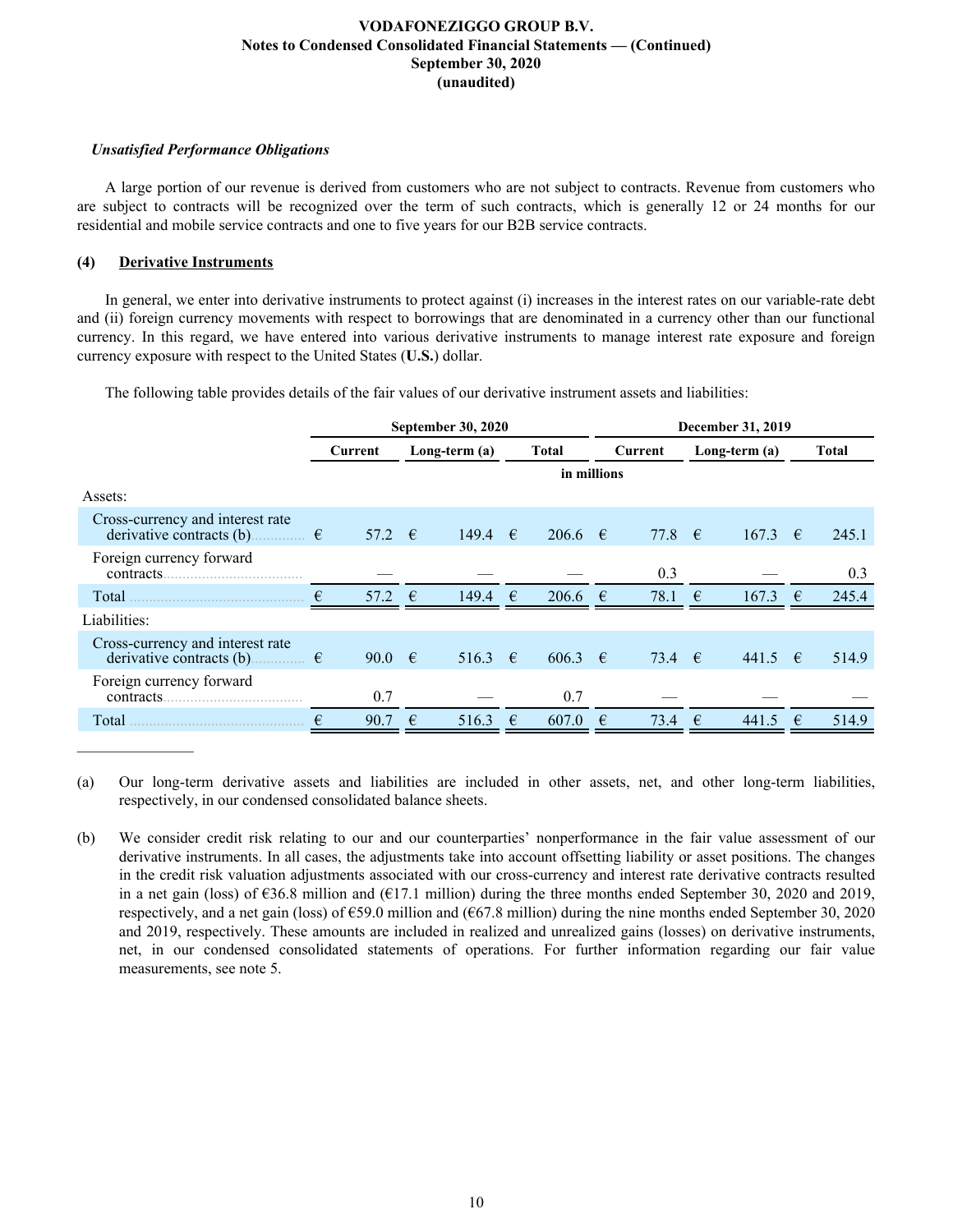### *Unsatisfied Performance Obligations*

A large portion of our revenue is derived from customers who are not subject to contracts. Revenue from customers who are subject to contracts will be recognized over the term of such contracts, which is generally 12 or 24 months for our residential and mobile service contracts and one to five years for our B2B service contracts.

## (4) Derivative Instruments

In general, we enter into derivative instruments to protect against (i) increases in the interest rates on our variable-rate debt and (ii) foreign currency movements with respect to borrowings that are denominated in a currency other than our functional currency. In this regard, we have entered into various derivative instruments to manage interest rate exposure and foreign currency exposure with respect to the United States (**U.S.**) dollar.

The following table provides details of the fair values of our derivative instrument assets and liabilities:

| | September 30, 2020 | | | December 31, 2019 | | |
|---|---|---|---|---|---|---|
| | Current | Long-term (a) | Total | Current | Long-term (a) | Total |
| | in millions | | | | | |
| Assets: | | | | | | |
| Cross-currency and interest rate derivative contracts (b) | € 57.2 | € 149.4 | € 206.6 | € 77.8 | € 167.3 | € 245.1 |
| Foreign currency forward contracts | — | — | — | 0.3 | — | 0.3 |
| Total | € 57.2 | € 149.4 | € 206.6 | € 78.1 | € 167.3 | € 245.4 |
| Liabilities: | | | | | | |
| Cross-currency and interest rate derivative contracts (b) | € 90.0 | € 516.3 | € 606.3 | € 73.4 | € 441.5 | € 514.9 |
| Foreign currency forward contracts | 0.7 | — | 0.7 | — | — | — |
| Total | € 90.7 | € 516.3 | € 607.0 | € 73.4 | € 441.5 | € 514.9 |

---

(a) Our long-term derivative assets and liabilities are included in other assets, net, and other long-term liabilities, respectively, in our condensed consolidated balance sheets.

(b) We consider credit risk relating to our and our counterparties' nonperformance in the fair value assessment of our derivative instruments. In all cases, the adjustments take into account offsetting liability or asset positions. The changes in the credit risk valuation adjustments associated with our cross-currency and interest rate derivative contracts resulted in a net gain (loss) of €36.8 million and (€17.1 million) during the three months ended September 30, 2020 and 2019, respectively, and a net gain (loss) of €59.0 million and (€67.8 million) during the nine months ended September 30, 2020 and 2019, respectively. These amounts are included in realized and unrealized gains (losses) on derivative instruments, net, in our condensed consolidated statements of operations. For further information regarding our fair value measurements, see note 5.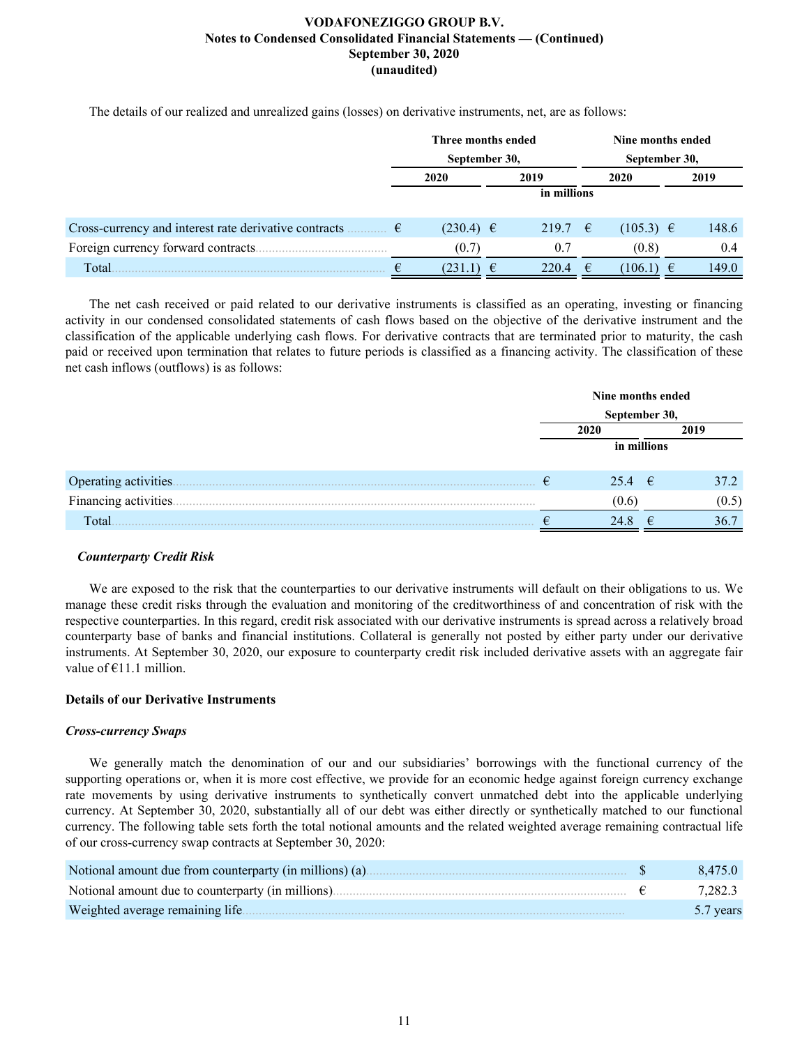The details of our realized and unrealized gains (losses) on derivative instruments, net, are as follows:

| | Three months ended September 30, | | Nine months ended September 30, | |
|---|---|---|---|---|
| | 2020 | 2019 | 2020 | 2019 |
| | in millions | | | |
| Cross-currency and interest rate derivative contracts | € (230.4) | € 219.7 | € (105.3) | € 148.6 |
| Foreign currency forward contracts | (0.7) | 0.7 | (0.8) | 0.4 |
| Total | € (231.1) | € 220.4 | € (106.1) | € 149.0 |

The net cash received or paid related to our derivative instruments is classified as an operating, investing or financing activity in our condensed consolidated statements of cash flows based on the objective of the derivative instrument and the classification of the applicable underlying cash flows. For derivative contracts that are terminated prior to maturity, the cash paid or received upon termination that relates to future periods is classified as a financing activity. The classification of these net cash inflows (outflows) is as follows:

| | Nine months ended September 30, | |
|---|---|---|
| | 2020 | 2019 |
| | in millions | |
| Operating activities | € 25.4 | € 37.2 |
| Financing activities | (0.6) | (0.5) |
| Total | € 24.8 | € 36.7 |

***Counterparty Credit Risk***

We are exposed to the risk that the counterparties to our derivative instruments will default on their obligations to us. We manage these credit risks through the evaluation and monitoring of the creditworthiness of and concentration of risk with the respective counterparties. In this regard, credit risk associated with our derivative instruments is spread across a relatively broad counterparty base of banks and financial institutions. Collateral is generally not posted by either party under our derivative instruments. At September 30, 2020, our exposure to counterparty credit risk included derivative assets with an aggregate fair value of €11.1 million.

**Details of our Derivative Instruments**

***Cross-currency Swaps***

We generally match the denomination of our and our subsidiaries' borrowings with the functional currency of the supporting operations or, when it is more cost effective, we provide for an economic hedge against foreign currency exchange rate movements by using derivative instruments to synthetically convert unmatched debt into the applicable underlying currency. At September 30, 2020, substantially all of our debt was either directly or synthetically matched to our functional currency. The following table sets forth the total notional amounts and the related weighted average remaining contractual life of our cross-currency swap contracts at September 30, 2020:

| | |
|---|---|
| Notional amount due from counterparty (in millions) (a) | $ 8,475.0 |
| Notional amount due to counterparty (in millions) | € 7,282.3 |
| Weighted average remaining life | 5.7 years |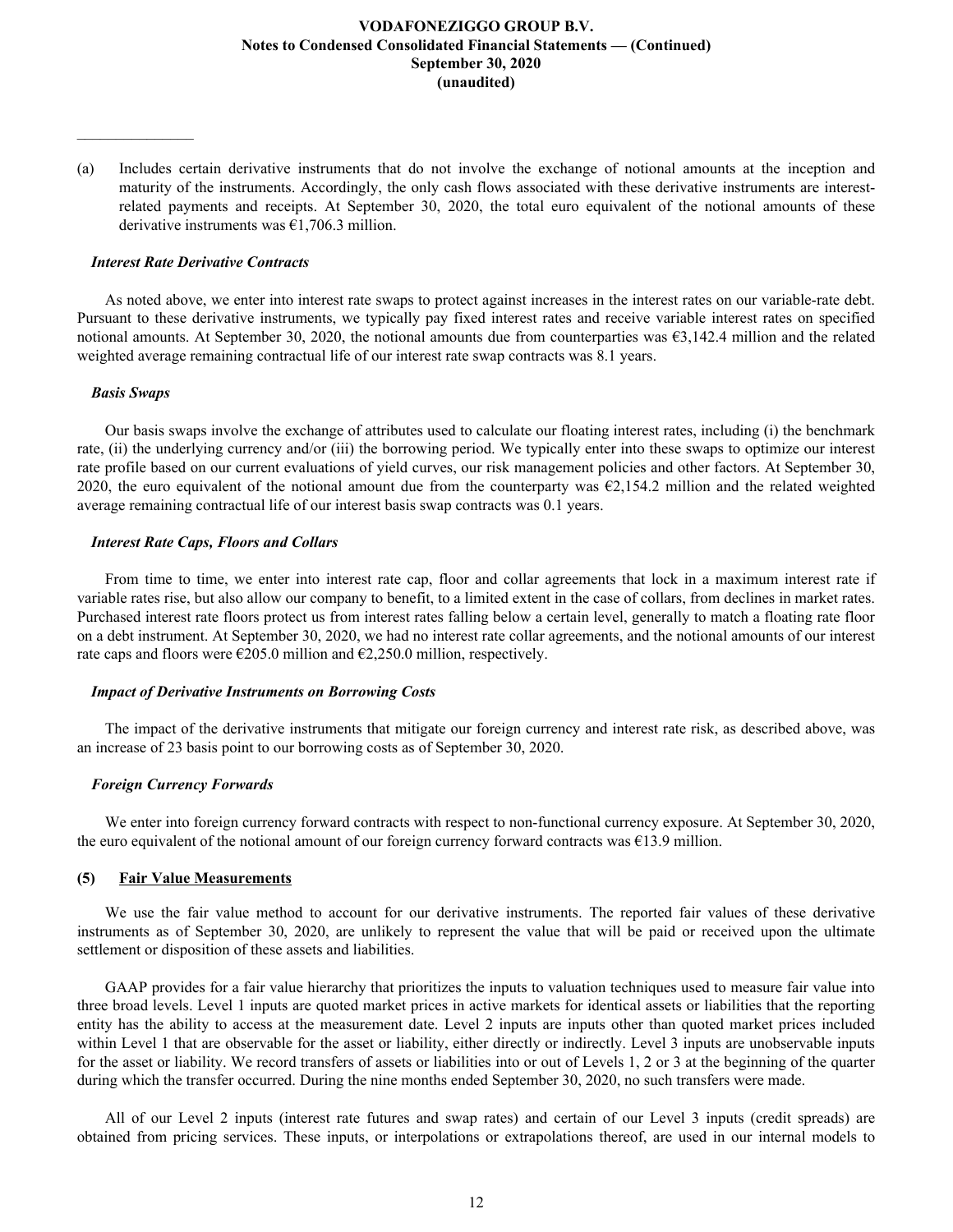---

(a) Includes certain derivative instruments that do not involve the exchange of notional amounts at the inception and maturity of the instruments. Accordingly, the only cash flows associated with these derivative instruments are interest-related payments and receipts. At September 30, 2020, the total euro equivalent of the notional amounts of these derivative instruments was €1,706.3 million.

*Interest Rate Derivative Contracts*

As noted above, we enter into interest rate swaps to protect against increases in the interest rates on our variable-rate debt. Pursuant to these derivative instruments, we typically pay fixed interest rates and receive variable interest rates on specified notional amounts. At September 30, 2020, the notional amounts due from counterparties was €3,142.4 million and the related weighted average remaining contractual life of our interest rate swap contracts was 8.1 years.

*Basis Swaps*

Our basis swaps involve the exchange of attributes used to calculate our floating interest rates, including (i) the benchmark rate, (ii) the underlying currency and/or (iii) the borrowing period. We typically enter into these swaps to optimize our interest rate profile based on our current evaluations of yield curves, our risk management policies and other factors. At September 30, 2020, the euro equivalent of the notional amount due from the counterparty was €2,154.2 million and the related weighted average remaining contractual life of our interest basis swap contracts was 0.1 years.

*Interest Rate Caps, Floors and Collars*

From time to time, we enter into interest rate cap, floor and collar agreements that lock in a maximum interest rate if variable rates rise, but also allow our company to benefit, to a limited extent in the case of collars, from declines in market rates. Purchased interest rate floors protect us from interest rates falling below a certain level, generally to match a floating rate floor on a debt instrument. At September 30, 2020, we had no interest rate collar agreements, and the notional amounts of our interest rate caps and floors were €205.0 million and €2,250.0 million, respectively.

*Impact of Derivative Instruments on Borrowing Costs*

The impact of the derivative instruments that mitigate our foreign currency and interest rate risk, as described above, was an increase of 23 basis point to our borrowing costs as of September 30, 2020.

*Foreign Currency Forwards*

We enter into foreign currency forward contracts with respect to non-functional currency exposure. At September 30, 2020, the euro equivalent of the notional amount of our foreign currency forward contracts was €13.9 million.

## (5) Fair Value Measurements

We use the fair value method to account for our derivative instruments. The reported fair values of these derivative instruments as of September 30, 2020, are unlikely to represent the value that will be paid or received upon the ultimate settlement or disposition of these assets and liabilities.

GAAP provides for a fair value hierarchy that prioritizes the inputs to valuation techniques used to measure fair value into three broad levels. Level 1 inputs are quoted market prices in active markets for identical assets or liabilities that the reporting entity has the ability to access at the measurement date. Level 2 inputs are inputs other than quoted market prices included within Level 1 that are observable for the asset or liability, either directly or indirectly. Level 3 inputs are unobservable inputs for the asset or liability. We record transfers of assets or liabilities into or out of Levels 1, 2 or 3 at the beginning of the quarter during which the transfer occurred. During the nine months ended September 30, 2020, no such transfers were made.

All of our Level 2 inputs (interest rate futures and swap rates) and certain of our Level 3 inputs (credit spreads) are obtained from pricing services. These inputs, or interpolations or extrapolations thereof, are used in our internal models to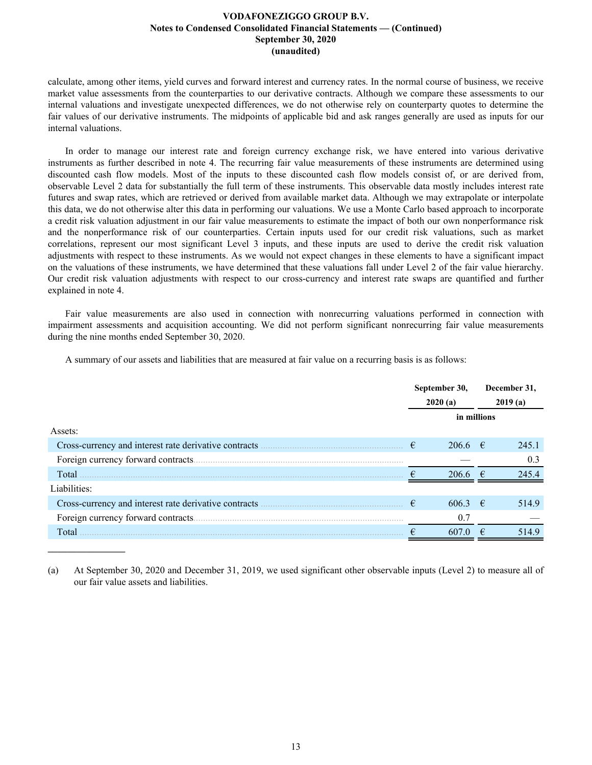calculate, among other items, yield curves and forward interest and currency rates. In the normal course of business, we receive market value assessments from the counterparties to our derivative contracts. Although we compare these assessments to our internal valuations and investigate unexpected differences, we do not otherwise rely on counterparty quotes to determine the fair values of our derivative instruments. The midpoints of applicable bid and ask ranges generally are used as inputs for our internal valuations.

In order to manage our interest rate and foreign currency exchange risk, we have entered into various derivative instruments as further described in note 4. The recurring fair value measurements of these instruments are determined using discounted cash flow models. Most of the inputs to these discounted cash flow models consist of, or are derived from, observable Level 2 data for substantially the full term of these instruments. This observable data mostly includes interest rate futures and swap rates, which are retrieved or derived from available market data. Although we may extrapolate or interpolate this data, we do not otherwise alter this data in performing our valuations. We use a Monte Carlo based approach to incorporate a credit risk valuation adjustment in our fair value measurements to estimate the impact of both our own nonperformance risk and the nonperformance risk of our counterparties. Certain inputs used for our credit risk valuations, such as market correlations, represent our most significant Level 3 inputs, and these inputs are used to derive the credit risk valuation adjustments with respect to these instruments. As we would not expect changes in these elements to have a significant impact on the valuations of these instruments, we have determined that these valuations fall under Level 2 of the fair value hierarchy. Our credit risk valuation adjustments with respect to our cross-currency and interest rate swaps are quantified and further explained in note 4.

Fair value measurements are also used in connection with nonrecurring valuations performed in connection with impairment assessments and acquisition accounting. We did not perform significant nonrecurring fair value measurements during the nine months ended September 30, 2020.

A summary of our assets and liabilities that are measured at fair value on a recurring basis is as follows:

| | September 30, 2020 (a) | December 31, 2019 (a) |
|---|---|---|
| | in millions | |
| Assets: | | |
| Cross-currency and interest rate derivative contracts | € 206.6 | € 245.1 |
| Foreign currency forward contracts | — | 0.3 |
| Total | € 206.6 | € 245.4 |
| Liabilities: | | |
| Cross-currency and interest rate derivative contracts | € 606.3 | € 514.9 |
| Foreign currency forward contracts | 0.7 | — |
| Total | € 607.0 | € 514.9 |

(a) At September 30, 2020 and December 31, 2019, we used significant other observable inputs (Level 2) to measure all of our fair value assets and liabilities.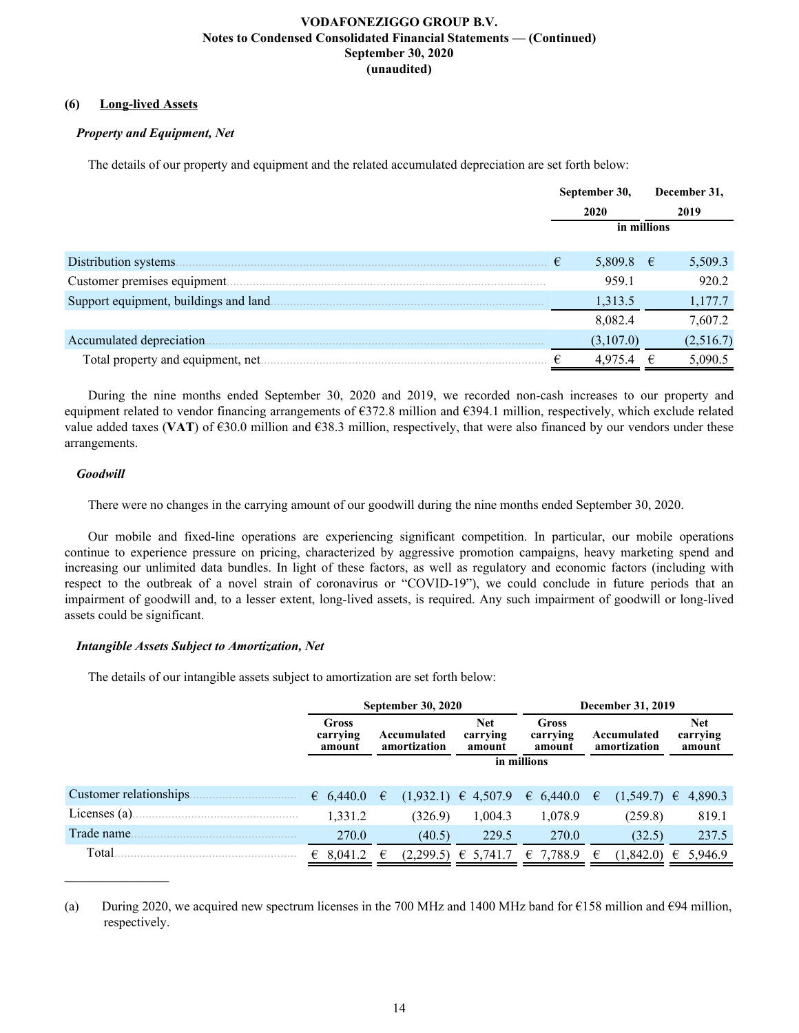## (6) Long-lived Assets

### *Property and Equipment, Net*

The details of our property and equipment and the related accumulated depreciation are set forth below:

| | September 30, 2020 | December 31, 2019 |
|---|---|---|
| | in millions | |
| Distribution systems | € 5,809.8 | € 5,509.3 |
| Customer premises equipment | 959.1 | 920.2 |
| Support equipment, buildings and land | 1,313.5 | 1,177.7 |
| | 8,082.4 | 7,607.2 |
| Accumulated depreciation | (3,107.0) | (2,516.7) |
| Total property and equipment, net | € 4,975.4 | € 5,090.5 |

During the nine months ended September 30, 2020 and 2019, we recorded non-cash increases to our property and equipment related to vendor financing arrangements of €372.8 million and €394.1 million, respectively, which exclude related value added taxes (**VAT**) of €30.0 million and €38.3 million, respectively, that were also financed by our vendors under these arrangements.

### *Goodwill*

There were no changes in the carrying amount of our goodwill during the nine months ended September 30, 2020.

Our mobile and fixed-line operations are experiencing significant competition. In particular, our mobile operations continue to experience pressure on pricing, characterized by aggressive promotion campaigns, heavy marketing spend and increasing our unlimited data bundles. In light of these factors, as well as regulatory and economic factors (including with respect to the outbreak of a novel strain of coronavirus or "COVID-19"), we could conclude in future periods that an impairment of goodwill and, to a lesser extent, long-lived assets, is required. Any such impairment of goodwill or long-lived assets could be significant.

### *Intangible Assets Subject to Amortization, Net*

The details of our intangible assets subject to amortization are set forth below:

| | September 30, 2020 | | | December 31, 2019 | | |
|---|---|---|---|---|---|---|
| | Gross carrying amount | Accumulated amortization | Net carrying amount | Gross carrying amount | Accumulated amortization | Net carrying amount |
| | in millions | | | | | |
| Customer relationships | € 6,440.0 | € (1,932.1) | € 4,507.9 | € 6,440.0 | € (1,549.7) | € 4,890.3 |
| Licenses (a) | 1,331.2 | (326.9) | 1,004.3 | 1,078.9 | (259.8) | 819.1 |
| Trade name | 270.0 | (40.5) | 229.5 | 270.0 | (32.5) | 237.5 |
| Total | € 8,041.2 | € (2,299.5) | € 5,741.7 | € 7,788.9 | € (1,842.0) | € 5,946.9 |

(a) During 2020, we acquired new spectrum licenses in the 700 MHz and 1400 MHz band for €158 million and €94 million, respectively.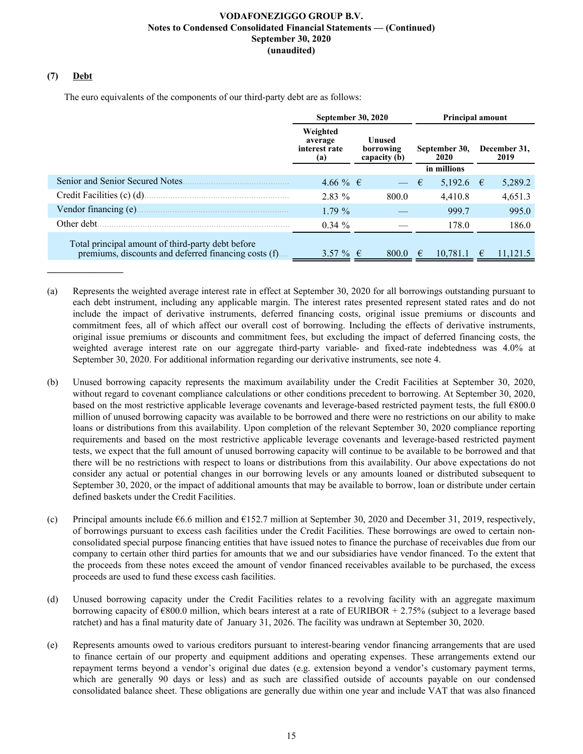## (7) Debt

The euro equivalents of the components of our third-party debt are as follows:

| | September 30, 2020 | | Principal amount | |
|---|---|---|---|---|
| | Weighted average interest rate (a) | Unused borrowing capacity (b) | September 30, 2020 | December 31, 2019 |
| | | | in millions | |
| Senior and Senior Secured Notes | 4.66 % | € — | € 5,192.6 | € 5,289.2 |
| Credit Facilities (c) (d) | 2.83 % | 800.0 | 4,410.8 | 4,651.3 |
| Vendor financing (e) | 1.79 % | — | 999.7 | 995.0 |
| Other debt | 0.34 % | — | 178.0 | 186.0 |
| Total principal amount of third-party debt before premiums, discounts and deferred financing costs (f) | 3.57 % | € 800.0 | € 10,781.1 | € 11,121.5 |

---

(a) Represents the weighted average interest rate in effect at September 30, 2020 for all borrowings outstanding pursuant to each debt instrument, including any applicable margin. The interest rates presented represent stated rates and do not include the impact of derivative instruments, deferred financing costs, original issue premiums or discounts and commitment fees, all of which affect our overall cost of borrowing. Including the effects of derivative instruments, original issue premiums or discounts and commitment fees, but excluding the impact of deferred financing costs, the weighted average interest rate on our aggregate third-party variable- and fixed-rate indebtedness was 4.0% at September 30, 2020. For additional information regarding our derivative instruments, see note 4.

(b) Unused borrowing capacity represents the maximum availability under the Credit Facilities at September 30, 2020, without regard to covenant compliance calculations or other conditions precedent to borrowing. At September 30, 2020, based on the most restrictive applicable leverage covenants and leverage-based restricted payment tests, the full €800.0 million of unused borrowing capacity was available to be borrowed and there were no restrictions on our ability to make loans or distributions from this availability. Upon completion of the relevant September 30, 2020 compliance reporting requirements and based on the most restrictive applicable leverage covenants and leverage-based restricted payment tests, we expect that the full amount of unused borrowing capacity will continue to be available to be borrowed and that there will be no restrictions with respect to loans or distributions from this availability. Our above expectations do not consider any actual or potential changes in our borrowing levels or any amounts loaned or distributed subsequent to September 30, 2020, or the impact of additional amounts that may be available to borrow, loan or distribute under certain defined baskets under the Credit Facilities.

(c) Principal amounts include €6.6 million and €152.7 million at September 30, 2020 and December 31, 2019, respectively, of borrowings pursuant to excess cash facilities under the Credit Facilities. These borrowings are owed to certain non-consolidated special purpose financing entities that have issued notes to finance the purchase of receivables due from our company to certain other third parties for amounts that we and our subsidiaries have vendor financed. To the extent that the proceeds from these notes exceed the amount of vendor financed receivables available to be purchased, the excess proceeds are used to fund these excess cash facilities.

(d) Unused borrowing capacity under the Credit Facilities relates to a revolving facility with an aggregate maximum borrowing capacity of €800.0 million, which bears interest at a rate of EURIBOR + 2.75% (subject to a leverage based ratchet) and has a final maturity date of January 31, 2026. The facility was undrawn at September 30, 2020.

(e) Represents amounts owed to various creditors pursuant to interest-bearing vendor financing arrangements that are used to finance certain of our property and equipment additions and operating expenses. These arrangements extend our repayment terms beyond a vendor's original due dates (e.g. extension beyond a vendor's customary payment terms, which are generally 90 days or less) and as such are classified outside of accounts payable on our condensed consolidated balance sheet. These obligations are generally due within one year and include VAT that was also financed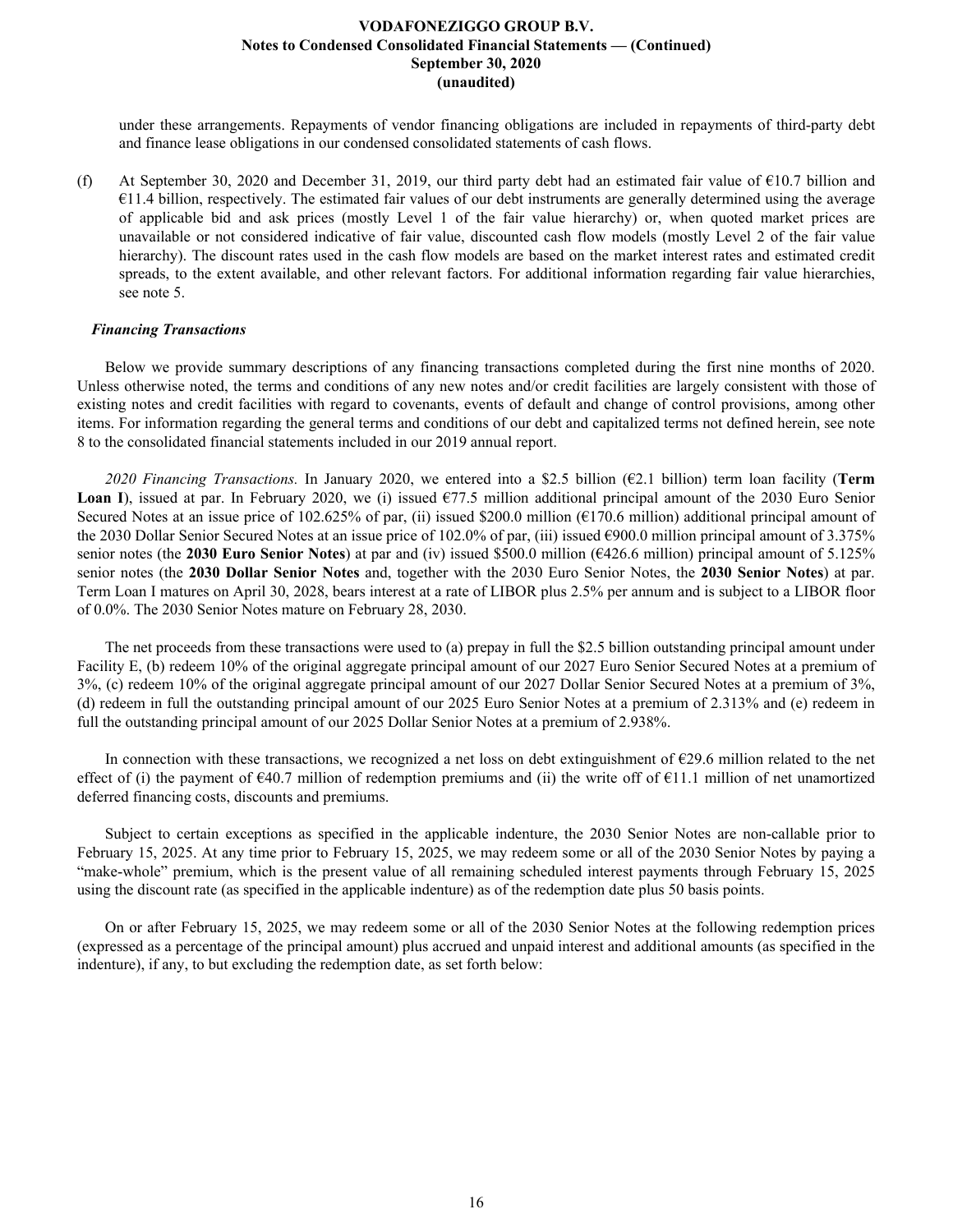under these arrangements. Repayments of vendor financing obligations are included in repayments of third-party debt and finance lease obligations in our condensed consolidated statements of cash flows.

(f) At September 30, 2020 and December 31, 2019, our third party debt had an estimated fair value of €10.7 billion and €11.4 billion, respectively. The estimated fair values of our debt instruments are generally determined using the average of applicable bid and ask prices (mostly Level 1 of the fair value hierarchy) or, when quoted market prices are unavailable or not considered indicative of fair value, discounted cash flow models (mostly Level 2 of the fair value hierarchy). The discount rates used in the cash flow models are based on the market interest rates and estimated credit spreads, to the extent available, and other relevant factors. For additional information regarding fair value hierarchies, see note 5.

### *Financing Transactions*

Below we provide summary descriptions of any financing transactions completed during the first nine months of 2020. Unless otherwise noted, the terms and conditions of any new notes and/or credit facilities are largely consistent with those of existing notes and credit facilities with regard to covenants, events of default and change of control provisions, among other items. For information regarding the general terms and conditions of our debt and capitalized terms not defined herein, see note 8 to the consolidated financial statements included in our 2019 annual report.

*2020 Financing Transactions.* In January 2020, we entered into a \$2.5 billion (€2.1 billion) term loan facility (**Term Loan I**), issued at par. In February 2020, we (i) issued €77.5 million additional principal amount of the 2030 Euro Senior Secured Notes at an issue price of 102.625% of par, (ii) issued \$200.0 million (€170.6 million) additional principal amount of the 2030 Dollar Senior Secured Notes at an issue price of 102.0% of par, (iii) issued €900.0 million principal amount of 3.375% senior notes (the **2030 Euro Senior Notes**) at par and (iv) issued \$500.0 million (€426.6 million) principal amount of 5.125% senior notes (the **2030 Dollar Senior Notes** and, together with the 2030 Euro Senior Notes, the **2030 Senior Notes**) at par. Term Loan I matures on April 30, 2028, bears interest at a rate of LIBOR plus 2.5% per annum and is subject to a LIBOR floor of 0.0%. The 2030 Senior Notes mature on February 28, 2030.

The net proceeds from these transactions were used to (a) prepay in full the \$2.5 billion outstanding principal amount under Facility E, (b) redeem 10% of the original aggregate principal amount of our 2027 Euro Senior Secured Notes at a premium of 3%, (c) redeem 10% of the original aggregate principal amount of our 2027 Dollar Senior Secured Notes at a premium of 3%, (d) redeem in full the outstanding principal amount of our 2025 Euro Senior Notes at a premium of 2.313% and (e) redeem in full the outstanding principal amount of our 2025 Dollar Senior Notes at a premium of 2.938%.

In connection with these transactions, we recognized a net loss on debt extinguishment of €29.6 million related to the net effect of (i) the payment of €40.7 million of redemption premiums and (ii) the write off of €11.1 million of net unamortized deferred financing costs, discounts and premiums.

Subject to certain exceptions as specified in the applicable indenture, the 2030 Senior Notes are non-callable prior to February 15, 2025. At any time prior to February 15, 2025, we may redeem some or all of the 2030 Senior Notes by paying a "make-whole" premium, which is the present value of all remaining scheduled interest payments through February 15, 2025 using the discount rate (as specified in the applicable indenture) as of the redemption date plus 50 basis points.

On or after February 15, 2025, we may redeem some or all of the 2030 Senior Notes at the following redemption prices (expressed as a percentage of the principal amount) plus accrued and unpaid interest and additional amounts (as specified in the indenture), if any, to but excluding the redemption date, as set forth below: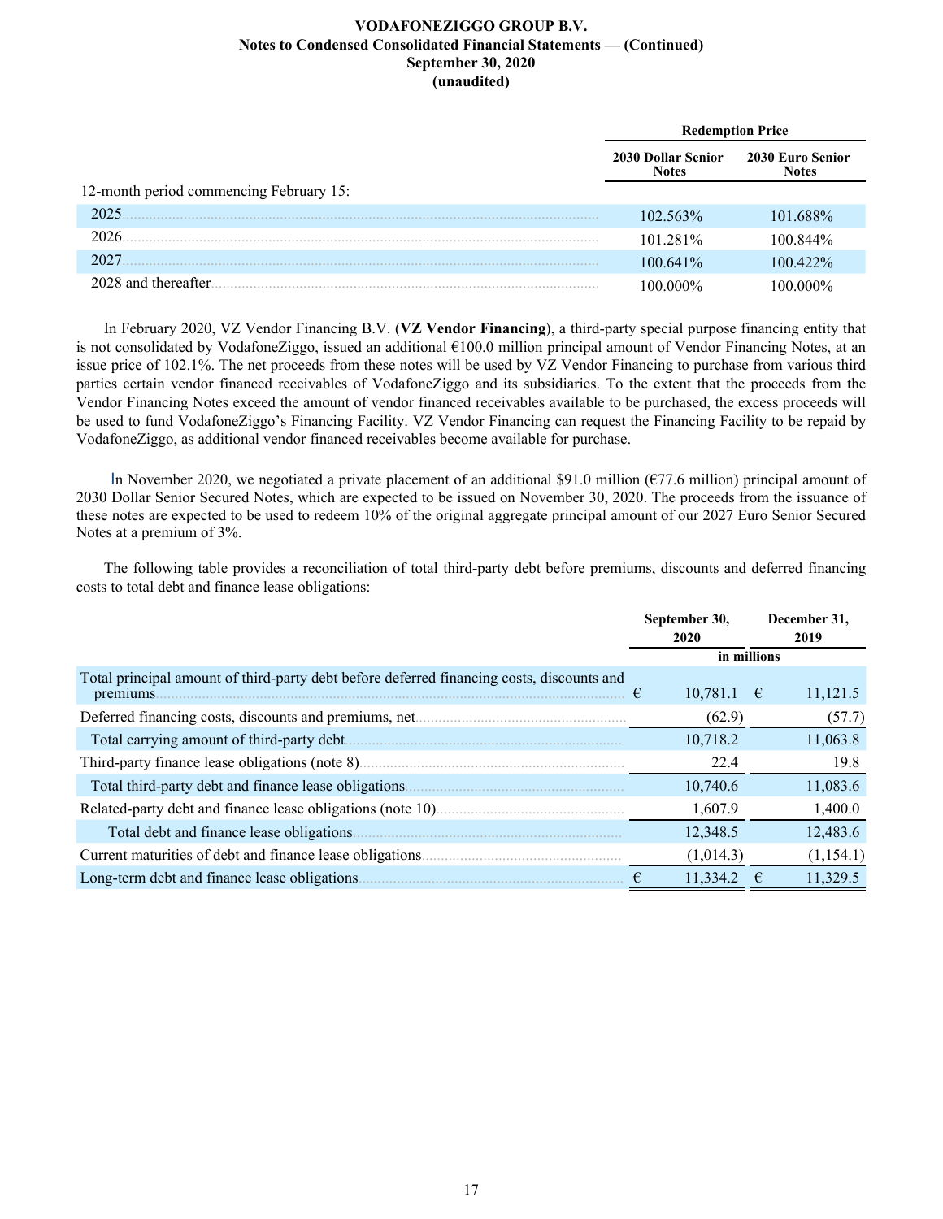|  | Redemption Price |  |
| --- | --- | --- |
|  | 2030 Dollar Senior Notes | 2030 Euro Senior Notes |
| 12-month period commencing February 15: |  |  |
| 2025 | 102.563% | 101.688% |
| 2026 | 101.281% | 100.844% |
| 2027 | 100.641% | 100.422% |
| 2028 and thereafter | 100.000% | 100.000% |

In February 2020, VZ Vendor Financing B.V. (**VZ Vendor Financing**), a third-party special purpose financing entity that is not consolidated by VodafoneZiggo, issued an additional €100.0 million principal amount of Vendor Financing Notes, at an issue price of 102.1%. The net proceeds from these notes will be used by VZ Vendor Financing to purchase from various third parties certain vendor financed receivables of VodafoneZiggo and its subsidiaries. To the extent that the proceeds from the Vendor Financing Notes exceed the amount of vendor financed receivables available to be purchased, the excess proceeds will be used to fund VodafoneZiggo's Financing Facility. VZ Vendor Financing can request the Financing Facility to be repaid by VodafoneZiggo, as additional vendor financed receivables become available for purchase.

In November 2020, we negotiated a private placement of an additional $91.0 million (€77.6 million) principal amount of 2030 Dollar Senior Secured Notes, which are expected to be issued on November 30, 2020. The proceeds from the issuance of these notes are expected to be used to redeem 10% of the original aggregate principal amount of our 2027 Euro Senior Secured Notes at a premium of 3%.

The following table provides a reconciliation of total third-party debt before premiums, discounts and deferred financing costs to total debt and finance lease obligations:

|  | September 30, 2020 | December 31, 2019 |
| --- | --- | --- |
|  | in millions |  |
| Total principal amount of third-party debt before deferred financing costs, discounts and premiums | € 10,781.1 | € 11,121.5 |
| Deferred financing costs, discounts and premiums, net | (62.9) | (57.7) |
| Total carrying amount of third-party debt | 10,718.2 | 11,063.8 |
| Third-party finance lease obligations (note 8) | 22.4 | 19.8 |
| Total third-party debt and finance lease obligations | 10,740.6 | 11,083.6 |
| Related-party debt and finance lease obligations (note 10) | 1,607.9 | 1,400.0 |
| Total debt and finance lease obligations | 12,348.5 | 12,483.6 |
| Current maturities of debt and finance lease obligations | (1,014.3) | (1,154.1) |
| Long-term debt and finance lease obligations | € 11,334.2 | € 11,329.5 |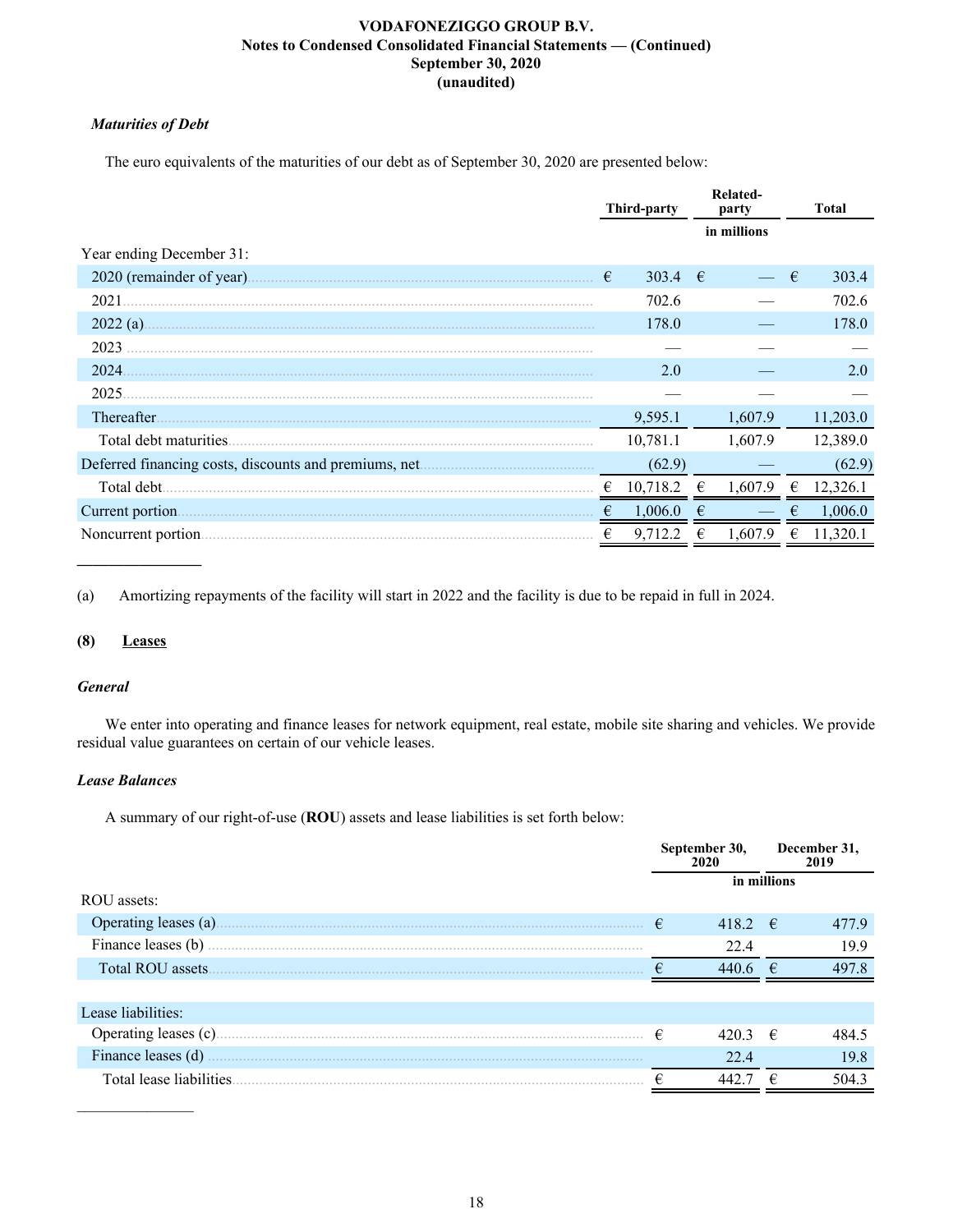### *Maturities of Debt*

The euro equivalents of the maturities of our debt as of September 30, 2020 are presented below:

| | Third-party | Related-party | Total |
|---|---|---|---|
| | | in millions | |
| Year ending December 31: | | | |
| 2020 (remainder of year) | € 303.4 | € — | € 303.4 |
| 2021 | 702.6 | — | 702.6 |
| 2022 (a) | 178.0 | — | 178.0 |
| 2023 | — | — | — |
| 2024 | 2.0 | — | 2.0 |
| 2025 | — | — | — |
| Thereafter | 9,595.1 | 1,607.9 | 11,203.0 |
| Total debt maturities | 10,781.1 | 1,607.9 | 12,389.0 |
| Deferred financing costs, discounts and premiums, net | (62.9) | — | (62.9) |
| Total debt | € 10,718.2 | € 1,607.9 | € 12,326.1 |
| Current portion | € 1,006.0 | € — | € 1,006.0 |
| Noncurrent portion | € 9,712.2 | € 1,607.9 | € 11,320.1 |

_______________

(a) Amortizing repayments of the facility will start in 2022 and the facility is due to be repaid in full in 2024.

## (8) Leases

### *General*

We enter into operating and finance leases for network equipment, real estate, mobile site sharing and vehicles. We provide residual value guarantees on certain of our vehicle leases.

### *Lease Balances*

A summary of our right-of-use (**ROU**) assets and lease liabilities is set forth below:

| | September 30, 2020 | December 31, 2019 |
|---|---|---|
| | in millions | |
| ROU assets: | | |
| Operating leases (a) | € 418.2 | € 477.9 |
| Finance leases (b) | 22.4 | 19.9 |
| Total ROU assets | € 440.6 | € 497.8 |
| | | |
| Lease liabilities: | | |
| Operating leases (c) | € 420.3 | € 484.5 |
| Finance leases (d) | 22.4 | 19.8 |
| Total lease liabilities | € 442.7 | € 504.3 |

_______________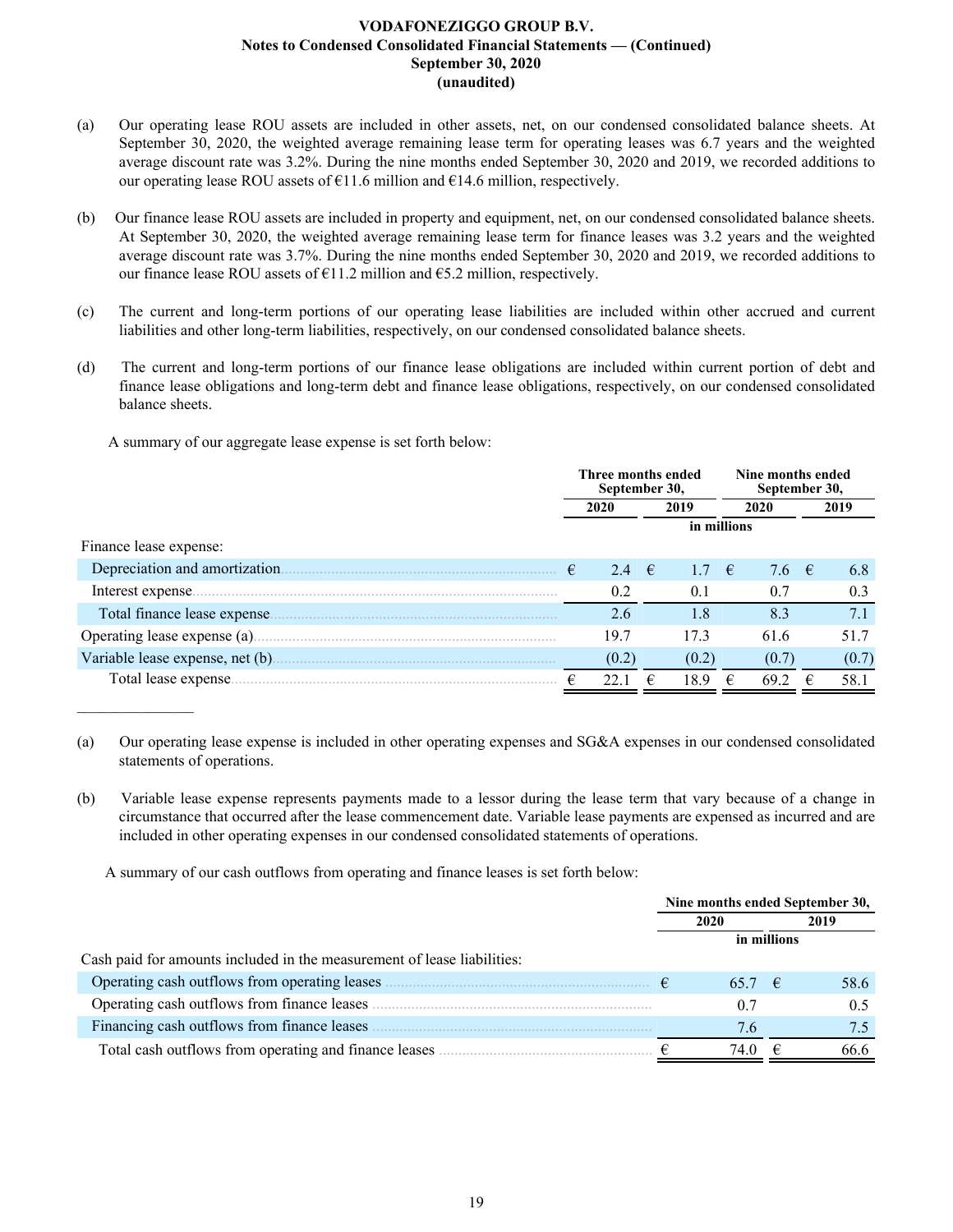(a) Our operating lease ROU assets are included in other assets, net, on our condensed consolidated balance sheets. At September 30, 2020, the weighted average remaining lease term for operating leases was 6.7 years and the weighted average discount rate was 3.2%. During the nine months ended September 30, 2020 and 2019, we recorded additions to our operating lease ROU assets of €11.6 million and €14.6 million, respectively.

(b) Our finance lease ROU assets are included in property and equipment, net, on our condensed consolidated balance sheets. At September 30, 2020, the weighted average remaining lease term for finance leases was 3.2 years and the weighted average discount rate was 3.7%. During the nine months ended September 30, 2020 and 2019, we recorded additions to our finance lease ROU assets of €11.2 million and €5.2 million, respectively.

(c) The current and long-term portions of our operating lease liabilities are included within other accrued and current liabilities and other long-term liabilities, respectively, on our condensed consolidated balance sheets.

(d) The current and long-term portions of our finance lease obligations are included within current portion of debt and finance lease obligations and long-term debt and finance lease obligations, respectively, on our condensed consolidated balance sheets.

A summary of our aggregate lease expense is set forth below:

| | Three months ended September 30, | | Nine months ended September 30, | |
|---|---|---|---|---|
| | 2020 | 2019 | 2020 | 2019 |
| | in millions | | | |
| Finance lease expense: | | | | |
| Depreciation and amortization | € 2.4 | € 1.7 | € 7.6 | € 6.8 |
| Interest expense | 0.2 | 0.1 | 0.7 | 0.3 |
| Total finance lease expense | 2.6 | 1.8 | 8.3 | 7.1 |
| Operating lease expense (a) | 19.7 | 17.3 | 61.6 | 51.7 |
| Variable lease expense, net (b) | (0.2) | (0.2) | (0.7) | (0.7) |
| Total lease expense | € 22.1 | € 18.9 | € 69.2 | € 58.1 |

(a) Our operating lease expense is included in other operating expenses and SG&A expenses in our condensed consolidated statements of operations.

(b) Variable lease expense represents payments made to a lessor during the lease term that vary because of a change in circumstance that occurred after the lease commencement date. Variable lease payments are expensed as incurred and are included in other operating expenses in our condensed consolidated statements of operations.

A summary of our cash outflows from operating and finance leases is set forth below:

| | Nine months ended September 30, | |
|---|---|---|
| | 2020 | 2019 |
| | in millions | |
| Cash paid for amounts included in the measurement of lease liabilities: | | |
| Operating cash outflows from operating leases | € 65.7 | € 58.6 |
| Operating cash outflows from finance leases | 0.7 | 0.5 |
| Financing cash outflows from finance leases | 7.6 | 7.5 |
| Total cash outflows from operating and finance leases | € 74.0 | € 66.6 |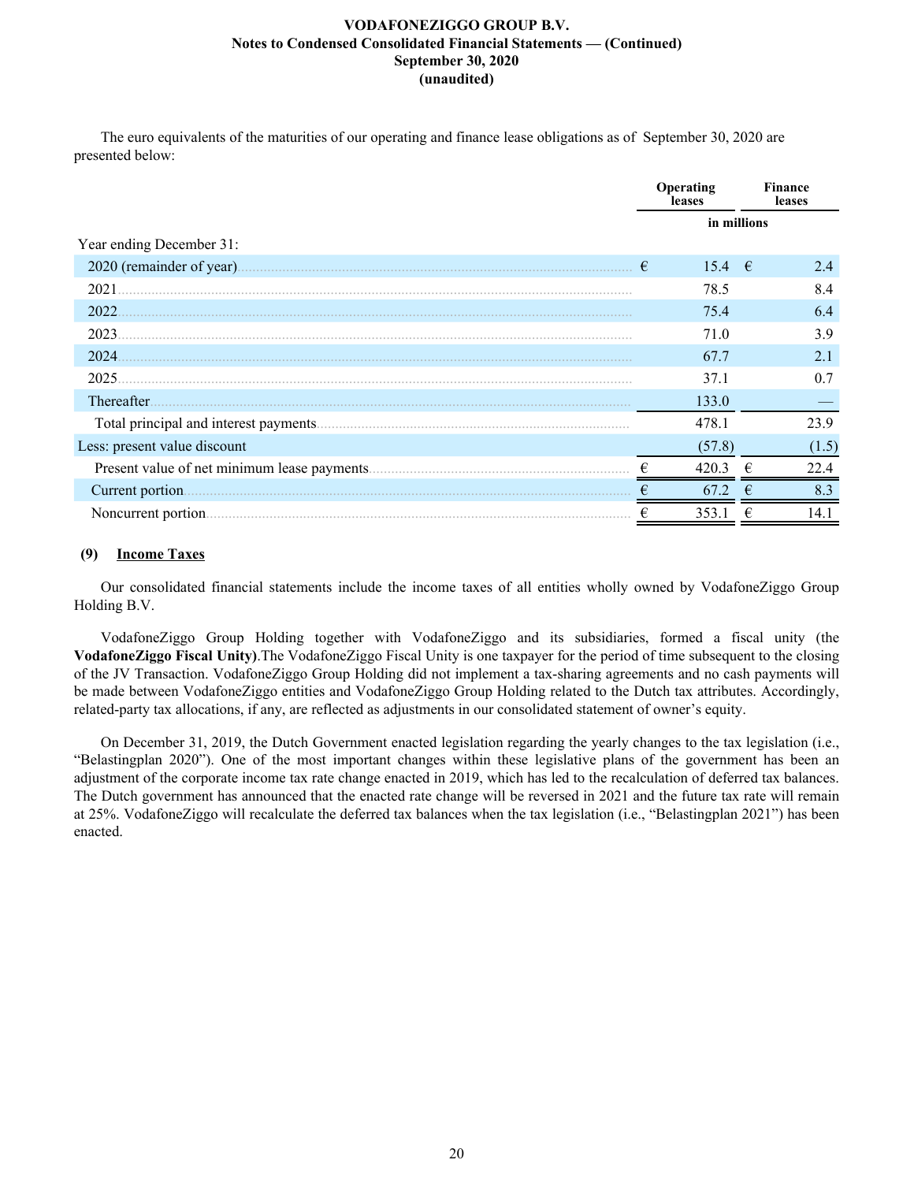The euro equivalents of the maturities of our operating and finance lease obligations as of September 30, 2020 are presented below:

| | Operating leases | Finance leases |
|---|---|---|
| | in millions | |
| Year ending December 31: | | |
| 2020 (remainder of year) | € 15.4 | € 2.4 |
| 2021 | 78.5 | 8.4 |
| 2022 | 75.4 | 6.4 |
| 2023 | 71.0 | 3.9 |
| 2024 | 67.7 | 2.1 |
| 2025 | 37.1 | 0.7 |
| Thereafter | 133.0 | — |
| Total principal and interest payments | 478.1 | 23.9 |
| Less: present value discount | (57.8) | (1.5) |
| Present value of net minimum lease payments | € 420.3 | € 22.4 |
| Current portion | € 67.2 | € 8.3 |
| Noncurrent portion | € 353.1 | € 14.1 |

## (9) Income Taxes

Our consolidated financial statements include the income taxes of all entities wholly owned by VodafoneZiggo Group Holding B.V.

VodafoneZiggo Group Holding together with VodafoneZiggo and its subsidiaries, formed a fiscal unity (the **VodafoneZiggo Fiscal Unity)**.The VodafoneZiggo Fiscal Unity is one taxpayer for the period of time subsequent to the closing of the JV Transaction. VodafoneZiggo Group Holding did not implement a tax-sharing agreements and no cash payments will be made between VodafoneZiggo entities and VodafoneZiggo Group Holding related to the Dutch tax attributes. Accordingly, related-party tax allocations, if any, are reflected as adjustments in our consolidated statement of owner's equity.

On December 31, 2019, the Dutch Government enacted legislation regarding the yearly changes to the tax legislation (i.e., "Belastingplan 2020"). One of the most important changes within these legislative plans of the government has been an adjustment of the corporate income tax rate change enacted in 2019, which has led to the recalculation of deferred tax balances. The Dutch government has announced that the enacted rate change will be reversed in 2021 and the future tax rate will remain at 25%. VodafoneZiggo will recalculate the deferred tax balances when the tax legislation (i.e., "Belastingplan 2021") has been enacted.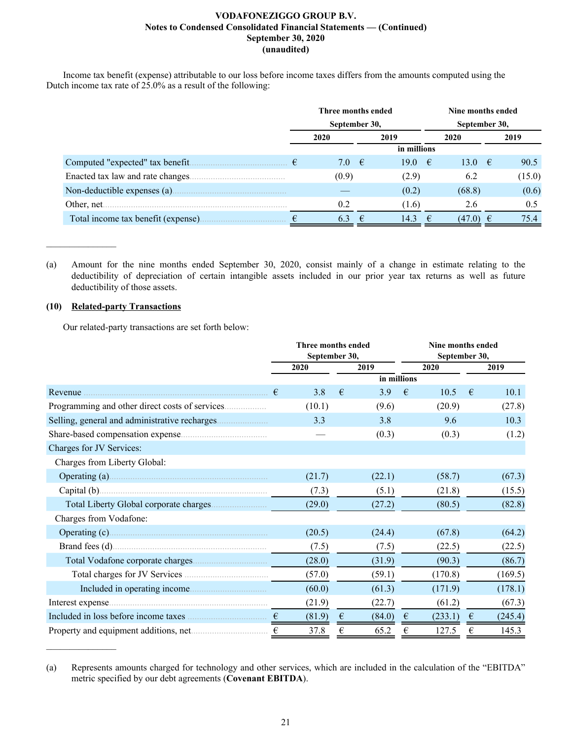Income tax benefit (expense) attributable to our loss before income taxes differs from the amounts computed using the Dutch income tax rate of 25.0% as a result of the following:

| | Three months ended September 30, | | Nine months ended September 30, | |
|---|---|---|---|---|
| | 2020 | 2019 | 2020 | 2019 |
| | in millions | | | |
| Computed "expected" tax benefit | € 7.0 | € 19.0 | € 13.0 | € 90.5 |
| Enacted tax law and rate changes | (0.9) | (2.9) | 6.2 | (15.0) |
| Non-deductible expenses (a) | — | (0.2) | (68.8) | (0.6) |
| Other, net | 0.2 | (1.6) | 2.6 | 0.5 |
| Total income tax benefit (expense) | € 6.3 | € 14.3 | € (47.0) | € 75.4 |

_______________

(a) Amount for the nine months ended September 30, 2020, consist mainly of a change in estimate relating to the deductibility of depreciation of certain intangible assets included in our prior year tax returns as well as future deductibility of those assets.

## (10) Related-party Transactions

Our related-party transactions are set forth below:

| | Three months ended September 30, | | Nine months ended September 30, | |
|---|---|---|---|---|
| | 2020 | 2019 | 2020 | 2019 |
| | in millions | | | |
| Revenue | € 3.8 | € 3.9 | € 10.5 | € 10.1 |
| Programming and other direct costs of services | (10.1) | (9.6) | (20.9) | (27.8) |
| Selling, general and administrative recharges | 3.3 | 3.8 | 9.6 | 10.3 |
| Share-based compensation expense | — | (0.3) | (0.3) | (1.2) |
| Charges for JV Services: | | | | |
| Charges from Liberty Global: | | | | |
| Operating (a) | (21.7) | (22.1) | (58.7) | (67.3) |
| Capital (b) | (7.3) | (5.1) | (21.8) | (15.5) |
| Total Liberty Global corporate charges | (29.0) | (27.2) | (80.5) | (82.8) |
| Charges from Vodafone: | | | | |
| Operating (c) | (20.5) | (24.4) | (67.8) | (64.2) |
| Brand fees (d) | (7.5) | (7.5) | (22.5) | (22.5) |
| Total Vodafone corporate charges | (28.0) | (31.9) | (90.3) | (86.7) |
| Total charges for JV Services | (57.0) | (59.1) | (170.8) | (169.5) |
| Included in operating income | (60.0) | (61.3) | (171.9) | (178.1) |
| Interest expense | (21.9) | (22.7) | (61.2) | (67.3) |
| Included in loss before income taxes | € (81.9) | € (84.0) | € (233.1) | € (245.4) |
| Property and equipment additions, net | € 37.8 | € 65.2 | € 127.5 | € 145.3 |

_______________

(a) Represents amounts charged for technology and other services, which are included in the calculation of the "EBITDA" metric specified by our debt agreements (**Covenant EBITDA**).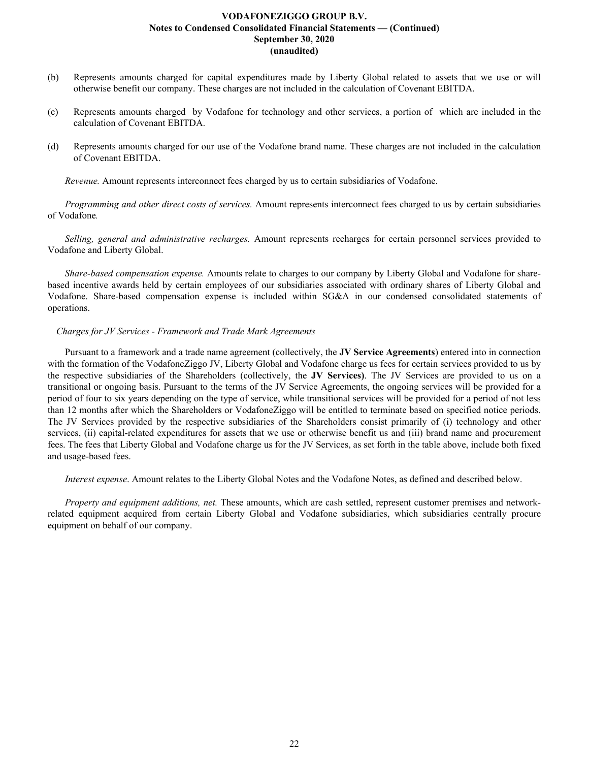(b) Represents amounts charged for capital expenditures made by Liberty Global related to assets that we use or will otherwise benefit our company. These charges are not included in the calculation of Covenant EBITDA.

(c) Represents amounts charged by Vodafone for technology and other services, a portion of which are included in the calculation of Covenant EBITDA.

(d) Represents amounts charged for our use of the Vodafone brand name. These charges are not included in the calculation of Covenant EBITDA.

*Revenue.* Amount represents interconnect fees charged by us to certain subsidiaries of Vodafone.

*Programming and other direct costs of services.* Amount represents interconnect fees charged to us by certain subsidiaries of Vodafone.

*Selling, general and administrative recharges.* Amount represents recharges for certain personnel services provided to Vodafone and Liberty Global.

*Share-based compensation expense.* Amounts relate to charges to our company by Liberty Global and Vodafone for share-based incentive awards held by certain employees of our subsidiaries associated with ordinary shares of Liberty Global and Vodafone. Share-based compensation expense is included within SG&A in our condensed consolidated statements of operations.

*Charges for JV Services - Framework and Trade Mark Agreements*

Pursuant to a framework and a trade name agreement (collectively, the **JV Service Agreements**) entered into in connection with the formation of the VodafoneZiggo JV, Liberty Global and Vodafone charge us fees for certain services provided to us by the respective subsidiaries of the Shareholders (collectively, the **JV Services)**. The JV Services are provided to us on a transitional or ongoing basis. Pursuant to the terms of the JV Service Agreements, the ongoing services will be provided for a period of four to six years depending on the type of service, while transitional services will be provided for a period of not less than 12 months after which the Shareholders or VodafoneZiggo will be entitled to terminate based on specified notice periods. The JV Services provided by the respective subsidiaries of the Shareholders consist primarily of (i) technology and other services, (ii) capital-related expenditures for assets that we use or otherwise benefit us and (iii) brand name and procurement fees. The fees that Liberty Global and Vodafone charge us for the JV Services, as set forth in the table above, include both fixed and usage-based fees.

*Interest expense*. Amount relates to the Liberty Global Notes and the Vodafone Notes, as defined and described below.

*Property and equipment additions, net.* These amounts, which are cash settled, represent customer premises and network-related equipment acquired from certain Liberty Global and Vodafone subsidiaries, which subsidiaries centrally procure equipment on behalf of our company.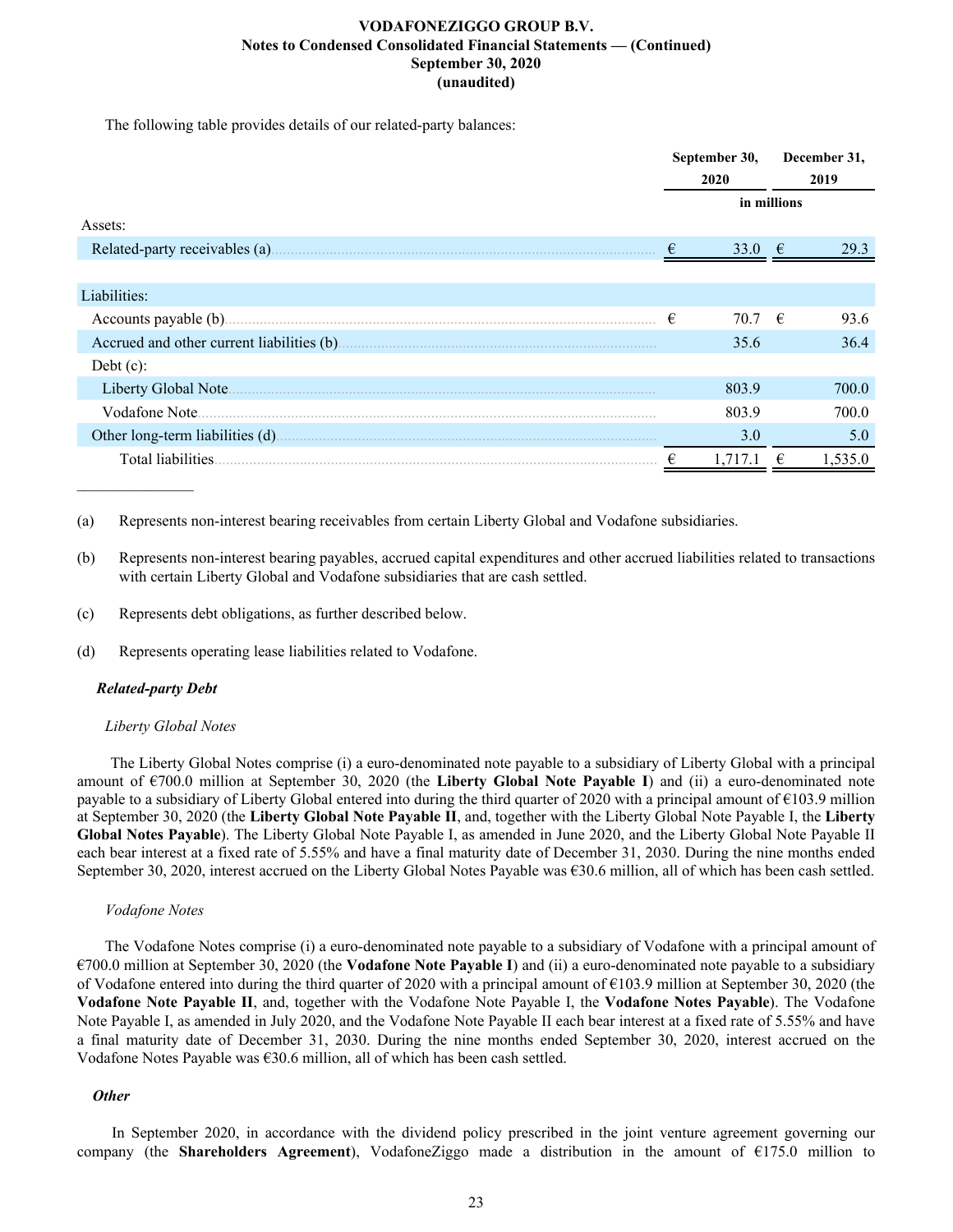The following table provides details of our related-party balances:

| | September 30, 2020 | December 31, 2019 |
|---|---|---|
| | in millions | |
| Assets: | | |
| Related-party receivables (a) | € 33.0 | € 29.3 |
| Liabilities: | | |
| Accounts payable (b) | € 70.7 | € 93.6 |
| Accrued and other current liabilities (b) | 35.6 | 36.4 |
| Debt (c): | | |
| Liberty Global Note | 803.9 | 700.0 |
| Vodafone Note | 803.9 | 700.0 |
| Other long-term liabilities (d) | 3.0 | 5.0 |
| Total liabilities | € 1,717.1 | € 1,535.0 |

_______________

(a) Represents non-interest bearing receivables from certain Liberty Global and Vodafone subsidiaries.

(b) Represents non-interest bearing payables, accrued capital expenditures and other accrued liabilities related to transactions with certain Liberty Global and Vodafone subsidiaries that are cash settled.

(c) Represents debt obligations, as further described below.

(d) Represents operating lease liabilities related to Vodafone.

***Related-party Debt***

*Liberty Global Notes*

The Liberty Global Notes comprise (i) a euro-denominated note payable to a subsidiary of Liberty Global with a principal amount of €700.0 million at September 30, 2020 (the **Liberty Global Note Payable I**) and (ii) a euro-denominated note payable to a subsidiary of Liberty Global entered into during the third quarter of 2020 with a principal amount of €103.9 million at September 30, 2020 (the **Liberty Global Note Payable II**, and, together with the Liberty Global Note Payable I, the **Liberty Global Notes Payable**). The Liberty Global Note Payable I, as amended in June 2020, and the Liberty Global Note Payable II each bear interest at a fixed rate of 5.55% and have a final maturity date of December 31, 2030. During the nine months ended September 30, 2020, interest accrued on the Liberty Global Notes Payable was €30.6 million, all of which has been cash settled.

*Vodafone Notes*

The Vodafone Notes comprise (i) a euro-denominated note payable to a subsidiary of Vodafone with a principal amount of €700.0 million at September 30, 2020 (the **Vodafone Note Payable I**) and (ii) a euro-denominated note payable to a subsidiary of Vodafone entered into during the third quarter of 2020 with a principal amount of €103.9 million at September 30, 2020 (the **Vodafone Note Payable II**, and, together with the Vodafone Note Payable I, the **Vodafone Notes Payable**). The Vodafone Note Payable I, as amended in July 2020, and the Vodafone Note Payable II each bear interest at a fixed rate of 5.55% and have a final maturity date of December 31, 2030. During the nine months ended September 30, 2020, interest accrued on the Vodafone Notes Payable was €30.6 million, all of which has been cash settled.

***Other***

In September 2020, in accordance with the dividend policy prescribed in the joint venture agreement governing our company (the **Shareholders Agreement**), VodafoneZiggo made a distribution in the amount of €175.0 million to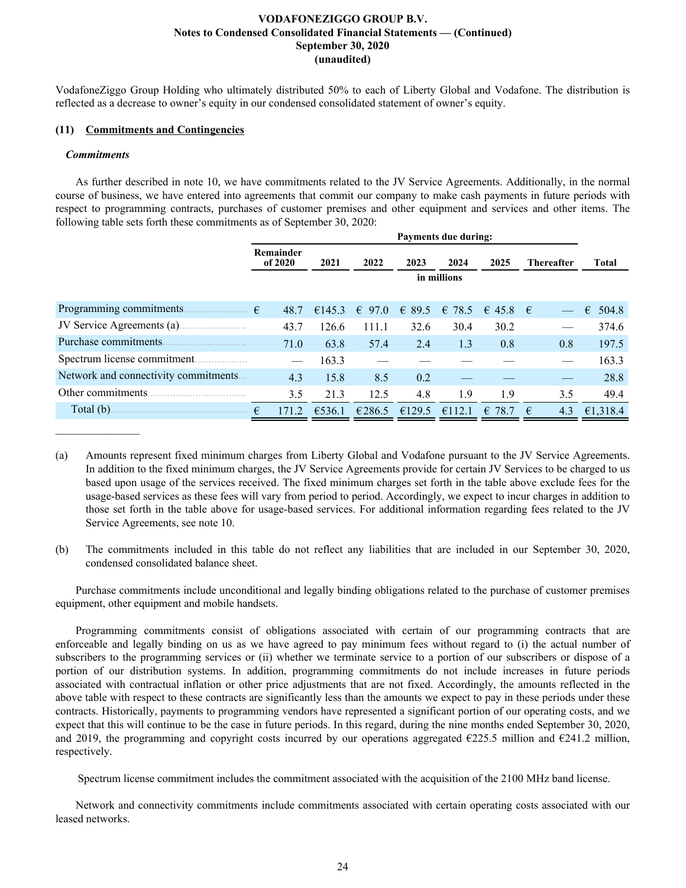VodafoneZiggo Group Holding who ultimately distributed 50% to each of Liberty Global and Vodafone. The distribution is reflected as a decrease to owner's equity in our condensed consolidated statement of owner's equity.

## (11) Commitments and Contingencies

### *Commitments*

As further described in note 10, we have commitments related to the JV Service Agreements. Additionally, in the normal course of business, we have entered into agreements that commit our company to make cash payments in future periods with respect to programming contracts, purchases of customer premises and other equipment and services and other items. The following table sets forth these commitments as of September 30, 2020:

| | Payments due during: | | | | | | | |
|---|---|---|---|---|---|---|---|---|
| | Remainder of 2020 | 2021 | 2022 | 2023 | 2024 | 2025 | Thereafter | Total |
| | in millions | | | | | | | |
| Programming commitments | € 48.7 | €145.3 | € 97.0 | € 89.5 | € 78.5 | € 45.8 | € — | € 504.8 |
| JV Service Agreements (a) | 43.7 | 126.6 | 111.1 | 32.6 | 30.4 | 30.2 | — | 374.6 |
| Purchase commitments | 71.0 | 63.8 | 57.4 | 2.4 | 1.3 | 0.8 | 0.8 | 197.5 |
| Spectrum license commitment | — | 163.3 | — | — | — | — | — | 163.3 |
| Network and connectivity commitments | 4.3 | 15.8 | 8.5 | 0.2 | — | — | — | 28.8 |
| Other commitments | 3.5 | 21.3 | 12.5 | 4.8 | 1.9 | 1.9 | 3.5 | 49.4 |
| Total (b) | € 171.2 | €536.1 | €286.5 | €129.5 | €112.1 | € 78.7 | € 4.3 | €1,318.4 |

(a) Amounts represent fixed minimum charges from Liberty Global and Vodafone pursuant to the JV Service Agreements. In addition to the fixed minimum charges, the JV Service Agreements provide for certain JV Services to be charged to us based upon usage of the services received. The fixed minimum charges set forth in the table above exclude fees for the usage-based services as these fees will vary from period to period. Accordingly, we expect to incur charges in addition to those set forth in the table above for usage-based services. For additional information regarding fees related to the JV Service Agreements, see note 10.

(b) The commitments included in this table do not reflect any liabilities that are included in our September 30, 2020, condensed consolidated balance sheet.

Purchase commitments include unconditional and legally binding obligations related to the purchase of customer premises equipment, other equipment and mobile handsets.

Programming commitments consist of obligations associated with certain of our programming contracts that are enforceable and legally binding on us as we have agreed to pay minimum fees without regard to (i) the actual number of subscribers to the programming services or (ii) whether we terminate service to a portion of our subscribers or dispose of a portion of our distribution systems. In addition, programming commitments do not include increases in future periods associated with contractual inflation or other price adjustments that are not fixed. Accordingly, the amounts reflected in the above table with respect to these contracts are significantly less than the amounts we expect to pay in these periods under these contracts. Historically, payments to programming vendors have represented a significant portion of our operating costs, and we expect that this will continue to be the case in future periods. In this regard, during the nine months ended September 30, 2020, and 2019, the programming and copyright costs incurred by our operations aggregated €225.5 million and €241.2 million, respectively.

Spectrum license commitment includes the commitment associated with the acquisition of the 2100 MHz band license.

Network and connectivity commitments include commitments associated with certain operating costs associated with our leased networks.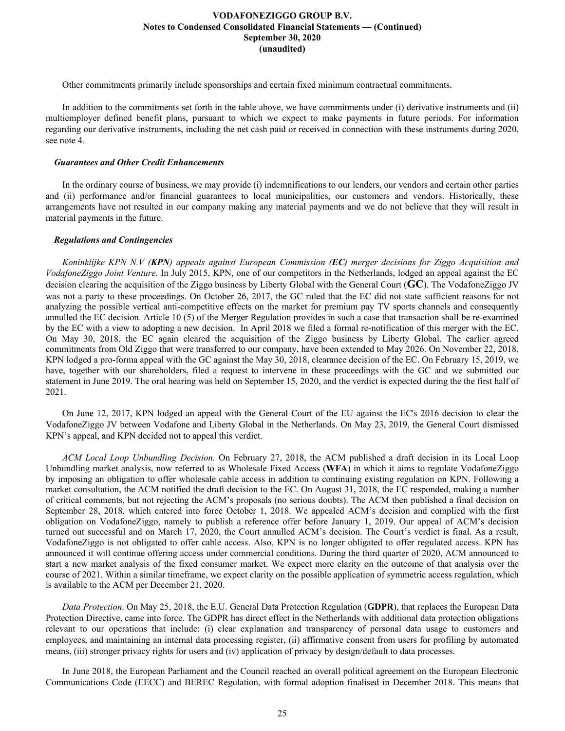Other commitments primarily include sponsorships and certain fixed minimum contractual commitments.

In addition to the commitments set forth in the table above, we have commitments under (i) derivative instruments and (ii) multiemployer defined benefit plans, pursuant to which we expect to make payments in future periods. For information regarding our derivative instruments, including the net cash paid or received in connection with these instruments during 2020, see note 4.

***Guarantees and Other Credit Enhancements***

In the ordinary course of business, we may provide (i) indemnifications to our lenders, our vendors and certain other parties and (ii) performance and/or financial guarantees to local municipalities, our customers and vendors. Historically, these arrangements have not resulted in our company making any material payments and we do not believe that they will result in material payments in the future.

***Regulations and Contingencies***

*Koninklijke KPN N.V (**KPN**) appeals against European Commission (**EC**) merger decisions for Ziggo Acquisition and VodafoneZiggo Joint Venture*. In July 2015, KPN, one of our competitors in the Netherlands, lodged an appeal against the EC decision clearing the acquisition of the Ziggo business by Liberty Global with the General Court (**GC**). The VodafoneZiggo JV was not a party to these proceedings. On October 26, 2017, the GC ruled that the EC did not state sufficient reasons for not analyzing the possible vertical anti-competitive effects on the market for premium pay TV sports channels and consequently annulled the EC decision. Article 10 (5) of the Merger Regulation provides in such a case that transaction shall be re-examined by the EC with a view to adopting a new decision. In April 2018 we filed a formal re-notification of this merger with the EC. On May 30, 2018, the EC again cleared the acquisition of the Ziggo business by Liberty Global. The earlier agreed commitments from Old Ziggo that were transferred to our company, have been extended to May 2026. On November 22, 2018, KPN lodged a pro-forma appeal with the GC against the May 30, 2018, clearance decision of the EC. On February 15, 2019, we have, together with our shareholders, filed a request to intervene in these proceedings with the GC and we submitted our statement in June 2019. The oral hearing was held on September 15, 2020, and the verdict is expected during the the first half of 2021.

On June 12, 2017, KPN lodged an appeal with the General Court of the EU against the EC's 2016 decision to clear the VodafoneZiggo JV between Vodafone and Liberty Global in the Netherlands. On May 23, 2019, the General Court dismissed KPN's appeal, and KPN decided not to appeal this verdict.

*ACM Local Loop Unbundling Decision.* On February 27, 2018, the ACM published a draft decision in its Local Loop Unbundling market analysis, now referred to as Wholesale Fixed Access (**WFA**) in which it aims to regulate VodafoneZiggo by imposing an obligation to offer wholesale cable access in addition to continuing existing regulation on KPN. Following a market consultation, the ACM notified the draft decision to the EC. On August 31, 2018, the EC responded, making a number of critical comments, but not rejecting the ACM's proposals (no serious doubts). The ACM then published a final decision on September 28, 2018, which entered into force October 1, 2018. We appealed ACM's decision and complied with the first obligation on VodafoneZiggo, namely to publish a reference offer before January 1, 2019. Our appeal of ACM's decision turned out successful and on March 17, 2020, the Court annulled ACM's decision. The Court's verdict is final. As a result, VodafoneZiggo is not obligated to offer cable access. Also, KPN is no longer obligated to offer regulated access. KPN has announced it will continue offering access under commercial conditions. During the third quarter of 2020, ACM announced to start a new market analysis of the fixed consumer market. We expect more clarity on the outcome of that analysis over the course of 2021. Within a similar timeframe, we expect clarity on the possible application of symmetric access regulation, which is available to the ACM per December 21, 2020.

*Data Protection*. On May 25, 2018, the E.U. General Data Protection Regulation (**GDPR**), that replaces the European Data Protection Directive, came into force. The GDPR has direct effect in the Netherlands with additional data protection obligations relevant to our operations that include: (i) clear explanation and transparency of personal data usage to customers and employees, and maintaining an internal data processing register, (ii) affirmative consent from users for profiling by automated means, (iii) stronger privacy rights for users and (iv) application of privacy by design/default to data processes.

In June 2018, the European Parliament and the Council reached an overall political agreement on the European Electronic Communications Code (EECC) and BEREC Regulation, with formal adoption finalised in December 2018. This means that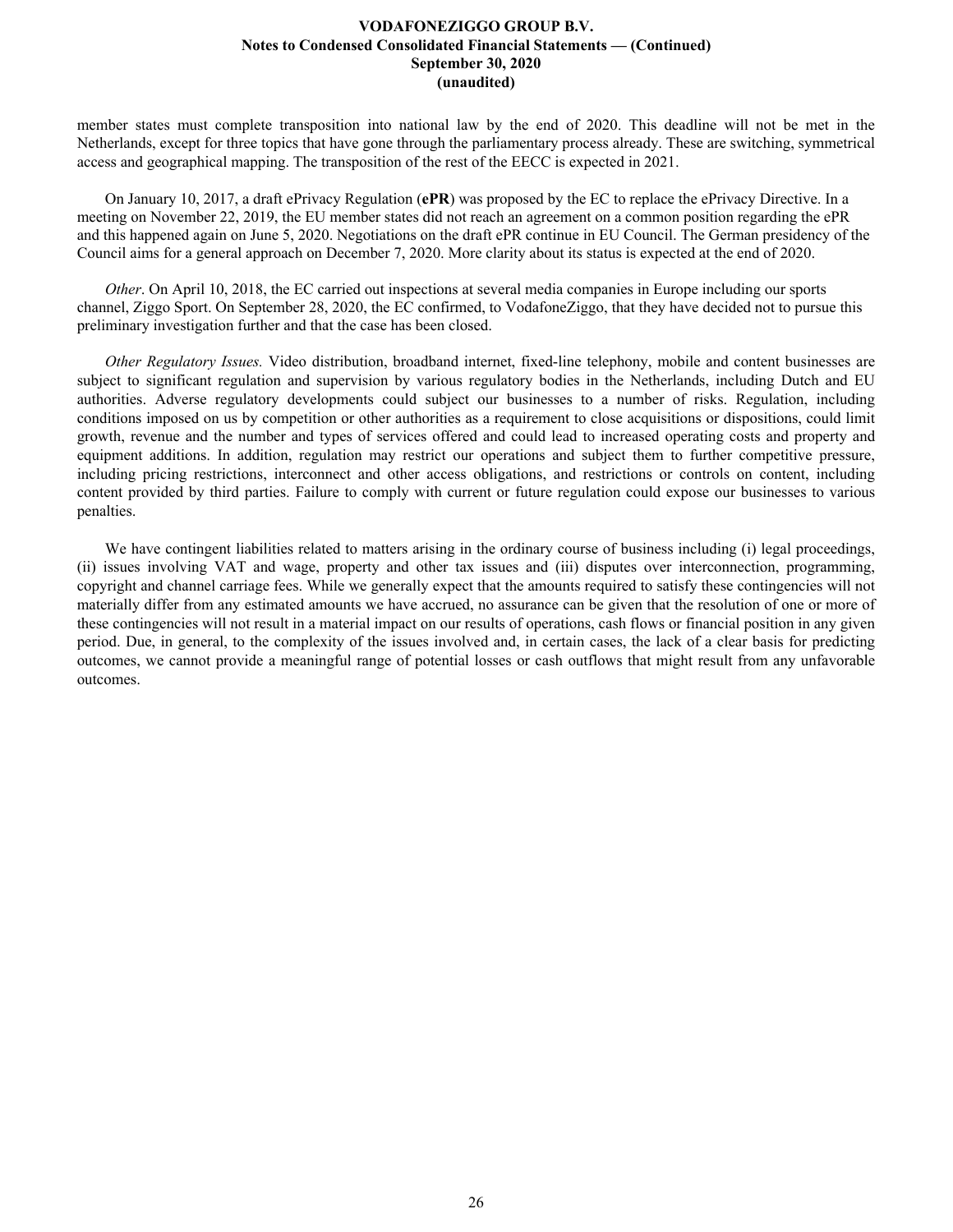member states must complete transposition into national law by the end of 2020. This deadline will not be met in the Netherlands, except for three topics that have gone through the parliamentary process already. These are switching, symmetrical access and geographical mapping. The transposition of the rest of the EECC is expected in 2021.

On January 10, 2017, a draft ePrivacy Regulation (**ePR**) was proposed by the EC to replace the ePrivacy Directive. In a meeting on November 22, 2019, the EU member states did not reach an agreement on a common position regarding the ePR and this happened again on June 5, 2020. Negotiations on the draft ePR continue in EU Council. The German presidency of the Council aims for a general approach on December 7, 2020. More clarity about its status is expected at the end of 2020.

*Other*. On April 10, 2018, the EC carried out inspections at several media companies in Europe including our sports channel, Ziggo Sport. On September 28, 2020, the EC confirmed, to VodafoneZiggo, that they have decided not to pursue this preliminary investigation further and that the case has been closed.

*Other Regulatory Issues.* Video distribution, broadband internet, fixed-line telephony, mobile and content businesses are subject to significant regulation and supervision by various regulatory bodies in the Netherlands, including Dutch and EU authorities. Adverse regulatory developments could subject our businesses to a number of risks. Regulation, including conditions imposed on us by competition or other authorities as a requirement to close acquisitions or dispositions, could limit growth, revenue and the number and types of services offered and could lead to increased operating costs and property and equipment additions. In addition, regulation may restrict our operations and subject them to further competitive pressure, including pricing restrictions, interconnect and other access obligations, and restrictions or controls on content, including content provided by third parties. Failure to comply with current or future regulation could expose our businesses to various penalties.

We have contingent liabilities related to matters arising in the ordinary course of business including (i) legal proceedings, (ii) issues involving VAT and wage, property and other tax issues and (iii) disputes over interconnection, programming, copyright and channel carriage fees. While we generally expect that the amounts required to satisfy these contingencies will not materially differ from any estimated amounts we have accrued, no assurance can be given that the resolution of one or more of these contingencies will not result in a material impact on our results of operations, cash flows or financial position in any given period. Due, in general, to the complexity of the issues involved and, in certain cases, the lack of a clear basis for predicting outcomes, we cannot provide a meaningful range of potential losses or cash outflows that might result from any unfavorable outcomes.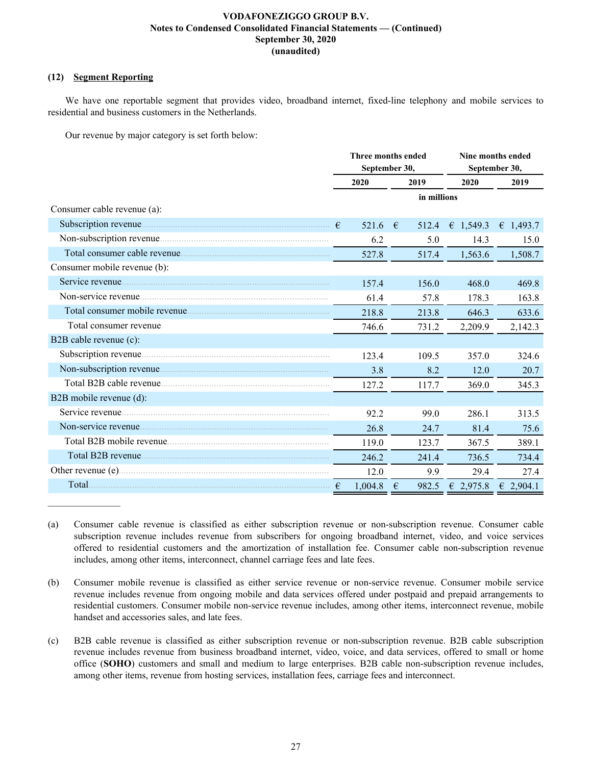### (12) Segment Reporting

We have one reportable segment that provides video, broadband internet, fixed-line telephony and mobile services to residential and business customers in the Netherlands.

Our revenue by major category is set forth below:

| | Three months ended September 30, | | Nine months ended September 30, | |
|---|---|---|---|---|
| | 2020 | 2019 | 2020 | 2019 |
| | in millions | | | |
| Consumer cable revenue (a): | | | | |
| Subscription revenue | € 521.6 | € 512.4 | € 1,549.3 | € 1,493.7 |
| Non-subscription revenue | 6.2 | 5.0 | 14.3 | 15.0 |
| Total consumer cable revenue | 527.8 | 517.4 | 1,563.6 | 1,508.7 |
| Consumer mobile revenue (b): | | | | |
| Service revenue | 157.4 | 156.0 | 468.0 | 469.8 |
| Non-service revenue | 61.4 | 57.8 | 178.3 | 163.8 |
| Total consumer mobile revenue | 218.8 | 213.8 | 646.3 | 633.6 |
| Total consumer revenue | 746.6 | 731.2 | 2,209.9 | 2,142.3 |
| B2B cable revenue (c): | | | | |
| Subscription revenue | 123.4 | 109.5 | 357.0 | 324.6 |
| Non-subscription revenue | 3.8 | 8.2 | 12.0 | 20.7 |
| Total B2B cable revenue | 127.2 | 117.7 | 369.0 | 345.3 |
| B2B mobile revenue (d): | | | | |
| Service revenue | 92.2 | 99.0 | 286.1 | 313.5 |
| Non-service revenue | 26.8 | 24.7 | 81.4 | 75.6 |
| Total B2B mobile revenue | 119.0 | 123.7 | 367.5 | 389.1 |
| Total B2B revenue | 246.2 | 241.4 | 736.5 | 734.4 |
| Other revenue (e) | 12.0 | 9.9 | 29.4 | 27.4 |
| Total | € 1,004.8 | € 982.5 | € 2,975.8 | € 2,904.1 |

_______________

(a) Consumer cable revenue is classified as either subscription revenue or non-subscription revenue. Consumer cable subscription revenue includes revenue from subscribers for ongoing broadband internet, video, and voice services offered to residential customers and the amortization of installation fee. Consumer cable non-subscription revenue includes, among other items, interconnect, channel carriage fees and late fees.

(b) Consumer mobile revenue is classified as either service revenue or non-service revenue. Consumer mobile service revenue includes revenue from ongoing mobile and data services offered under postpaid and prepaid arrangements to residential customers. Consumer mobile non-service revenue includes, among other items, interconnect revenue, mobile handset and accessories sales, and late fees.

(c) B2B cable revenue is classified as either subscription revenue or non-subscription revenue. B2B cable subscription revenue includes revenue from business broadband internet, video, voice, and data services, offered to small or home office (**SOHO**) customers and small and medium to large enterprises. B2B cable non-subscription revenue includes, among other items, revenue from hosting services, installation fees, carriage fees and interconnect.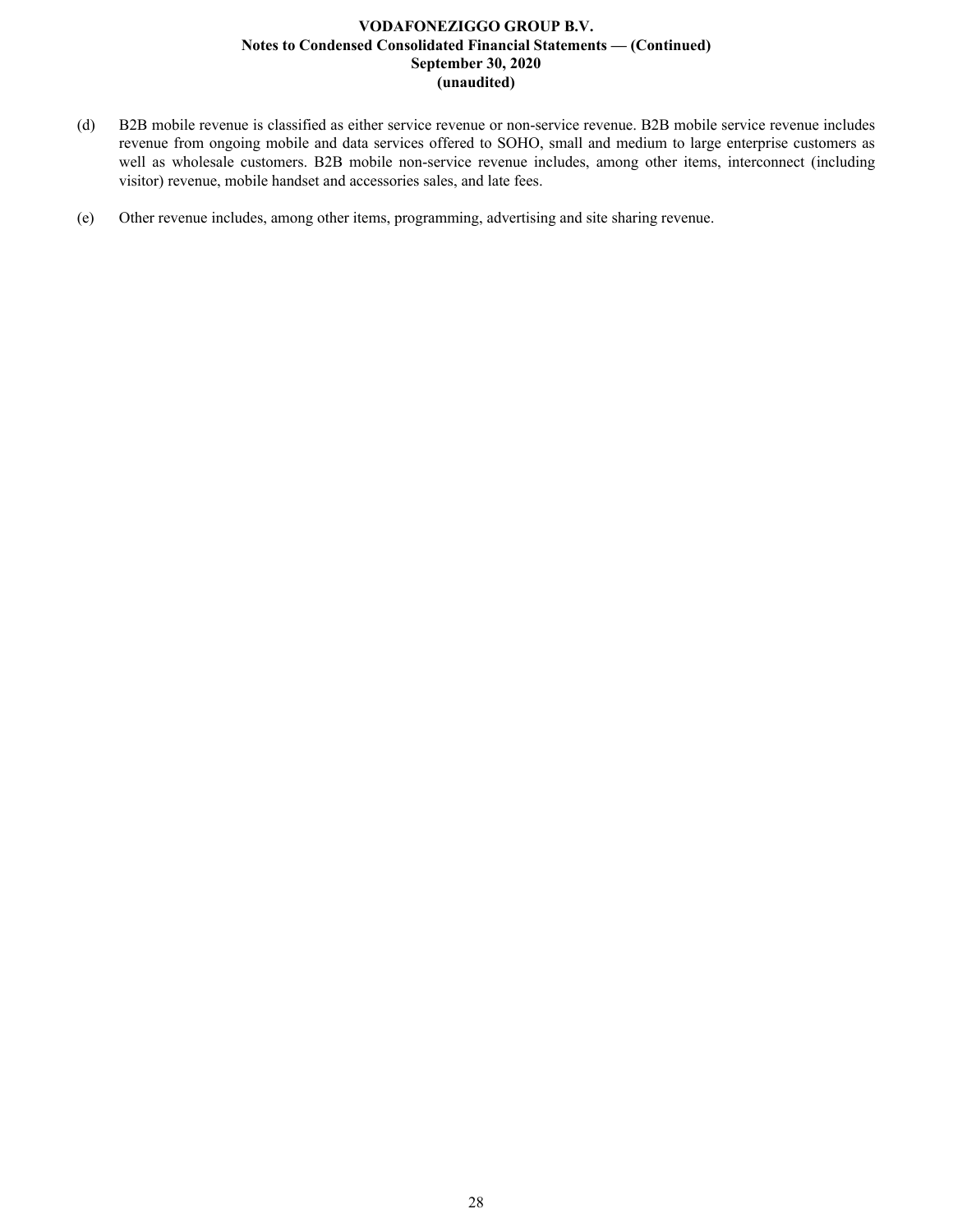(d) B2B mobile revenue is classified as either service revenue or non-service revenue. B2B mobile service revenue includes revenue from ongoing mobile and data services offered to SOHO, small and medium to large enterprise customers as well as wholesale customers. B2B mobile non-service revenue includes, among other items, interconnect (including visitor) revenue, mobile handset and accessories sales, and late fees.

(e) Other revenue includes, among other items, programming, advertising and site sharing revenue.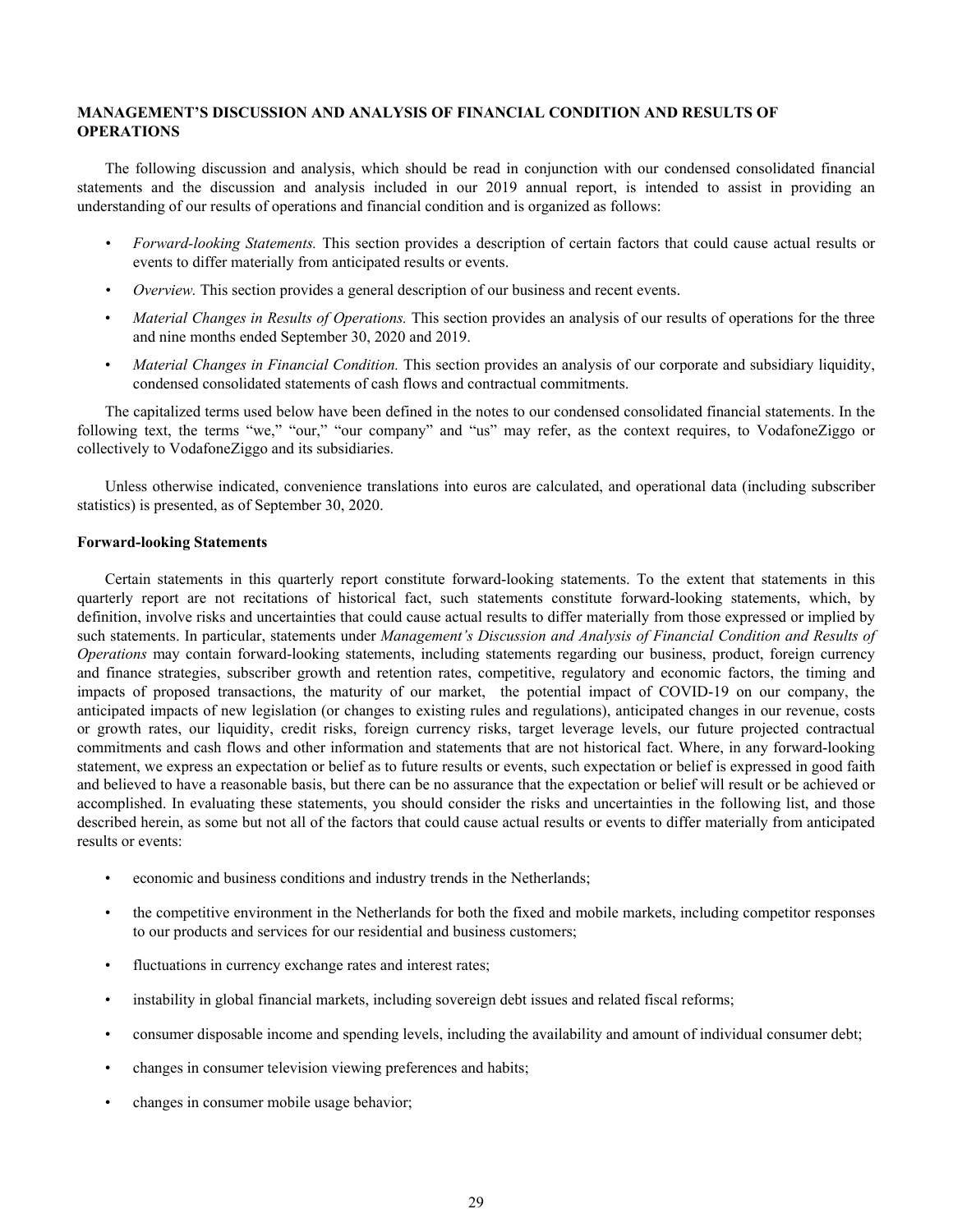## MANAGEMENT'S DISCUSSION AND ANALYSIS OF FINANCIAL CONDITION AND RESULTS OF OPERATIONS

The following discussion and analysis, which should be read in conjunction with our condensed consolidated financial statements and the discussion and analysis included in our 2019 annual report, is intended to assist in providing an understanding of our results of operations and financial condition and is organized as follows:

- *Forward-looking Statements.* This section provides a description of certain factors that could cause actual results or events to differ materially from anticipated results or events.
- *Overview.* This section provides a general description of our business and recent events.
- *Material Changes in Results of Operations.* This section provides an analysis of our results of operations for the three and nine months ended September 30, 2020 and 2019.
- *Material Changes in Financial Condition.* This section provides an analysis of our corporate and subsidiary liquidity, condensed consolidated statements of cash flows and contractual commitments.

The capitalized terms used below have been defined in the notes to our condensed consolidated financial statements. In the following text, the terms "we," "our," "our company" and "us" may refer, as the context requires, to VodafoneZiggo or collectively to VodafoneZiggo and its subsidiaries.

Unless otherwise indicated, convenience translations into euros are calculated, and operational data (including subscriber statistics) is presented, as of September 30, 2020.

### Forward-looking Statements

Certain statements in this quarterly report constitute forward-looking statements. To the extent that statements in this quarterly report are not recitations of historical fact, such statements constitute forward-looking statements, which, by definition, involve risks and uncertainties that could cause actual results to differ materially from those expressed or implied by such statements. In particular, statements under *Management's Discussion and Analysis of Financial Condition and Results of Operations* may contain forward-looking statements, including statements regarding our business, product, foreign currency and finance strategies, subscriber growth and retention rates, competitive, regulatory and economic factors, the timing and impacts of proposed transactions, the maturity of our market, the potential impact of COVID-19 on our company, the anticipated impacts of new legislation (or changes to existing rules and regulations), anticipated changes in our revenue, costs or growth rates, our liquidity, credit risks, foreign currency risks, target leverage levels, our future projected contractual commitments and cash flows and other information and statements that are not historical fact. Where, in any forward-looking statement, we express an expectation or belief as to future results or events, such expectation or belief is expressed in good faith and believed to have a reasonable basis, but there can be no assurance that the expectation or belief will result or be achieved or accomplished. In evaluating these statements, you should consider the risks and uncertainties in the following list, and those described herein, as some but not all of the factors that could cause actual results or events to differ materially from anticipated results or events:

- economic and business conditions and industry trends in the Netherlands;
- the competitive environment in the Netherlands for both the fixed and mobile markets, including competitor responses to our products and services for our residential and business customers;
- fluctuations in currency exchange rates and interest rates;
- instability in global financial markets, including sovereign debt issues and related fiscal reforms;
- consumer disposable income and spending levels, including the availability and amount of individual consumer debt;
- changes in consumer television viewing preferences and habits;
- changes in consumer mobile usage behavior;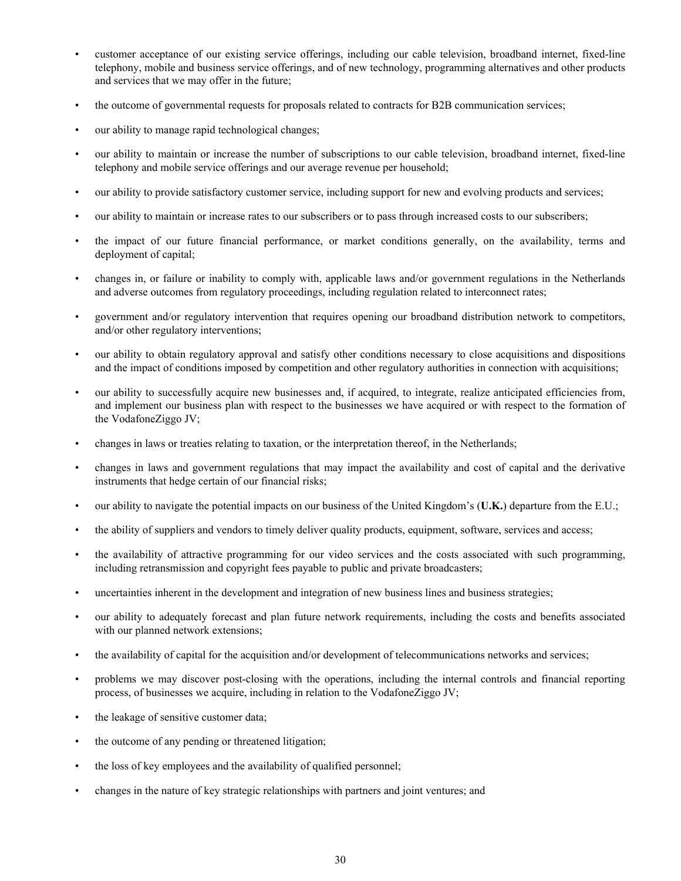- customer acceptance of our existing service offerings, including our cable television, broadband internet, fixed-line telephony, mobile and business service offerings, and of new technology, programming alternatives and other products and services that we may offer in the future;
- the outcome of governmental requests for proposals related to contracts for B2B communication services;
- our ability to manage rapid technological changes;
- our ability to maintain or increase the number of subscriptions to our cable television, broadband internet, fixed-line telephony and mobile service offerings and our average revenue per household;
- our ability to provide satisfactory customer service, including support for new and evolving products and services;
- our ability to maintain or increase rates to our subscribers or to pass through increased costs to our subscribers;
- the impact of our future financial performance, or market conditions generally, on the availability, terms and deployment of capital;
- changes in, or failure or inability to comply with, applicable laws and/or government regulations in the Netherlands and adverse outcomes from regulatory proceedings, including regulation related to interconnect rates;
- government and/or regulatory intervention that requires opening our broadband distribution network to competitors, and/or other regulatory interventions;
- our ability to obtain regulatory approval and satisfy other conditions necessary to close acquisitions and dispositions and the impact of conditions imposed by competition and other regulatory authorities in connection with acquisitions;
- our ability to successfully acquire new businesses and, if acquired, to integrate, realize anticipated efficiencies from, and implement our business plan with respect to the businesses we have acquired or with respect to the formation of the VodafoneZiggo JV;
- changes in laws or treaties relating to taxation, or the interpretation thereof, in the Netherlands;
- changes in laws and government regulations that may impact the availability and cost of capital and the derivative instruments that hedge certain of our financial risks;
- our ability to navigate the potential impacts on our business of the United Kingdom's (**U.K.**) departure from the E.U.;
- the ability of suppliers and vendors to timely deliver quality products, equipment, software, services and access;
- the availability of attractive programming for our video services and the costs associated with such programming, including retransmission and copyright fees payable to public and private broadcasters;
- uncertainties inherent in the development and integration of new business lines and business strategies;
- our ability to adequately forecast and plan future network requirements, including the costs and benefits associated with our planned network extensions;
- the availability of capital for the acquisition and/or development of telecommunications networks and services;
- problems we may discover post-closing with the operations, including the internal controls and financial reporting process, of businesses we acquire, including in relation to the VodafoneZiggo JV;
- the leakage of sensitive customer data;
- the outcome of any pending or threatened litigation;
- the loss of key employees and the availability of qualified personnel;
- changes in the nature of key strategic relationships with partners and joint ventures; and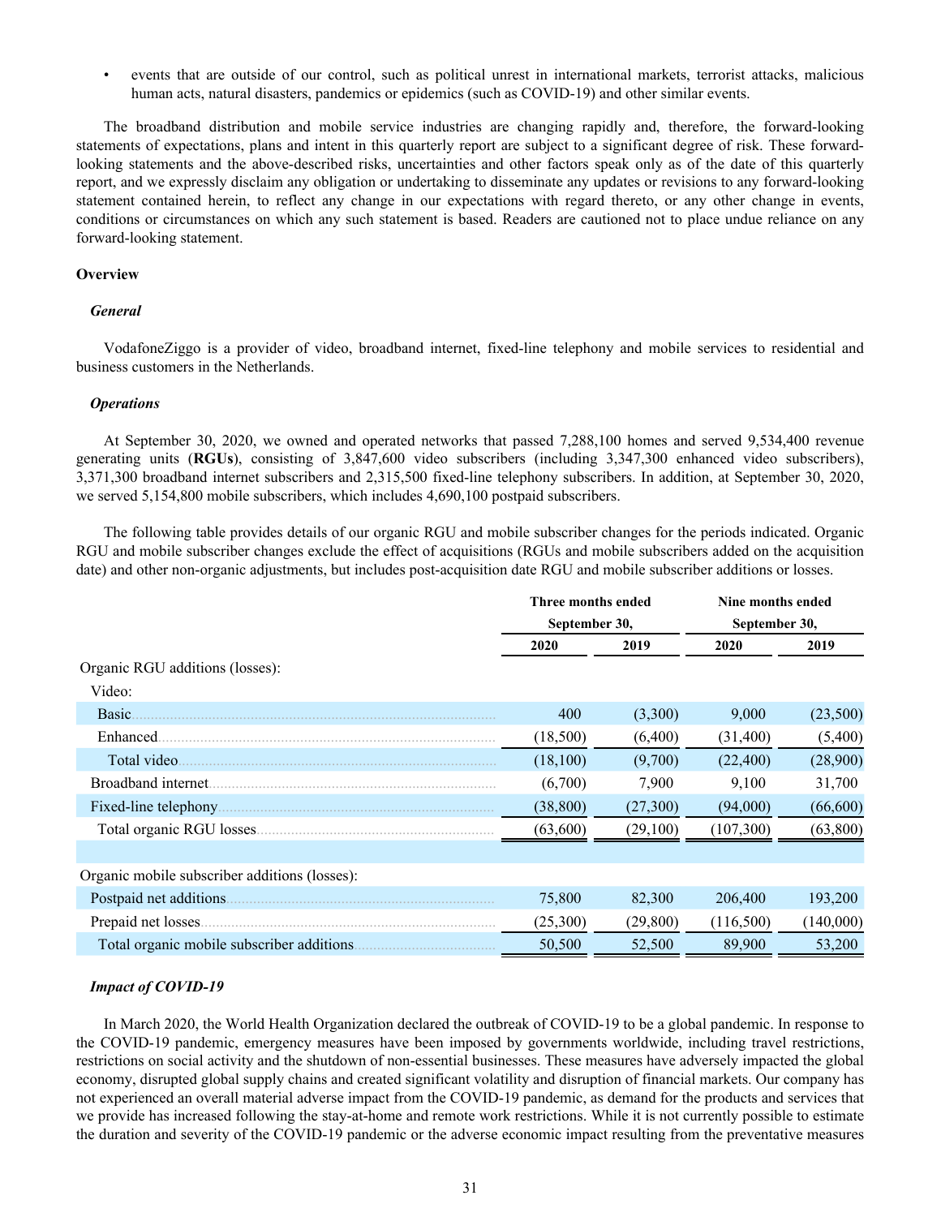- events that are outside of our control, such as political unrest in international markets, terrorist attacks, malicious human acts, natural disasters, pandemics or epidemics (such as COVID-19) and other similar events.

The broadband distribution and mobile service industries are changing rapidly and, therefore, the forward-looking statements of expectations, plans and intent in this quarterly report are subject to a significant degree of risk. These forward-looking statements and the above-described risks, uncertainties and other factors speak only as of the date of this quarterly report, and we expressly disclaim any obligation or undertaking to disseminate any updates or revisions to any forward-looking statement contained herein, to reflect any change in our expectations with regard thereto, or any other change in events, conditions or circumstances on which any such statement is based. Readers are cautioned not to place undue reliance on any forward-looking statement.

**Overview**

***General***

VodafoneZiggo is a provider of video, broadband internet, fixed-line telephony and mobile services to residential and business customers in the Netherlands.

***Operations***

At September 30, 2020, we owned and operated networks that passed 7,288,100 homes and served 9,534,400 revenue generating units (**RGUs**), consisting of 3,847,600 video subscribers (including 3,347,300 enhanced video subscribers), 3,371,300 broadband internet subscribers and 2,315,500 fixed-line telephony subscribers. In addition, at September 30, 2020, we served 5,154,800 mobile subscribers, which includes 4,690,100 postpaid subscribers.

The following table provides details of our organic RGU and mobile subscriber changes for the periods indicated. Organic RGU and mobile subscriber changes exclude the effect of acquisitions (RGUs and mobile subscribers added on the acquisition date) and other non-organic adjustments, but includes post-acquisition date RGU and mobile subscriber additions or losses.

| | Three months ended September 30, | | Nine months ended September 30, | |
|---|---|---|---|---|
| | 2020 | 2019 | 2020 | 2019 |
| Organic RGU additions (losses): | | | | |
| Video: | | | | |
| Basic | 400 | (3,300) | 9,000 | (23,500) |
| Enhanced | (18,500) | (6,400) | (31,400) | (5,400) |
| Total video | (18,100) | (9,700) | (22,400) | (28,900) |
| Broadband internet | (6,700) | 7,900 | 9,100 | 31,700 |
| Fixed-line telephony | (38,800) | (27,300) | (94,000) | (66,600) |
| Total organic RGU losses | (63,600) | (29,100) | (107,300) | (63,800) |
| | | | | |
| Organic mobile subscriber additions (losses): | | | | |
| Postpaid net additions | 75,800 | 82,300 | 206,400 | 193,200 |
| Prepaid net losses | (25,300) | (29,800) | (116,500) | (140,000) |
| Total organic mobile subscriber additions | 50,500 | 52,500 | 89,900 | 53,200 |

***Impact of COVID-19***

In March 2020, the World Health Organization declared the outbreak of COVID-19 to be a global pandemic. In response to the COVID-19 pandemic, emergency measures have been imposed by governments worldwide, including travel restrictions, restrictions on social activity and the shutdown of non-essential businesses. These measures have adversely impacted the global economy, disrupted global supply chains and created significant volatility and disruption of financial markets. Our company has not experienced an overall material adverse impact from the COVID-19 pandemic, as demand for the products and services that we provide has increased following the stay-at-home and remote work restrictions. While it is not currently possible to estimate the duration and severity of the COVID-19 pandemic or the adverse economic impact resulting from the preventative measures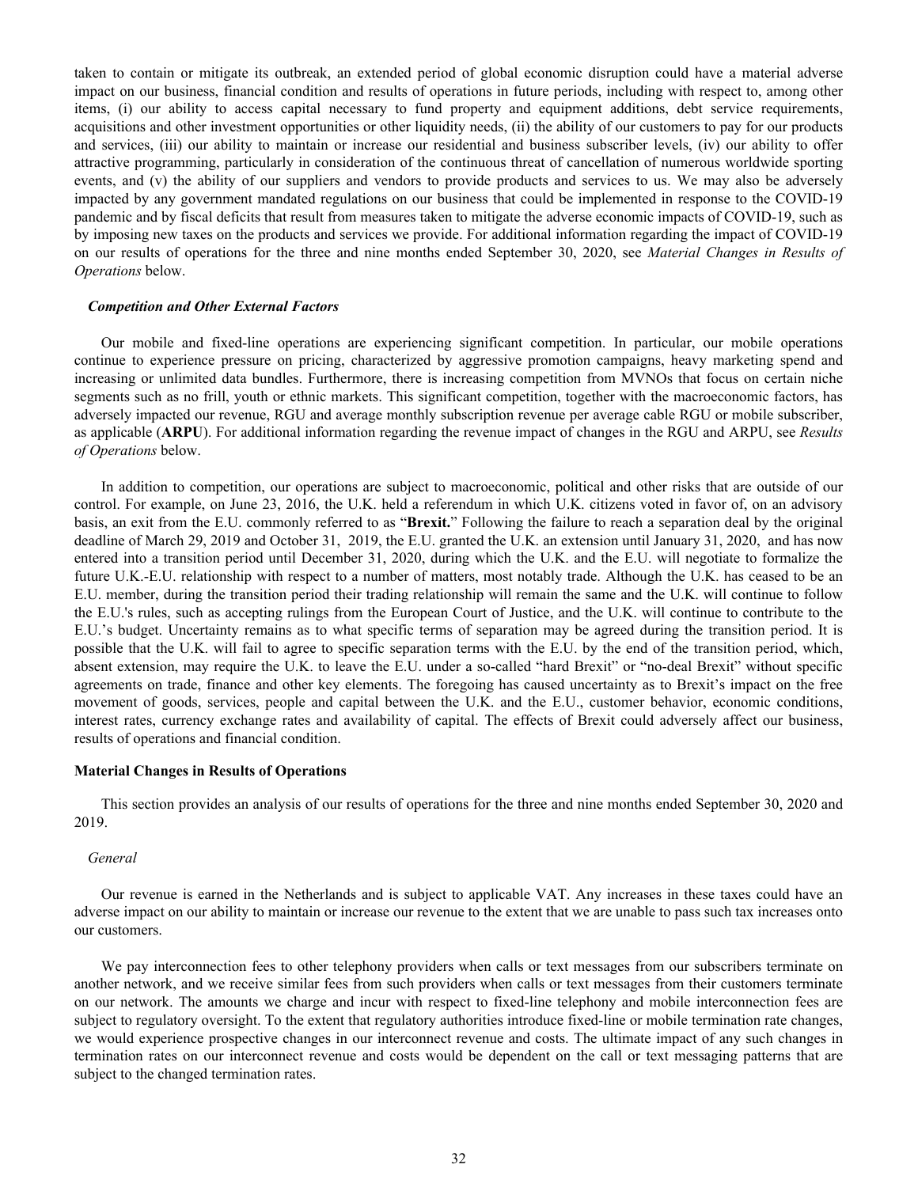taken to contain or mitigate its outbreak, an extended period of global economic disruption could have a material adverse impact on our business, financial condition and results of operations in future periods, including with respect to, among other items, (i) our ability to access capital necessary to fund property and equipment additions, debt service requirements, acquisitions and other investment opportunities or other liquidity needs, (ii) the ability of our customers to pay for our products and services, (iii) our ability to maintain or increase our residential and business subscriber levels, (iv) our ability to offer attractive programming, particularly in consideration of the continuous threat of cancellation of numerous worldwide sporting events, and (v) the ability of our suppliers and vendors to provide products and services to us. We may also be adversely impacted by any government mandated regulations on our business that could be implemented in response to the COVID-19 pandemic and by fiscal deficits that result from measures taken to mitigate the adverse economic impacts of COVID-19, such as by imposing new taxes on the products and services we provide. For additional information regarding the impact of COVID-19 on our results of operations for the three and nine months ended September 30, 2020, see *Material Changes in Results of Operations* below.

### *Competition and Other External Factors*

Our mobile and fixed-line operations are experiencing significant competition. In particular, our mobile operations continue to experience pressure on pricing, characterized by aggressive promotion campaigns, heavy marketing spend and increasing or unlimited data bundles. Furthermore, there is increasing competition from MVNOs that focus on certain niche segments such as no frill, youth or ethnic markets. This significant competition, together with the macroeconomic factors, has adversely impacted our revenue, RGU and average monthly subscription revenue per average cable RGU or mobile subscriber, as applicable (**ARPU**). For additional information regarding the revenue impact of changes in the RGU and ARPU, see *Results of Operations* below.

In addition to competition, our operations are subject to macroeconomic, political and other risks that are outside of our control. For example, on June 23, 2016, the U.K. held a referendum in which U.K. citizens voted in favor of, on an advisory basis, an exit from the E.U. commonly referred to as "**Brexit.**" Following the failure to reach a separation deal by the original deadline of March 29, 2019 and October 31, 2019, the E.U. granted the U.K. an extension until January 31, 2020, and has now entered into a transition period until December 31, 2020, during which the U.K. and the E.U. will negotiate to formalize the future U.K.-E.U. relationship with respect to a number of matters, most notably trade. Although the U.K. has ceased to be an E.U. member, during the transition period their trading relationship will remain the same and the U.K. will continue to follow the E.U.'s rules, such as accepting rulings from the European Court of Justice, and the U.K. will continue to contribute to the E.U.'s budget. Uncertainty remains as to what specific terms of separation may be agreed during the transition period. It is possible that the U.K. will fail to agree to specific separation terms with the E.U. by the end of the transition period, which, absent extension, may require the U.K. to leave the E.U. under a so-called "hard Brexit" or "no-deal Brexit" without specific agreements on trade, finance and other key elements. The foregoing has caused uncertainty as to Brexit's impact on the free movement of goods, services, people and capital between the U.K. and the E.U., customer behavior, economic conditions, interest rates, currency exchange rates and availability of capital. The effects of Brexit could adversely affect our business, results of operations and financial condition.

## Material Changes in Results of Operations

This section provides an analysis of our results of operations for the three and nine months ended September 30, 2020 and 2019.

### *General*

Our revenue is earned in the Netherlands and is subject to applicable VAT. Any increases in these taxes could have an adverse impact on our ability to maintain or increase our revenue to the extent that we are unable to pass such tax increases onto our customers.

We pay interconnection fees to other telephony providers when calls or text messages from our subscribers terminate on another network, and we receive similar fees from such providers when calls or text messages from their customers terminate on our network. The amounts we charge and incur with respect to fixed-line telephony and mobile interconnection fees are subject to regulatory oversight. To the extent that regulatory authorities introduce fixed-line or mobile termination rate changes, we would experience prospective changes in our interconnect revenue and costs. The ultimate impact of any such changes in termination rates on our interconnect revenue and costs would be dependent on the call or text messaging patterns that are subject to the changed termination rates.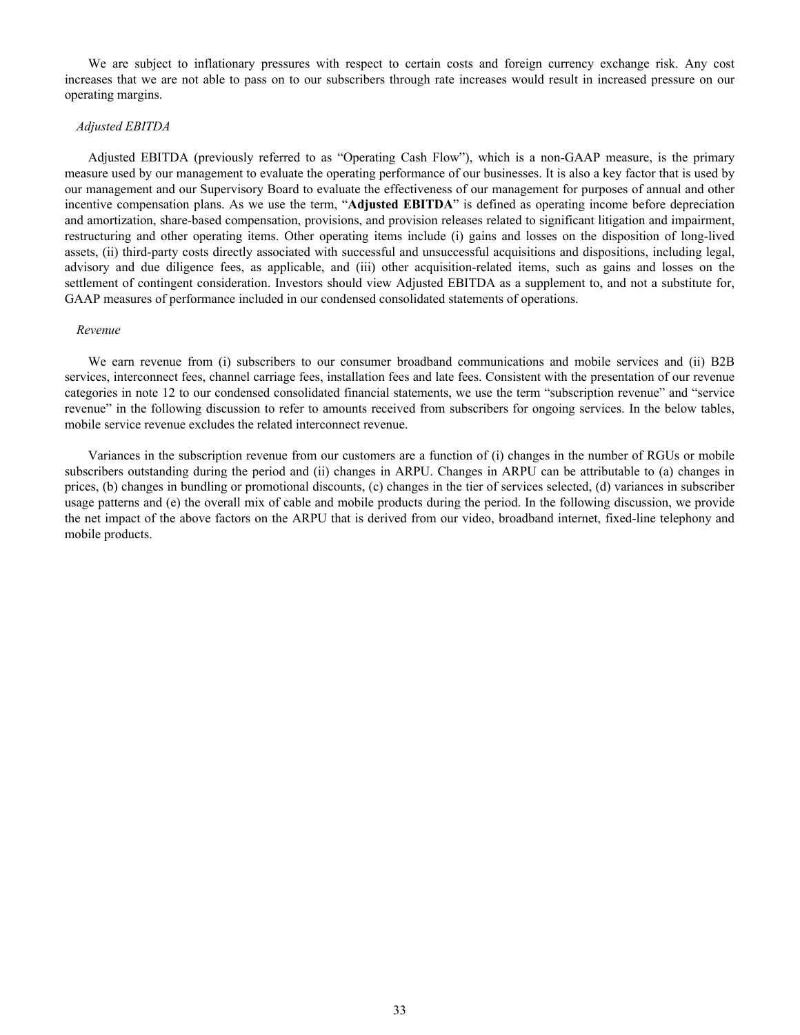We are subject to inflationary pressures with respect to certain costs and foreign currency exchange risk. Any cost increases that we are not able to pass on to our subscribers through rate increases would result in increased pressure on our operating margins.

*Adjusted EBITDA*

Adjusted EBITDA (previously referred to as "Operating Cash Flow"), which is a non-GAAP measure, is the primary measure used by our management to evaluate the operating performance of our businesses. It is also a key factor that is used by our management and our Supervisory Board to evaluate the effectiveness of our management for purposes of annual and other incentive compensation plans. As we use the term, "**Adjusted EBITDA**" is defined as operating income before depreciation and amortization, share-based compensation, provisions, and provision releases related to significant litigation and impairment, restructuring and other operating items. Other operating items include (i) gains and losses on the disposition of long-lived assets, (ii) third-party costs directly associated with successful and unsuccessful acquisitions and dispositions, including legal, advisory and due diligence fees, as applicable, and (iii) other acquisition-related items, such as gains and losses on the settlement of contingent consideration. Investors should view Adjusted EBITDA as a supplement to, and not a substitute for, GAAP measures of performance included in our condensed consolidated statements of operations.

*Revenue*

We earn revenue from (i) subscribers to our consumer broadband communications and mobile services and (ii) B2B services, interconnect fees, channel carriage fees, installation fees and late fees. Consistent with the presentation of our revenue categories in note 12 to our condensed consolidated financial statements, we use the term "subscription revenue" and "service revenue" in the following discussion to refer to amounts received from subscribers for ongoing services. In the below tables, mobile service revenue excludes the related interconnect revenue.

Variances in the subscription revenue from our customers are a function of (i) changes in the number of RGUs or mobile subscribers outstanding during the period and (ii) changes in ARPU. Changes in ARPU can be attributable to (a) changes in prices, (b) changes in bundling or promotional discounts, (c) changes in the tier of services selected, (d) variances in subscriber usage patterns and (e) the overall mix of cable and mobile products during the period. In the following discussion, we provide the net impact of the above factors on the ARPU that is derived from our video, broadband internet, fixed-line telephony and mobile products.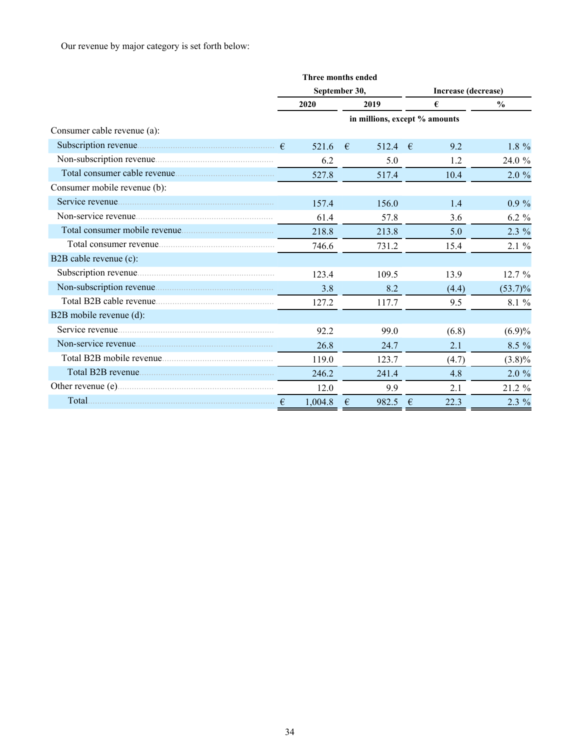Our revenue by major category is set forth below:

| | Three months ended September 30, | | Increase (decrease) | |
|---|---|---|---|---|
| | 2020 | 2019 | € | % |
| | in millions, except % amounts | | | |
| Consumer cable revenue (a): | | | | |
| Subscription revenue | € 521.6 | € 512.4 | € 9.2 | 1.8 % |
| Non-subscription revenue | 6.2 | 5.0 | 1.2 | 24.0 % |
| Total consumer cable revenue | 527.8 | 517.4 | 10.4 | 2.0 % |
| Consumer mobile revenue (b): | | | | |
| Service revenue | 157.4 | 156.0 | 1.4 | 0.9 % |
| Non-service revenue | 61.4 | 57.8 | 3.6 | 6.2 % |
| Total consumer mobile revenue | 218.8 | 213.8 | 5.0 | 2.3 % |
| Total consumer revenue | 746.6 | 731.2 | 15.4 | 2.1 % |
| B2B cable revenue (c): | | | | |
| Subscription revenue | 123.4 | 109.5 | 13.9 | 12.7 % |
| Non-subscription revenue | 3.8 | 8.2 | (4.4) | (53.7)% |
| Total B2B cable revenue | 127.2 | 117.7 | 9.5 | 8.1 % |
| B2B mobile revenue (d): | | | | |
| Service revenue | 92.2 | 99.0 | (6.8) | (6.9)% |
| Non-service revenue | 26.8 | 24.7 | 2.1 | 8.5 % |
| Total B2B mobile revenue | 119.0 | 123.7 | (4.7) | (3.8)% |
| Total B2B revenue | 246.2 | 241.4 | 4.8 | 2.0 % |
| Other revenue (e) | 12.0 | 9.9 | 2.1 | 21.2 % |
| Total | € 1,004.8 | € 982.5 | € 22.3 | 2.3 % |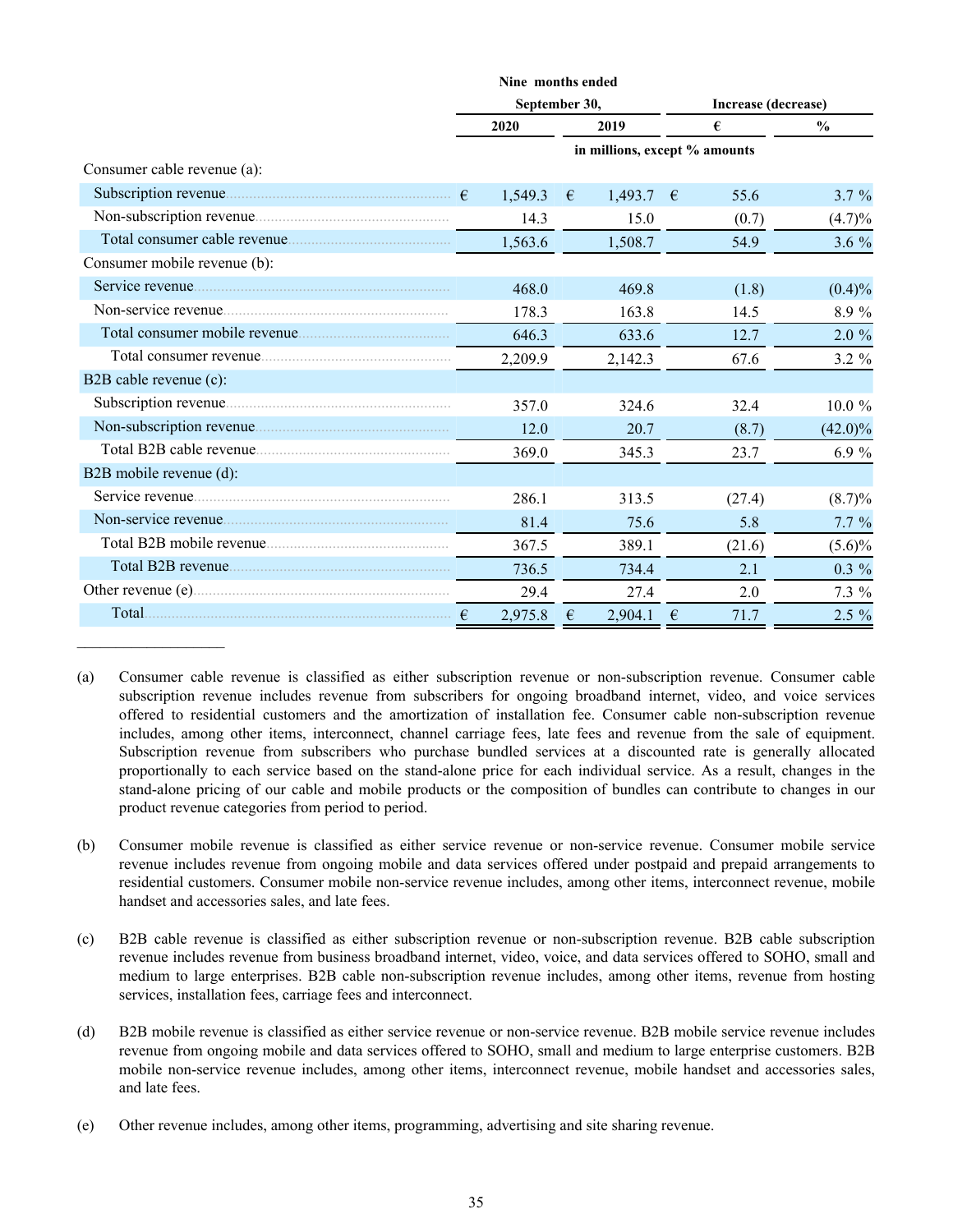| | Nine months ended September 30, | | Increase (decrease) | |
|---|---|---|---|---|
| | 2020 | 2019 | € | % |
| | in millions, except % amounts | | | |
| Consumer cable revenue (a): | | | | |
| Subscription revenue | € 1,549.3 | € 1,493.7 | € 55.6 | 3.7 % |
| Non-subscription revenue | 14.3 | 15.0 | (0.7) | (4.7)% |
| Total consumer cable revenue | 1,563.6 | 1,508.7 | 54.9 | 3.6 % |
| Consumer mobile revenue (b): | | | | |
| Service revenue | 468.0 | 469.8 | (1.8) | (0.4)% |
| Non-service revenue | 178.3 | 163.8 | 14.5 | 8.9 % |
| Total consumer mobile revenue | 646.3 | 633.6 | 12.7 | 2.0 % |
| Total consumer revenue | 2,209.9 | 2,142.3 | 67.6 | 3.2 % |
| B2B cable revenue (c): | | | | |
| Subscription revenue | 357.0 | 324.6 | 32.4 | 10.0 % |
| Non-subscription revenue | 12.0 | 20.7 | (8.7) | (42.0)% |
| Total B2B cable revenue | 369.0 | 345.3 | 23.7 | 6.9 % |
| B2B mobile revenue (d): | | | | |
| Service revenue | 286.1 | 313.5 | (27.4) | (8.7)% |
| Non-service revenue | 81.4 | 75.6 | 5.8 | 7.7 % |
| Total B2B mobile revenue | 367.5 | 389.1 | (21.6) | (5.6)% |
| Total B2B revenue | 736.5 | 734.4 | 2.1 | 0.3 % |
| Other revenue (e) | 29.4 | 27.4 | 2.0 | 7.3 % |
| Total | € 2,975.8 | € 2,904.1 | € 71.7 | 2.5 % |

(a) Consumer cable revenue is classified as either subscription revenue or non-subscription revenue. Consumer cable subscription revenue includes revenue from subscribers for ongoing broadband internet, video, and voice services offered to residential customers and the amortization of installation fee. Consumer cable non-subscription revenue includes, among other items, interconnect, channel carriage fees, late fees and revenue from the sale of equipment. Subscription revenue from subscribers who purchase bundled services at a discounted rate is generally allocated proportionally to each service based on the stand-alone price for each individual service. As a result, changes in the stand-alone pricing of our cable and mobile products or the composition of bundles can contribute to changes in our product revenue categories from period to period.

(b) Consumer mobile revenue is classified as either service revenue or non-service revenue. Consumer mobile service revenue includes revenue from ongoing mobile and data services offered under postpaid and prepaid arrangements to residential customers. Consumer mobile non-service revenue includes, among other items, interconnect revenue, mobile handset and accessories sales, and late fees.

(c) B2B cable revenue is classified as either subscription revenue or non-subscription revenue. B2B cable subscription revenue includes revenue from business broadband internet, video, voice, and data services offered to SOHO, small and medium to large enterprises. B2B cable non-subscription revenue includes, among other items, revenue from hosting services, installation fees, carriage fees and interconnect.

(d) B2B mobile revenue is classified as either service revenue or non-service revenue. B2B mobile service revenue includes revenue from ongoing mobile and data services offered to SOHO, small and medium to large enterprise customers. B2B mobile non-service revenue includes, among other items, interconnect revenue, mobile handset and accessories sales, and late fees.

(e) Other revenue includes, among other items, programming, advertising and site sharing revenue.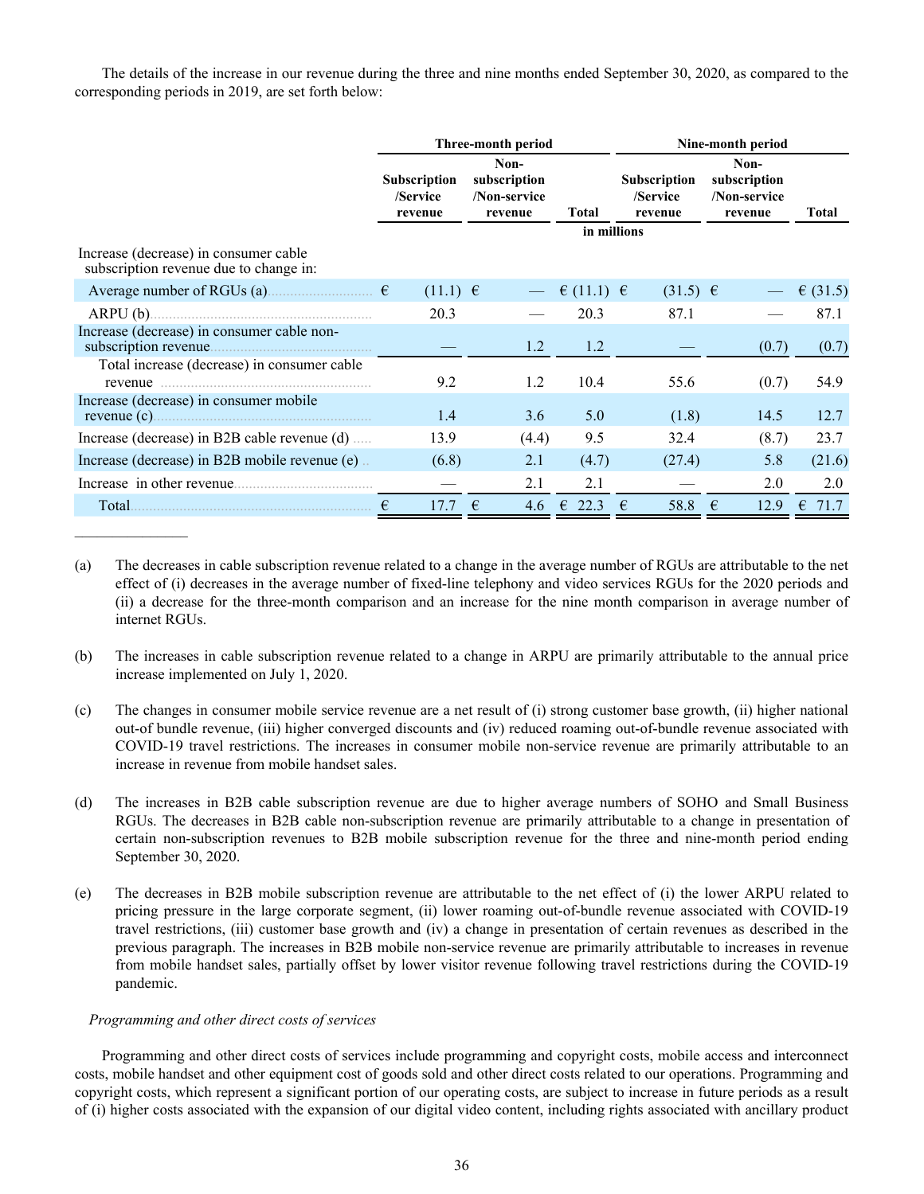The details of the increase in our revenue during the three and nine months ended September 30, 2020, as compared to the corresponding periods in 2019, are set forth below:

| | Three-month period | | | Nine-month period | | |
|---|---|---|---|---|---|---|
| | Subscription /Service revenue | Non-subscription /Non-service revenue | Total | Subscription /Service revenue | Non-subscription /Non-service revenue | Total |
| | in millions | | | | | |
| Increase (decrease) in consumer cable subscription revenue due to change in: | | | | | | |
| Average number of RGUs (a) | € (11.1) | € — | € (11.1) | € (31.5) | € — | € (31.5) |
| ARPU (b) | 20.3 | — | 20.3 | 87.1 | — | 87.1 |
| Increase (decrease) in consumer cable non-subscription revenue | — | 1.2 | 1.2 | — | (0.7) | (0.7) |
| Total increase (decrease) in consumer cable revenue | 9.2 | 1.2 | 10.4 | 55.6 | (0.7) | 54.9 |
| Increase (decrease) in consumer mobile revenue (c) | 1.4 | 3.6 | 5.0 | (1.8) | 14.5 | 12.7 |
| Increase (decrease) in B2B cable revenue (d) | 13.9 | (4.4) | 9.5 | 32.4 | (8.7) | 23.7 |
| Increase (decrease) in B2B mobile revenue (e) | (6.8) | 2.1 | (4.7) | (27.4) | 5.8 | (21.6) |
| Increase in other revenue | — | 2.1 | 2.1 | — | 2.0 | 2.0 |
| Total | € 17.7 | € 4.6 | € 22.3 | € 58.8 | € 12.9 | € 71.7 |

(a) The decreases in cable subscription revenue related to a change in the average number of RGUs are attributable to the net effect of (i) decreases in the average number of fixed-line telephony and video services RGUs for the 2020 periods and (ii) a decrease for the three-month comparison and an increase for the nine month comparison in average number of internet RGUs.

(b) The increases in cable subscription revenue related to a change in ARPU are primarily attributable to the annual price increase implemented on July 1, 2020.

(c) The changes in consumer mobile service revenue are a net result of (i) strong customer base growth, (ii) higher national out-of bundle revenue, (iii) higher converged discounts and (iv) reduced roaming out-of-bundle revenue associated with COVID-19 travel restrictions. The increases in consumer mobile non-service revenue are primarily attributable to an increase in revenue from mobile handset sales.

(d) The increases in B2B cable subscription revenue are due to higher average numbers of SOHO and Small Business RGUs. The decreases in B2B cable non-subscription revenue are primarily attributable to a change in presentation of certain non-subscription revenues to B2B mobile subscription revenue for the three and nine-month period ending September 30, 2020.

(e) The decreases in B2B mobile subscription revenue are attributable to the net effect of (i) the lower ARPU related to pricing pressure in the large corporate segment, (ii) lower roaming out-of-bundle revenue associated with COVID-19 travel restrictions, (iii) customer base growth and (iv) a change in presentation of certain revenues as described in the previous paragraph. The increases in B2B mobile non-service revenue are primarily attributable to increases in revenue from mobile handset sales, partially offset by lower visitor revenue following travel restrictions during the COVID-19 pandemic.

*Programming and other direct costs of services*

Programming and other direct costs of services include programming and copyright costs, mobile access and interconnect costs, mobile handset and other equipment cost of goods sold and other direct costs related to our operations. Programming and copyright costs, which represent a significant portion of our operating costs, are subject to increase in future periods as a result of (i) higher costs associated with the expansion of our digital video content, including rights associated with ancillary product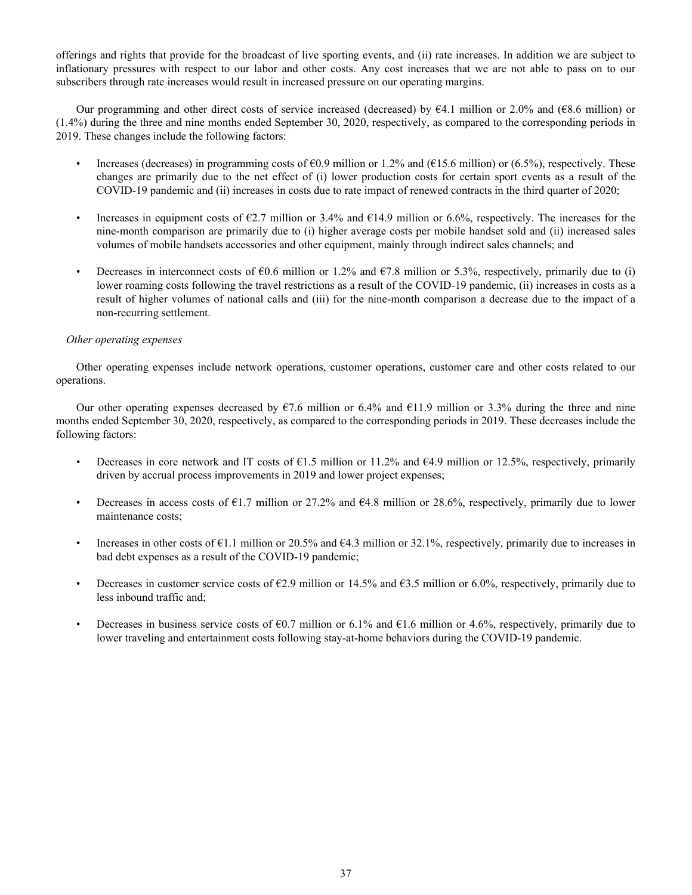offerings and rights that provide for the broadcast of live sporting events, and (ii) rate increases. In addition we are subject to inflationary pressures with respect to our labor and other costs. Any cost increases that we are not able to pass on to our subscribers through rate increases would result in increased pressure on our operating margins.

Our programming and other direct costs of service increased (decreased) by €4.1 million or 2.0% and (€8.6 million) or (1.4%) during the three and nine months ended September 30, 2020, respectively, as compared to the corresponding periods in 2019. These changes include the following factors:

- Increases (decreases) in programming costs of €0.9 million or 1.2% and (€15.6 million) or (6.5%), respectively. These changes are primarily due to the net effect of (i) lower production costs for certain sport events as a result of the COVID-19 pandemic and (ii) increases in costs due to rate impact of renewed contracts in the third quarter of 2020;
- Increases in equipment costs of €2.7 million or 3.4% and €14.9 million or 6.6%, respectively. The increases for the nine-month comparison are primarily due to (i) higher average costs per mobile handset sold and (ii) increased sales volumes of mobile handsets accessories and other equipment, mainly through indirect sales channels; and
- Decreases in interconnect costs of €0.6 million or 1.2% and €7.8 million or 5.3%, respectively, primarily due to (i) lower roaming costs following the travel restrictions as a result of the COVID-19 pandemic, (ii) increases in costs as a result of higher volumes of national calls and (iii) for the nine-month comparison a decrease due to the impact of a non-recurring settlement.

*Other operating expenses*

Other operating expenses include network operations, customer operations, customer care and other costs related to our operations.

Our other operating expenses decreased by €7.6 million or 6.4% and €11.9 million or 3.3% during the three and nine months ended September 30, 2020, respectively, as compared to the corresponding periods in 2019. These decreases include the following factors:

- Decreases in core network and IT costs of €1.5 million or 11.2% and €4.9 million or 12.5%, respectively, primarily driven by accrual process improvements in 2019 and lower project expenses;
- Decreases in access costs of €1.7 million or 27.2% and €4.8 million or 28.6%, respectively, primarily due to lower maintenance costs;
- Increases in other costs of €1.1 million or 20.5% and €4.3 million or 32.1%, respectively, primarily due to increases in bad debt expenses as a result of the COVID-19 pandemic;
- Decreases in customer service costs of €2.9 million or 14.5% and €3.5 million or 6.0%, respectively, primarily due to less inbound traffic and;
- Decreases in business service costs of €0.7 million or 6.1% and €1.6 million or 4.6%, respectively, primarily due to lower traveling and entertainment costs following stay-at-home behaviors during the COVID-19 pandemic.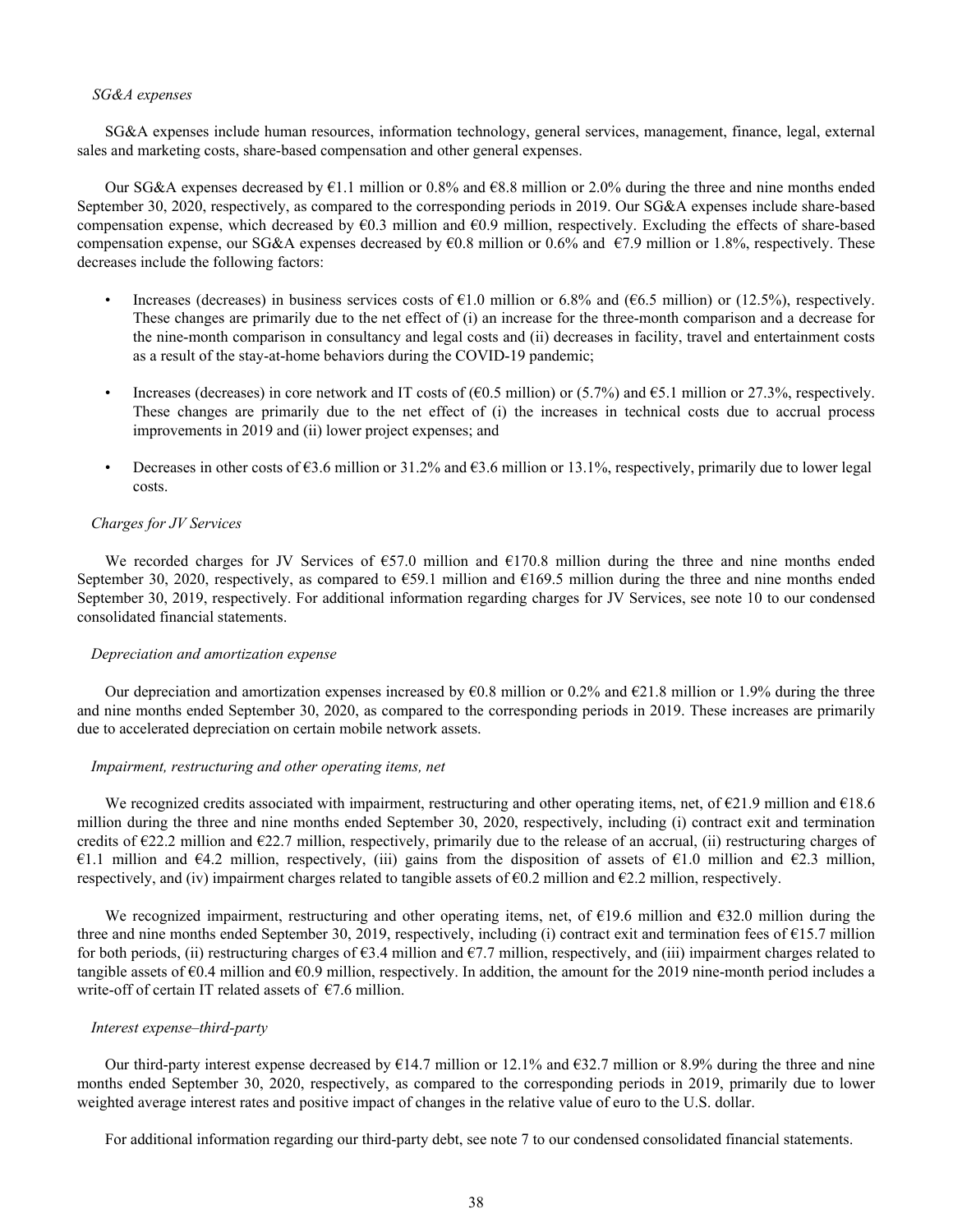*SG&A expenses*

SG&A expenses include human resources, information technology, general services, management, finance, legal, external sales and marketing costs, share-based compensation and other general expenses.

Our SG&A expenses decreased by €1.1 million or 0.8% and €8.8 million or 2.0% during the three and nine months ended September 30, 2020, respectively, as compared to the corresponding periods in 2019. Our SG&A expenses include share-based compensation expense, which decreased by €0.3 million and €0.9 million, respectively. Excluding the effects of share-based compensation expense, our SG&A expenses decreased by €0.8 million or 0.6% and €7.9 million or 1.8%, respectively. These decreases include the following factors:

- Increases (decreases) in business services costs of €1.0 million or 6.8% and (€6.5 million) or (12.5%), respectively. These changes are primarily due to the net effect of (i) an increase for the three-month comparison and a decrease for the nine-month comparison in consultancy and legal costs and (ii) decreases in facility, travel and entertainment costs as a result of the stay-at-home behaviors during the COVID-19 pandemic;

- Increases (decreases) in core network and IT costs of (€0.5 million) or (5.7%) and €5.1 million or 27.3%, respectively. These changes are primarily due to the net effect of (i) the increases in technical costs due to accrual process improvements in 2019 and (ii) lower project expenses; and

- Decreases in other costs of €3.6 million or 31.2% and €3.6 million or 13.1%, respectively, primarily due to lower legal costs.

*Charges for JV Services*

We recorded charges for JV Services of €57.0 million and €170.8 million during the three and nine months ended September 30, 2020, respectively, as compared to €59.1 million and €169.5 million during the three and nine months ended September 30, 2019, respectively. For additional information regarding charges for JV Services, see note 10 to our condensed consolidated financial statements.

*Depreciation and amortization expense*

Our depreciation and amortization expenses increased by €0.8 million or 0.2% and €21.8 million or 1.9% during the three and nine months ended September 30, 2020, as compared to the corresponding periods in 2019. These increases are primarily due to accelerated depreciation on certain mobile network assets.

*Impairment, restructuring and other operating items, net*

We recognized credits associated with impairment, restructuring and other operating items, net, of €21.9 million and €18.6 million during the three and nine months ended September 30, 2020, respectively, including (i) contract exit and termination credits of €22.2 million and €22.7 million, respectively, primarily due to the release of an accrual, (ii) restructuring charges of €1.1 million and €4.2 million, respectively, (iii) gains from the disposition of assets of €1.0 million and €2.3 million, respectively, and (iv) impairment charges related to tangible assets of €0.2 million and €2.2 million, respectively.

We recognized impairment, restructuring and other operating items, net, of €19.6 million and €32.0 million during the three and nine months ended September 30, 2019, respectively, including (i) contract exit and termination fees of €15.7 million for both periods, (ii) restructuring charges of €3.4 million and €7.7 million, respectively, and (iii) impairment charges related to tangible assets of €0.4 million and €0.9 million, respectively. In addition, the amount for the 2019 nine-month period includes a write-off of certain IT related assets of €7.6 million.

*Interest expense–third-party*

Our third-party interest expense decreased by €14.7 million or 12.1% and €32.7 million or 8.9% during the three and nine months ended September 30, 2020, respectively, as compared to the corresponding periods in 2019, primarily due to lower weighted average interest rates and positive impact of changes in the relative value of euro to the U.S. dollar.

For additional information regarding our third-party debt, see note 7 to our condensed consolidated financial statements.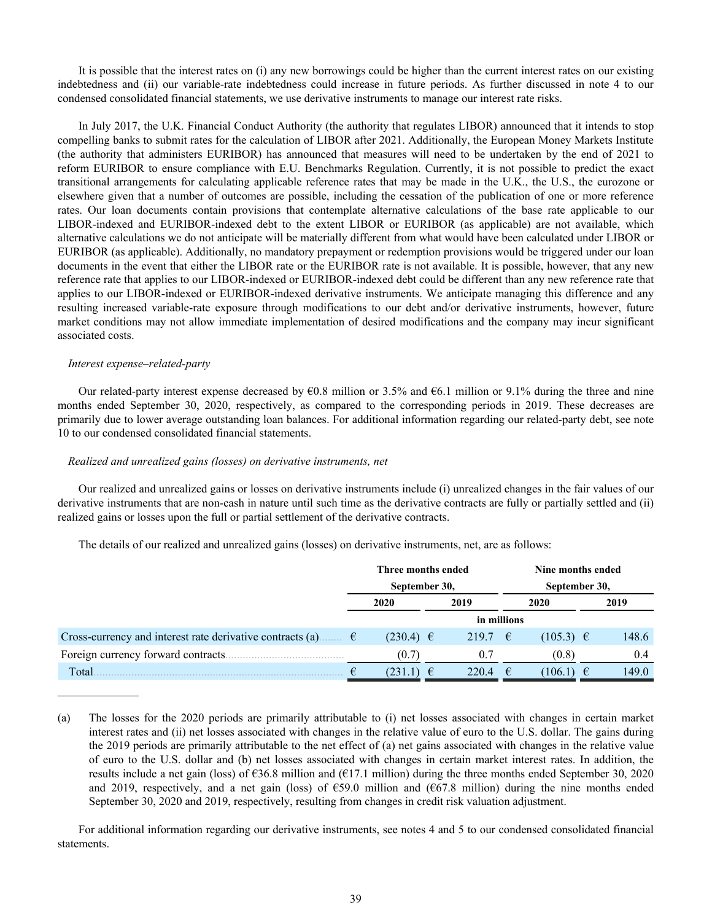It is possible that the interest rates on (i) any new borrowings could be higher than the current interest rates on our existing indebtedness and (ii) our variable-rate indebtedness could increase in future periods. As further discussed in note 4 to our condensed consolidated financial statements, we use derivative instruments to manage our interest rate risks.

In July 2017, the U.K. Financial Conduct Authority (the authority that regulates LIBOR) announced that it intends to stop compelling banks to submit rates for the calculation of LIBOR after 2021. Additionally, the European Money Markets Institute (the authority that administers EURIBOR) has announced that measures will need to be undertaken by the end of 2021 to reform EURIBOR to ensure compliance with E.U. Benchmarks Regulation. Currently, it is not possible to predict the exact transitional arrangements for calculating applicable reference rates that may be made in the U.K., the U.S., the eurozone or elsewhere given that a number of outcomes are possible, including the cessation of the publication of one or more reference rates. Our loan documents contain provisions that contemplate alternative calculations of the base rate applicable to our LIBOR-indexed and EURIBOR-indexed debt to the extent LIBOR or EURIBOR (as applicable) are not available, which alternative calculations we do not anticipate will be materially different from what would have been calculated under LIBOR or EURIBOR (as applicable). Additionally, no mandatory prepayment or redemption provisions would be triggered under our loan documents in the event that either the LIBOR rate or the EURIBOR rate is not available. It is possible, however, that any new reference rate that applies to our LIBOR-indexed or EURIBOR-indexed debt could be different than any new reference rate that applies to our LIBOR-indexed or EURIBOR-indexed derivative instruments. We anticipate managing this difference and any resulting increased variable-rate exposure through modifications to our debt and/or derivative instruments, however, future market conditions may not allow immediate implementation of desired modifications and the company may incur significant associated costs.

*Interest expense–related-party*

Our related-party interest expense decreased by €0.8 million or 3.5% and €6.1 million or 9.1% during the three and nine months ended September 30, 2020, respectively, as compared to the corresponding periods in 2019. These decreases are primarily due to lower average outstanding loan balances. For additional information regarding our related-party debt, see note 10 to our condensed consolidated financial statements.

*Realized and unrealized gains (losses) on derivative instruments, net*

Our realized and unrealized gains or losses on derivative instruments include (i) unrealized changes in the fair values of our derivative instruments that are non-cash in nature until such time as the derivative contracts are fully or partially settled and (ii) realized gains or losses upon the full or partial settlement of the derivative contracts.

The details of our realized and unrealized gains (losses) on derivative instruments, net, are as follows:

| | Three months ended September 30, | | Nine months ended September 30, | |
|---|---|---|---|---|
| | 2020 | 2019 | 2020 | 2019 |
| | in millions | | | |
| Cross-currency and interest rate derivative contracts (a) | € (230.4) | € 219.7 | € (105.3) | € 148.6 |
| Foreign currency forward contracts | (0.7) | 0.7 | (0.8) | 0.4 |
| Total | € (231.1) | € 220.4 | € (106.1) | € 149.0 |

_______________

(a) The losses for the 2020 periods are primarily attributable to (i) net losses associated with changes in certain market interest rates and (ii) net losses associated with changes in the relative value of euro to the U.S. dollar. The gains during the 2019 periods are primarily attributable to the net effect of (a) net gains associated with changes in the relative value of euro to the U.S. dollar and (b) net losses associated with changes in certain market interest rates. In addition, the results include a net gain (loss) of €36.8 million and (€17.1 million) during the three months ended September 30, 2020 and 2019, respectively, and a net gain (loss) of €59.0 million and (€67.8 million) during the nine months ended September 30, 2020 and 2019, respectively, resulting from changes in credit risk valuation adjustment.

For additional information regarding our derivative instruments, see notes 4 and 5 to our condensed consolidated financial statements.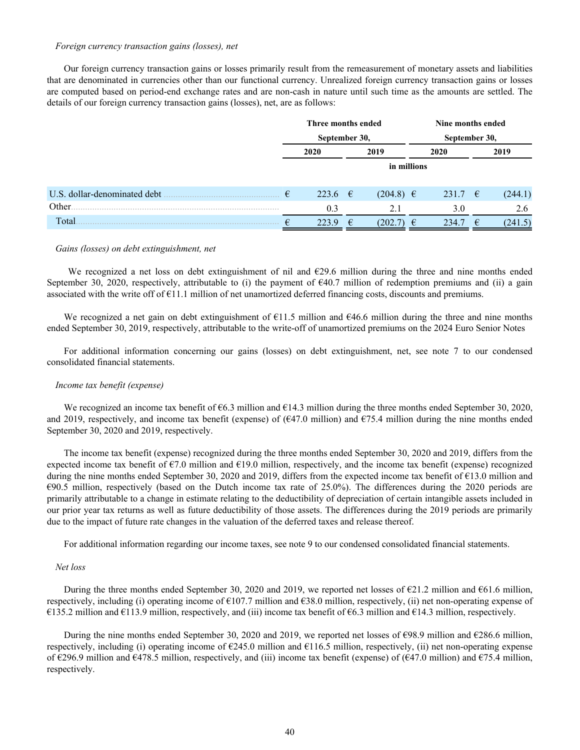*Foreign currency transaction gains (losses), net*

Our foreign currency transaction gains or losses primarily result from the remeasurement of monetary assets and liabilities that are denominated in currencies other than our functional currency. Unrealized foreign currency transaction gains or losses are computed based on period-end exchange rates and are non-cash in nature until such time as the amounts are settled. The details of our foreign currency transaction gains (losses), net, are as follows:

| | Three months ended September 30, | | Nine months ended September 30, | |
|---|---|---|---|---|
| | 2020 | 2019 | 2020 | 2019 |
| | in millions | | | |
| U.S. dollar-denominated debt | € 223.6 | € (204.8) | € 231.7 | € (244.1) |
| Other | 0.3 | 2.1 | 3.0 | 2.6 |
| Total | € 223.9 | € (202.7) | € 234.7 | € (241.5) |

*Gains (losses) on debt extinguishment, net*

We recognized a net loss on debt extinguishment of nil and €29.6 million during the three and nine months ended September 30, 2020, respectively, attributable to (i) the payment of €40.7 million of redemption premiums and (ii) a gain associated with the write off of €11.1 million of net unamortized deferred financing costs, discounts and premiums.

We recognized a net gain on debt extinguishment of €11.5 million and €46.6 million during the three and nine months ended September 30, 2019, respectively, attributable to the write-off of unamortized premiums on the 2024 Euro Senior Notes

For additional information concerning our gains (losses) on debt extinguishment, net, see note 7 to our condensed consolidated financial statements.

*Income tax benefit (expense)*

We recognized an income tax benefit of €6.3 million and €14.3 million during the three months ended September 30, 2020, and 2019, respectively, and income tax benefit (expense) of (€47.0 million) and €75.4 million during the nine months ended September 30, 2020 and 2019, respectively.

The income tax benefit (expense) recognized during the three months ended September 30, 2020 and 2019, differs from the expected income tax benefit of €7.0 million and €19.0 million, respectively, and the income tax benefit (expense) recognized during the nine months ended September 30, 2020 and 2019, differs from the expected income tax benefit of €13.0 million and €90.5 million, respectively (based on the Dutch income tax rate of 25.0%). The differences during the 2020 periods are primarily attributable to a change in estimate relating to the deductibility of depreciation of certain intangible assets included in our prior year tax returns as well as future deductibility of those assets. The differences during the 2019 periods are primarily due to the impact of future rate changes in the valuation of the deferred taxes and release thereof.

For additional information regarding our income taxes, see note 9 to our condensed consolidated financial statements.

*Net loss*

During the three months ended September 30, 2020 and 2019, we reported net losses of €21.2 million and €61.6 million, respectively, including (i) operating income of €107.7 million and €38.0 million, respectively, (ii) net non-operating expense of €135.2 million and €113.9 million, respectively, and (iii) income tax benefit of €6.3 million and €14.3 million, respectively.

During the nine months ended September 30, 2020 and 2019, we reported net losses of €98.9 million and €286.6 million, respectively, including (i) operating income of €245.0 million and €116.5 million, respectively, (ii) net non-operating expense of €296.9 million and €478.5 million, respectively, and (iii) income tax benefit (expense) of (€47.0 million) and €75.4 million, respectively.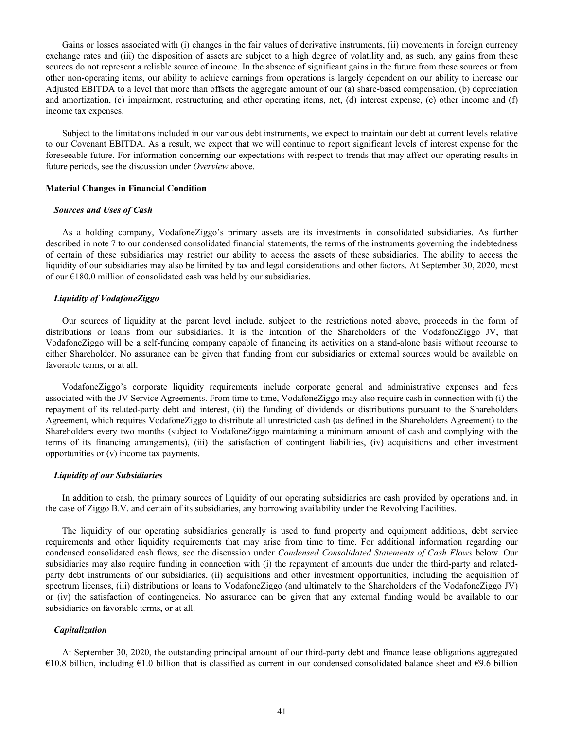Gains or losses associated with (i) changes in the fair values of derivative instruments, (ii) movements in foreign currency exchange rates and (iii) the disposition of assets are subject to a high degree of volatility and, as such, any gains from these sources do not represent a reliable source of income. In the absence of significant gains in the future from these sources or from other non-operating items, our ability to achieve earnings from operations is largely dependent on our ability to increase our Adjusted EBITDA to a level that more than offsets the aggregate amount of our (a) share-based compensation, (b) depreciation and amortization, (c) impairment, restructuring and other operating items, net, (d) interest expense, (e) other income and (f) income tax expenses.

Subject to the limitations included in our various debt instruments, we expect to maintain our debt at current levels relative to our Covenant EBITDA. As a result, we expect that we will continue to report significant levels of interest expense for the foreseeable future. For information concerning our expectations with respect to trends that may affect our operating results in future periods, see the discussion under *Overview* above.

**Material Changes in Financial Condition**

***Sources and Uses of Cash***

As a holding company, VodafoneZiggo's primary assets are its investments in consolidated subsidiaries. As further described in note 7 to our condensed consolidated financial statements, the terms of the instruments governing the indebtedness of certain of these subsidiaries may restrict our ability to access the assets of these subsidiaries. The ability to access the liquidity of our subsidiaries may also be limited by tax and legal considerations and other factors. At September 30, 2020, most of our €180.0 million of consolidated cash was held by our subsidiaries.

***Liquidity of VodafoneZiggo***

Our sources of liquidity at the parent level include, subject to the restrictions noted above, proceeds in the form of distributions or loans from our subsidiaries. It is the intention of the Shareholders of the VodafoneZiggo JV, that VodafoneZiggo will be a self-funding company capable of financing its activities on a stand-alone basis without recourse to either Shareholder. No assurance can be given that funding from our subsidiaries or external sources would be available on favorable terms, or at all.

VodafoneZiggo's corporate liquidity requirements include corporate general and administrative expenses and fees associated with the JV Service Agreements. From time to time, VodafoneZiggo may also require cash in connection with (i) the repayment of its related-party debt and interest, (ii) the funding of dividends or distributions pursuant to the Shareholders Agreement, which requires VodafoneZiggo to distribute all unrestricted cash (as defined in the Shareholders Agreement) to the Shareholders every two months (subject to VodafoneZiggo maintaining a minimum amount of cash and complying with the terms of its financing arrangements), (iii) the satisfaction of contingent liabilities, (iv) acquisitions and other investment opportunities or (v) income tax payments.

***Liquidity of our Subsidiaries***

In addition to cash, the primary sources of liquidity of our operating subsidiaries are cash provided by operations and, in the case of Ziggo B.V. and certain of its subsidiaries, any borrowing availability under the Revolving Facilities.

The liquidity of our operating subsidiaries generally is used to fund property and equipment additions, debt service requirements and other liquidity requirements that may arise from time to time. For additional information regarding our condensed consolidated cash flows, see the discussion under *Condensed Consolidated Statements of Cash Flows* below. Our subsidiaries may also require funding in connection with (i) the repayment of amounts due under the third-party and related-party debt instruments of our subsidiaries, (ii) acquisitions and other investment opportunities, including the acquisition of spectrum licenses, (iii) distributions or loans to VodafoneZiggo (and ultimately to the Shareholders of the VodafoneZiggo JV) or (iv) the satisfaction of contingencies. No assurance can be given that any external funding would be available to our subsidiaries on favorable terms, or at all.

***Capitalization***

At September 30, 2020, the outstanding principal amount of our third-party debt and finance lease obligations aggregated €10.8 billion, including €1.0 billion that is classified as current in our condensed consolidated balance sheet and €9.6 billion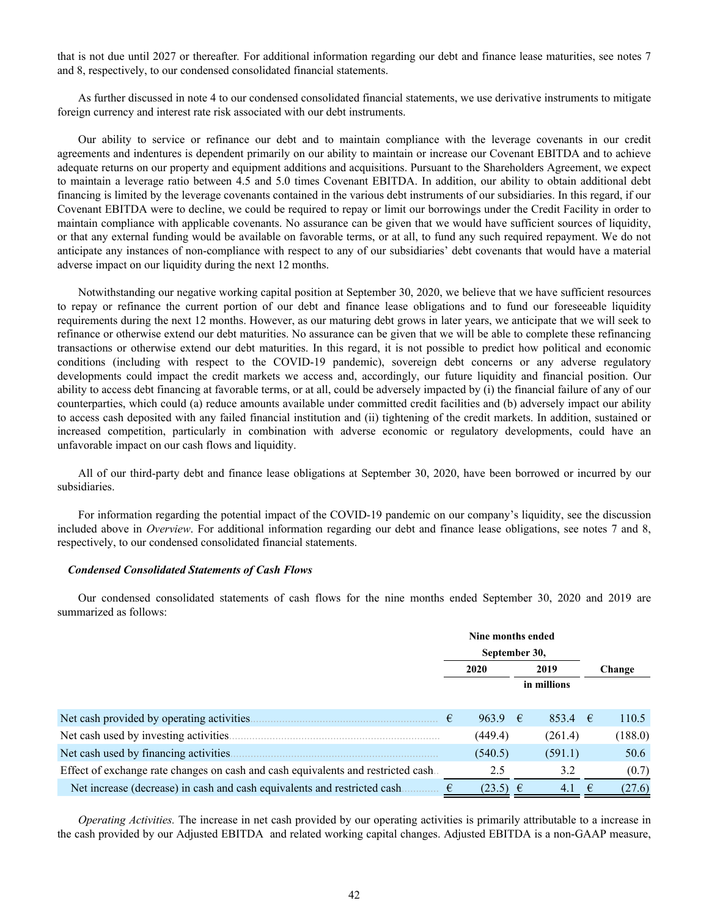that is not due until 2027 or thereafter. For additional information regarding our debt and finance lease maturities, see notes 7 and 8, respectively, to our condensed consolidated financial statements.

As further discussed in note 4 to our condensed consolidated financial statements, we use derivative instruments to mitigate foreign currency and interest rate risk associated with our debt instruments.

Our ability to service or refinance our debt and to maintain compliance with the leverage covenants in our credit agreements and indentures is dependent primarily on our ability to maintain or increase our Covenant EBITDA and to achieve adequate returns on our property and equipment additions and acquisitions. Pursuant to the Shareholders Agreement, we expect to maintain a leverage ratio between 4.5 and 5.0 times Covenant EBITDA. In addition, our ability to obtain additional debt financing is limited by the leverage covenants contained in the various debt instruments of our subsidiaries. In this regard, if our Covenant EBITDA were to decline, we could be required to repay or limit our borrowings under the Credit Facility in order to maintain compliance with applicable covenants. No assurance can be given that we would have sufficient sources of liquidity, or that any external funding would be available on favorable terms, or at all, to fund any such required repayment. We do not anticipate any instances of non-compliance with respect to any of our subsidiaries' debt covenants that would have a material adverse impact on our liquidity during the next 12 months.

Notwithstanding our negative working capital position at September 30, 2020, we believe that we have sufficient resources to repay or refinance the current portion of our debt and finance lease obligations and to fund our foreseeable liquidity requirements during the next 12 months. However, as our maturing debt grows in later years, we anticipate that we will seek to refinance or otherwise extend our debt maturities. No assurance can be given that we will be able to complete these refinancing transactions or otherwise extend our debt maturities. In this regard, it is not possible to predict how political and economic conditions (including with respect to the COVID-19 pandemic), sovereign debt concerns or any adverse regulatory developments could impact the credit markets we access and, accordingly, our future liquidity and financial position. Our ability to access debt financing at favorable terms, or at all, could be adversely impacted by (i) the financial failure of any of our counterparties, which could (a) reduce amounts available under committed credit facilities and (b) adversely impact our ability to access cash deposited with any failed financial institution and (ii) tightening of the credit markets. In addition, sustained or increased competition, particularly in combination with adverse economic or regulatory developments, could have an unfavorable impact on our cash flows and liquidity.

All of our third-party debt and finance lease obligations at September 30, 2020, have been borrowed or incurred by our subsidiaries.

For information regarding the potential impact of the COVID-19 pandemic on our company's liquidity, see the discussion included above in *Overview*. For additional information regarding our debt and finance lease obligations, see notes 7 and 8, respectively, to our condensed consolidated financial statements.

***Condensed Consolidated Statements of Cash Flows***

Our condensed consolidated statements of cash flows for the nine months ended September 30, 2020 and 2019 are summarized as follows:

| | Nine months ended September 30, | | |
|---|---|---|---|
| | 2020 | 2019 | Change |
| | | in millions | |
| Net cash provided by operating activities | € 963.9 | € 853.4 | € 110.5 |
| Net cash used by investing activities | (449.4) | (261.4) | (188.0) |
| Net cash used by financing activities | (540.5) | (591.1) | 50.6 |
| Effect of exchange rate changes on cash and cash equivalents and restricted cash | 2.5 | 3.2 | (0.7) |
| Net increase (decrease) in cash and cash equivalents and restricted cash | € (23.5) | € 4.1 | € (27.6) |

*Operating Activities.* The increase in net cash provided by our operating activities is primarily attributable to a increase in the cash provided by our Adjusted EBITDA and related working capital changes. Adjusted EBITDA is a non-GAAP measure,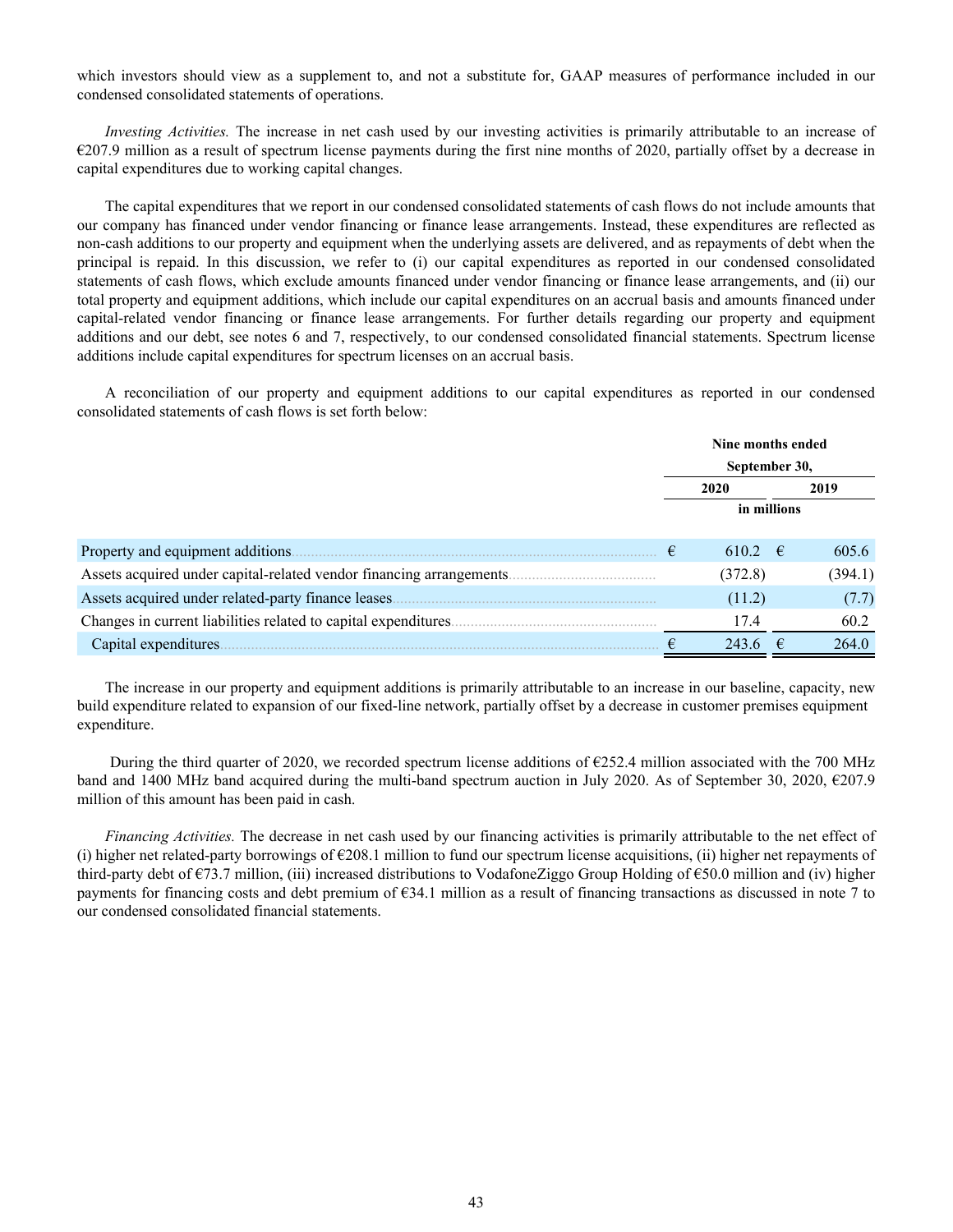which investors should view as a supplement to, and not a substitute for, GAAP measures of performance included in our condensed consolidated statements of operations.

*Investing Activities.* The increase in net cash used by our investing activities is primarily attributable to an increase of €207.9 million as a result of spectrum license payments during the first nine months of 2020, partially offset by a decrease in capital expenditures due to working capital changes.

The capital expenditures that we report in our condensed consolidated statements of cash flows do not include amounts that our company has financed under vendor financing or finance lease arrangements. Instead, these expenditures are reflected as non-cash additions to our property and equipment when the underlying assets are delivered, and as repayments of debt when the principal is repaid. In this discussion, we refer to (i) our capital expenditures as reported in our condensed consolidated statements of cash flows, which exclude amounts financed under vendor financing or finance lease arrangements, and (ii) our total property and equipment additions, which include our capital expenditures on an accrual basis and amounts financed under capital-related vendor financing or finance lease arrangements. For further details regarding our property and equipment additions and our debt, see notes 6 and 7, respectively, to our condensed consolidated financial statements. Spectrum license additions include capital expenditures for spectrum licenses on an accrual basis.

A reconciliation of our property and equipment additions to our capital expenditures as reported in our condensed consolidated statements of cash flows is set forth below:

| | Nine months ended September 30, | |
|---|---|---|
| | 2020 | 2019 |
| | in millions | |
| Property and equipment additions | € 610.2 | € 605.6 |
| Assets acquired under capital-related vendor financing arrangements | (372.8) | (394.1) |
| Assets acquired under related-party finance leases | (11.2) | (7.7) |
| Changes in current liabilities related to capital expenditures | 17.4 | 60.2 |
| Capital expenditures | € 243.6 | € 264.0 |

The increase in our property and equipment additions is primarily attributable to an increase in our baseline, capacity, new build expenditure related to expansion of our fixed-line network, partially offset by a decrease in customer premises equipment expenditure.

During the third quarter of 2020, we recorded spectrum license additions of €252.4 million associated with the 700 MHz band and 1400 MHz band acquired during the multi-band spectrum auction in July 2020. As of September 30, 2020, €207.9 million of this amount has been paid in cash.

*Financing Activities.* The decrease in net cash used by our financing activities is primarily attributable to the net effect of (i) higher net related-party borrowings of €208.1 million to fund our spectrum license acquisitions, (ii) higher net repayments of third-party debt of €73.7 million, (iii) increased distributions to VodafoneZiggo Group Holding of €50.0 million and (iv) higher payments for financing costs and debt premium of €34.1 million as a result of financing transactions as discussed in note 7 to our condensed consolidated financial statements.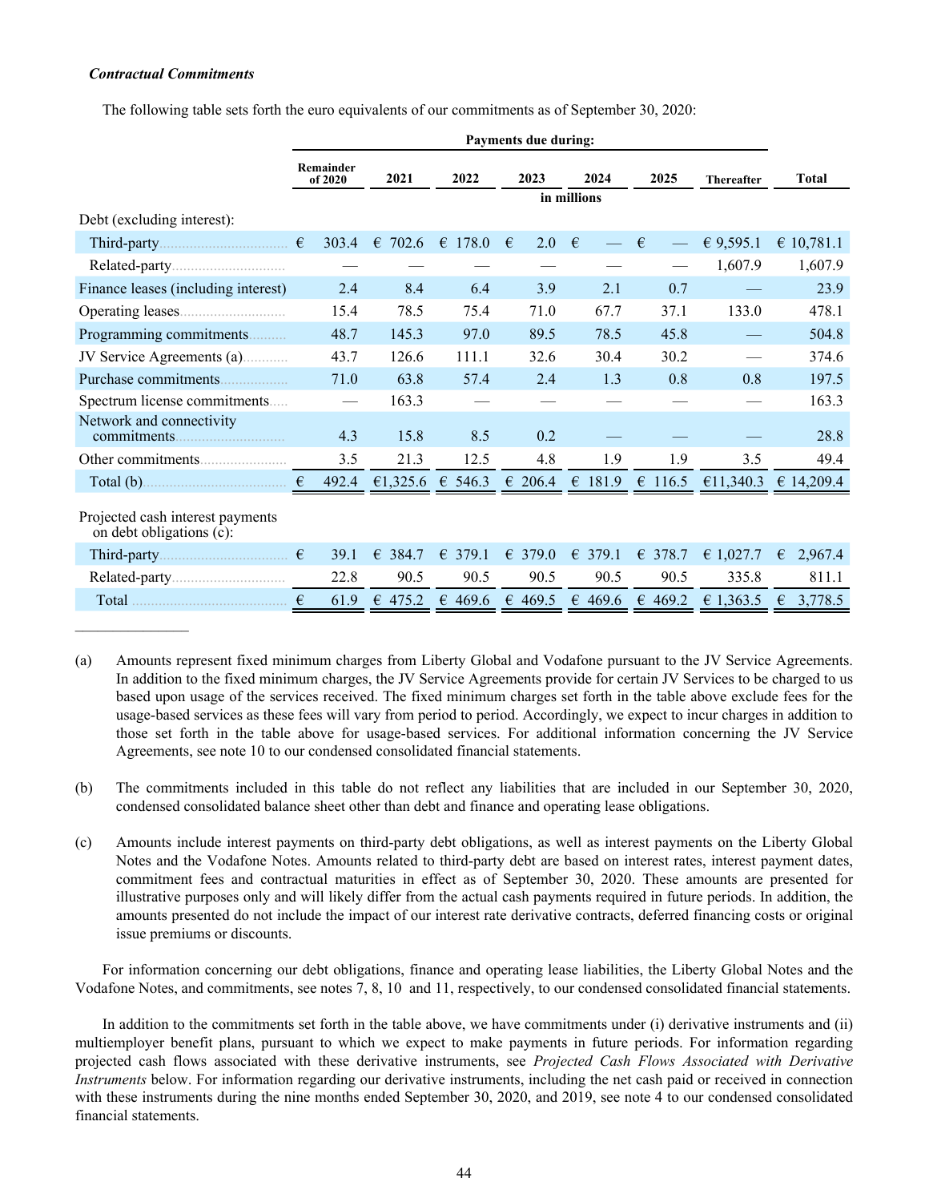***Contractual Commitments***

The following table sets forth the euro equivalents of our commitments as of September 30, 2020:

| | Payments due during: | | | | | | | |
|---|---|---|---|---|---|---|---|---|
| | Remainder of 2020 | 2021 | 2022 | 2023 | 2024 | 2025 | Thereafter | Total |
| | in millions | | | | | | | |
| Debt (excluding interest): | | | | | | | | |
| Third-party | € 303.4 | € 702.6 | € 178.0 | € 2.0 | € — | € — | € 9,595.1 | € 10,781.1 |
| Related-party | — | — | — | — | — | — | 1,607.9 | 1,607.9 |
| Finance leases (including interest) | 2.4 | 8.4 | 6.4 | 3.9 | 2.1 | 0.7 | — | 23.9 |
| Operating leases | 15.4 | 78.5 | 75.4 | 71.0 | 67.7 | 37.1 | 133.0 | 478.1 |
| Programming commitments | 48.7 | 145.3 | 97.0 | 89.5 | 78.5 | 45.8 | — | 504.8 |
| JV Service Agreements (a) | 43.7 | 126.6 | 111.1 | 32.6 | 30.4 | 30.2 | — | 374.6 |
| Purchase commitments | 71.0 | 63.8 | 57.4 | 2.4 | 1.3 | 0.8 | 0.8 | 197.5 |
| Spectrum license commitments | — | 163.3 | — | — | — | — | — | 163.3 |
| Network and connectivity commitments | 4.3 | 15.8 | 8.5 | 0.2 | — | — | — | 28.8 |
| Other commitments | 3.5 | 21.3 | 12.5 | 4.8 | 1.9 | 1.9 | 3.5 | 49.4 |
| Total (b) | € 492.4 | €1,325.6 | € 546.3 | € 206.4 | € 181.9 | € 116.5 | €11,340.3 | € 14,209.4 |
| Projected cash interest payments on debt obligations (c): | | | | | | | | |
| Third-party | € 39.1 | € 384.7 | € 379.1 | € 379.0 | € 379.1 | € 378.7 | € 1,027.7 | € 2,967.4 |
| Related-party | 22.8 | 90.5 | 90.5 | 90.5 | 90.5 | 90.5 | 335.8 | 811.1 |
| Total | € 61.9 | € 475.2 | € 469.6 | € 469.5 | € 469.6 | € 469.2 | € 1,363.5 | € 3,778.5 |

(a) Amounts represent fixed minimum charges from Liberty Global and Vodafone pursuant to the JV Service Agreements. In addition to the fixed minimum charges, the JV Service Agreements provide for certain JV Services to be charged to us based upon usage of the services received. The fixed minimum charges set forth in the table above exclude fees for the usage-based services as these fees will vary from period to period. Accordingly, we expect to incur charges in addition to those set forth in the table above for usage-based services. For additional information concerning the JV Service Agreements, see note 10 to our condensed consolidated financial statements.

(b) The commitments included in this table do not reflect any liabilities that are included in our September 30, 2020, condensed consolidated balance sheet other than debt and finance and operating lease obligations.

(c) Amounts include interest payments on third-party debt obligations, as well as interest payments on the Liberty Global Notes and the Vodafone Notes. Amounts related to third-party debt are based on interest rates, interest payment dates, commitment fees and contractual maturities in effect as of September 30, 2020. These amounts are presented for illustrative purposes only and will likely differ from the actual cash payments required in future periods. In addition, the amounts presented do not include the impact of our interest rate derivative contracts, deferred financing costs or original issue premiums or discounts.

For information concerning our debt obligations, finance and operating lease liabilities, the Liberty Global Notes and the Vodafone Notes, and commitments, see notes 7, 8, 10 and 11, respectively, to our condensed consolidated financial statements.

In addition to the commitments set forth in the table above, we have commitments under (i) derivative instruments and (ii) multiemployer benefit plans, pursuant to which we expect to make payments in future periods. For information regarding projected cash flows associated with these derivative instruments, see *Projected Cash Flows Associated with Derivative Instruments* below. For information regarding our derivative instruments, including the net cash paid or received in connection with these instruments during the nine months ended September 30, 2020, and 2019, see note 4 to our condensed consolidated financial statements.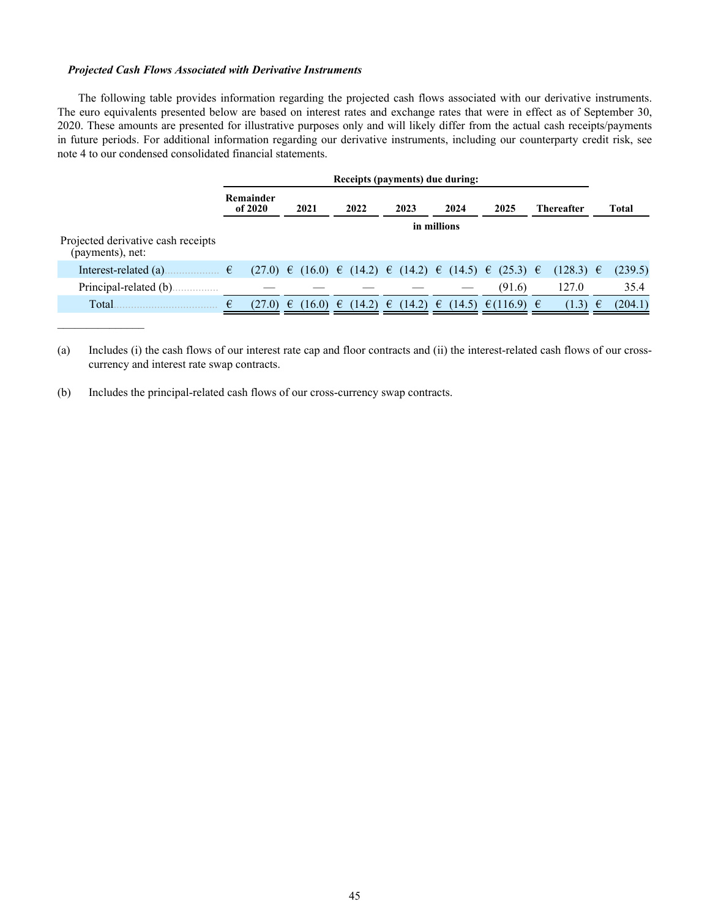***Projected Cash Flows Associated with Derivative Instruments***

The following table provides information regarding the projected cash flows associated with our derivative instruments. The euro equivalents presented below are based on interest rates and exchange rates that were in effect as of September 30, 2020. These amounts are presented for illustrative purposes only and will likely differ from the actual cash receipts/payments in future periods. For additional information regarding our derivative instruments, including our counterparty credit risk, see note 4 to our condensed consolidated financial statements.

| | Receipts (payments) due during: | | | | | | | |
|---|---|---|---|---|---|---|---|---|
| | Remainder of 2020 | 2021 | 2022 | 2023 | 2024 | 2025 | Thereafter | Total |
| | | | | in millions | | | | |
| Projected derivative cash receipts (payments), net: | | | | | | | | |
| Interest-related (a) | € (27.0) | € (16.0) | € (14.2) | € (14.2) | € (14.5) | € (25.3) | € (128.3) | € (239.5) |
| Principal-related (b) | — | — | — | — | — | (91.6) | 127.0 | 35.4 |
| Total | € (27.0) | € (16.0) | € (14.2) | € (14.2) | € (14.5) | € (116.9) | € (1.3) | € (204.1) |

_______________

(a) Includes (i) the cash flows of our interest rate cap and floor contracts and (ii) the interest-related cash flows of our cross-currency and interest rate swap contracts.

(b) Includes the principal-related cash flows of our cross-currency swap contracts.